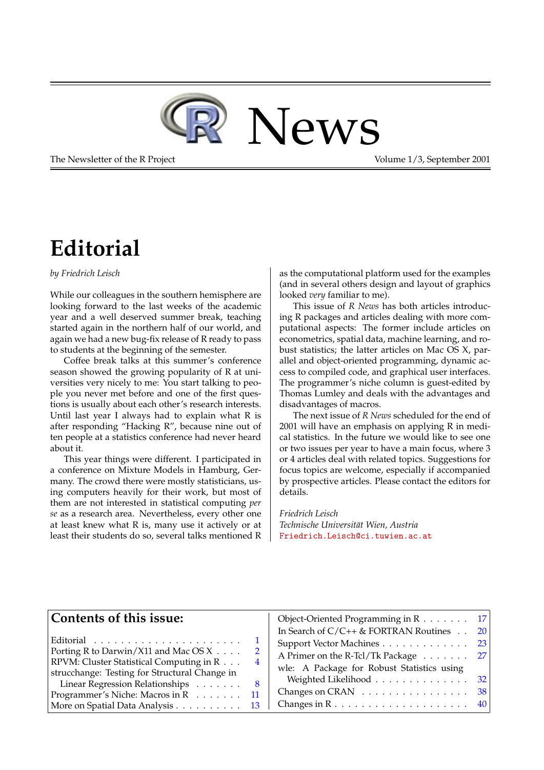# R News

The Newsletter of the R Project — Volume 1/3, September 2001

# Editorial

*by Friedrich Leisch*

While our colleagues in the southern hemisphere are looking forward to the last weeks of the academic year and a well deserved summer break, teaching started again in the northern half of our world, and again we had a new bug-fix release of R ready to pass to students at the beginning of the semester.

Coffee break talks at this summer's conference season showed the growing popularity of R at universities very nicely to me: You start talking to people you never met before and one of the first questions is usually about each other's research interests. Until last year I always had to explain what R is after responding "Hacking R", because nine out of ten people at a statistics conference had never heard about it.

This year things were different. I participated in a conference on Mixture Models in Hamburg, Germany. The crowd there were mostly statisticians, using computers heavily for their work, but most of them are not interested in statistical computing *per se* as a research area. Nevertheless, every other one at least knew what R is, many use it actively or at least their students do so, several talks mentioned R as the computational platform used for the examples (and in several others design and layout of graphics looked *very* familiar to me).

This issue of *R News* has both articles introducing R packages and articles dealing with more computational aspects: The former include articles on econometrics, spatial data, machine learning, and robust statistics; the latter articles on Mac OS X, parallel and object-oriented programming, dynamic access to compiled code, and graphical user interfaces. The programmer's niche column is guest-edited by Thomas Lumley and deals with the advantages and disadvantages of macros.

The next issue of *R News* scheduled for the end of 2001 will have an emphasis on applying R in medical statistics. In the future we would like to see one or two issues per year to have a main focus, where 3 or 4 articles deal with related topics. Suggestions for focus topics are welcome, especially if accompanied by prospective articles. Please contact the editors for details.

*Friedrich Leisch*
*Technische Universität Wien, Austria*
Friedrich.Leisch@ci.tuwien.ac.at

## Contents of this issue:

| | |
|---|---|
| Editorial | 1 |
| Porting R to Darwin/X11 and Mac OS X | 2 |
| RPVM: Cluster Statistical Computing in R | 4 |
| strucchange: Testing for Structural Change in Linear Regression Relationships | 8 |
| Programmer's Niche: Macros in R | 11 |
| More on Spatial Data Analysis | 13 |
| Object-Oriented Programming in R | 17 |
| In Search of C/C++ & FORTRAN Routines | 20 |
| Support Vector Machines | 23 |
| A Primer on the R-Tcl/Tk Package | 27 |
| wle: A Package for Robust Statistics using Weighted Likelihood | 32 |
| Changes on CRAN | 38 |
| Changes in R | 40 |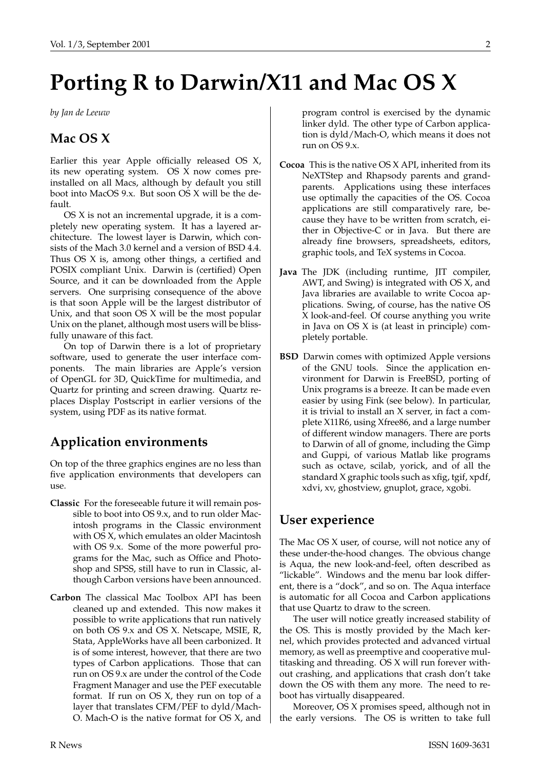# Porting R to Darwin/X11 and Mac OS X

*by Jan de Leeuw*

## Mac OS X

Earlier this year Apple officially released OS X, its new operating system. OS X now comes preinstalled on all Macs, although by default you still boot into MacOS 9.x. But soon OS X will be the default.

OS X is not an incremental upgrade, it is a completely new operating system. It has a layered architecture. The lowest layer is Darwin, which consists of the Mach 3.0 kernel and a version of BSD 4.4. Thus OS X is, among other things, a certified and POSIX compliant Unix. Darwin is (certified) Open Source, and it can be downloaded from the Apple servers. One surprising consequence of the above is that soon Apple will be the largest distributor of Unix, and that soon OS X will be the most popular Unix on the planet, although most users will be blissfully unaware of this fact.

On top of Darwin there is a lot of proprietary software, used to generate the user interface components. The main libraries are Apple's version of OpenGL for 3D, QuickTime for multimedia, and Quartz for printing and screen drawing. Quartz replaces Display Postscript in earlier versions of the system, using PDF as its native format.

## Application environments

On top of the three graphics engines are no less than five application environments that developers can use.

**Classic** For the foreseeable future it will remain possible to boot into OS 9.x, and to run older Macintosh programs in the Classic environment with OS X, which emulates an older Macintosh with OS 9.x. Some of the more powerful programs for the Mac, such as Office and Photoshop and SPSS, still have to run in Classic, although Carbon versions have been announced.

**Carbon** The classical Mac Toolbox API has been cleaned up and extended. This now makes it possible to write applications that run natively on both OS 9.x and OS X. Netscape, MSIE, R, Stata, AppleWorks have all been carbonized. It is of some interest, however, that there are two types of Carbon applications. Those that can run on OS 9.x are under the control of the Code Fragment Manager and use the PEF executable format. If run on OS X, they run on top of a layer that translates CFM/PEF to dyld/Mach-O. Mach-O is the native format for OS X, and program control is exercised by the dynamic linker dyld. The other type of Carbon application is dyld/Mach-O, which means it does not run on OS 9.x.

**Cocoa** This is the native OS X API, inherited from its NeXTStep and Rhapsody parents and grandparents. Applications using these interfaces use optimally the capacities of the OS. Cocoa applications are still comparatively rare, because they have to be written from scratch, either in Objective-C or in Java. But there are already fine browsers, spreadsheets, editors, graphic tools, and TeX systems in Cocoa.

**Java** The JDK (including runtime, JIT compiler, AWT, and Swing) is integrated with OS X, and Java libraries are available to write Cocoa applications. Swing, of course, has the native OS X look-and-feel. Of course anything you write in Java on OS X is (at least in principle) completely portable.

**BSD** Darwin comes with optimized Apple versions of the GNU tools. Since the application environment for Darwin is FreeBSD, porting of Unix programs is a breeze. It can be made even easier by using Fink (see below). In particular, it is trivial to install an X server, in fact a complete X11R6, using Xfree86, and a large number of different window managers. There are ports to Darwin of all of gnome, including the Gimp and Guppi, of various Matlab like programs such as octave, scilab, yorick, and of all the standard X graphic tools such as xfig, tgif, xpdf, xdvi, xv, ghostview, gnuplot, grace, xgobi.

## User experience

The Mac OS X user, of course, will not notice any of these under-the-hood changes. The obvious change is Aqua, the new look-and-feel, often described as "lickable". Windows and the menu bar look different, there is a "dock", and so on. The Aqua interface is automatic for all Cocoa and Carbon applications that use Quartz to draw to the screen.

The user will notice greatly increased stability of the OS. This is mostly provided by the Mach kernel, which provides protected and advanced virtual memory, as well as preemptive and cooperative multitasking and threading. OS X will run forever without crashing, and applications that crash don't take down the OS with them any more. The need to reboot has virtually disappeared.

Moreover, OS X promises speed, although not in the early versions. The OS is written to take full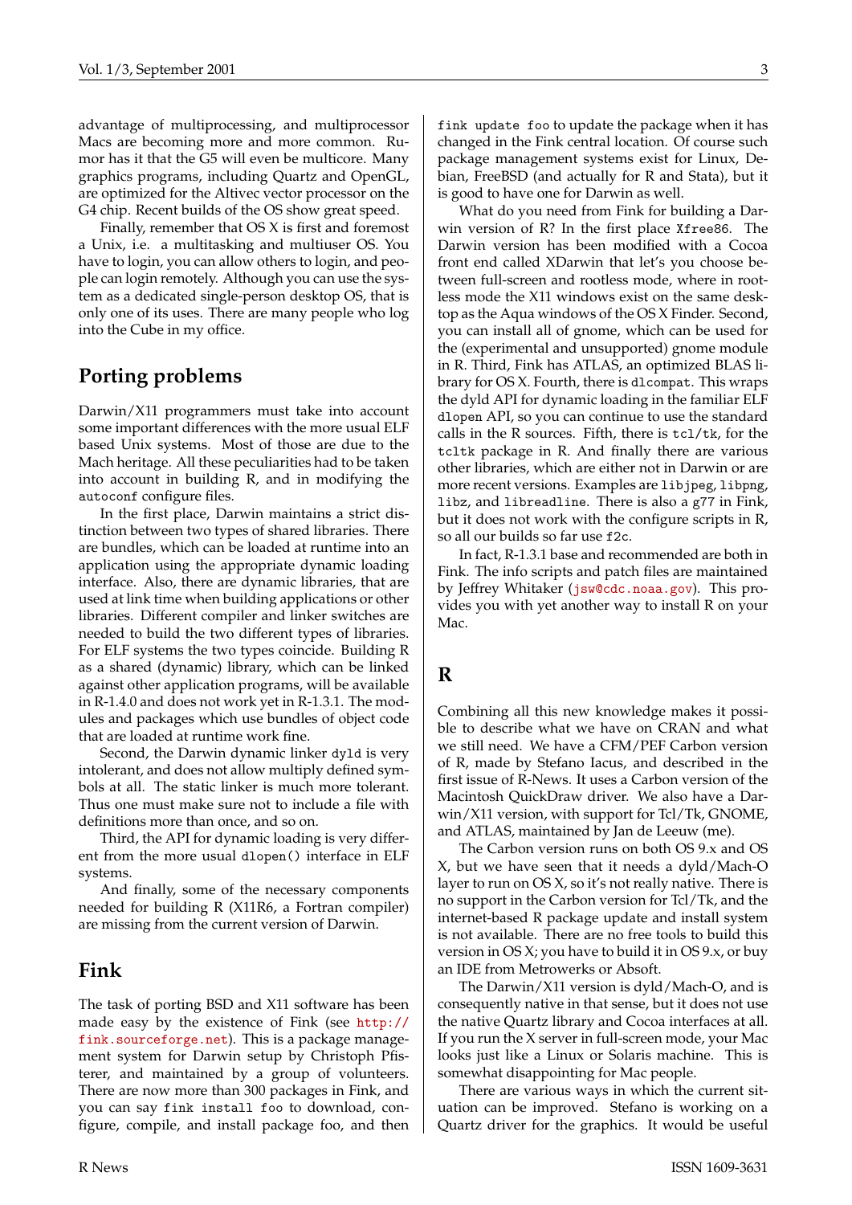advantage of multiprocessing, and multiprocessor Macs are becoming more and more common. Rumor has it that the G5 will even be multicore. Many graphics programs, including Quartz and OpenGL, are optimized for the Altivec vector processor on the G4 chip. Recent builds of the OS show great speed.

Finally, remember that OS X is first and foremost a Unix, i.e. a multitasking and multiuser OS. You have to login, you can allow others to login, and people can login remotely. Although you can use the system as a dedicated single-person desktop OS, that is only one of its uses. There are many people who log into the Cube in my office.

## Porting problems

Darwin/X11 programmers must take into account some important differences with the more usual ELF based Unix systems. Most of those are due to the Mach heritage. All these peculiarities had to be taken into account in building R, and in modifying the `autoconf` configure files.

In the first place, Darwin maintains a strict distinction between two types of shared libraries. There are bundles, which can be loaded at runtime into an application using the appropriate dynamic loading interface. Also, there are dynamic libraries, that are used at link time when building applications or other libraries. Different compiler and linker switches are needed to build the two different types of libraries. For ELF systems the two types coincide. Building R as a shared (dynamic) library, which can be linked against other application programs, will be available in R-1.4.0 and does not work yet in R-1.3.1. The modules and packages which use bundles of object code that are loaded at runtime work fine.

Second, the Darwin dynamic linker `dyld` is very intolerant, and does not allow multiply defined symbols at all. The static linker is much more tolerant. Thus one must make sure not to include a file with definitions more than once, and so on.

Third, the API for dynamic loading is very different from the more usual `dlopen()` interface in ELF systems.

And finally, some of the necessary components needed for building R (X11R6, a Fortran compiler) are missing from the current version of Darwin.

## Fink

The task of porting BSD and X11 software has been made easy by the existence of Fink (see http://fink.sourceforge.net). This is a package management system for Darwin setup by Christoph Pfisterer, and maintained by a group of volunteers. There are now more than 300 packages in Fink, and you can say `fink install foo` to download, configure, compile, and install package foo, and then `fink update foo` to update the package when it has changed in the Fink central location. Of course such package management systems exist for Linux, Debian, FreeBSD (and actually for R and Stata), but it is good to have one for Darwin as well.

What do you need from Fink for building a Darwin version of R? In the first place `Xfree86`. The Darwin version has been modified with a Cocoa front end called XDarwin that let's you choose between full-screen and rootless mode, where in rootless mode the X11 windows exist on the same desktop as the Aqua windows of the OS X Finder. Second, you can install all of gnome, which can be used for the (experimental and unsupported) gnome module in R. Third, Fink has ATLAS, an optimized BLAS library for OS X. Fourth, there is `dlcompat`. This wraps the dyld API for dynamic loading in the familiar ELF `dlopen` API, so you can continue to use the standard calls in the R sources. Fifth, there is `tcl/tk`, for the `tcltk` package in R. And finally there are various other libraries, which are either not in Darwin or are more recent versions. Examples are `libjpeg`, `libpng`, `libz`, and `libreadline`. There is also a `g77` in Fink, but it does not work with the configure scripts in R, so all our builds so far use `f2c`.

In fact, R-1.3.1 base and recommended are both in Fink. The info scripts and patch files are maintained by Jeffrey Whitaker (jsw@cdc.noaa.gov). This provides you with yet another way to install R on your Mac.

## R

Combining all this new knowledge makes it possible to describe what we have on CRAN and what we still need. We have a CFM/PEF Carbon version of R, made by Stefano Iacus, and described in the first issue of R-News. It uses a Carbon version of the Macintosh QuickDraw driver. We also have a Darwin/X11 version, with support for Tcl/Tk, GNOME, and ATLAS, maintained by Jan de Leeuw (me).

The Carbon version runs on both OS 9.x and OS X, but we have seen that it needs a dyld/Mach-O layer to run on OS X, so it's not really native. There is no support in the Carbon version for Tcl/Tk, and the internet-based R package update and install system is not available. There are no free tools to build this version in OS X; you have to build it in OS 9.x, or buy an IDE from Metrowerks or Absoft.

The Darwin/X11 version is dyld/Mach-O, and is consequently native in that sense, but it does not use the native Quartz library and Cocoa interfaces at all. If you run the X server in full-screen mode, your Mac looks just like a Linux or Solaris machine. This is somewhat disappointing for Mac people.

There are various ways in which the current situation can be improved. Stefano is working on a Quartz driver for the graphics. It would be useful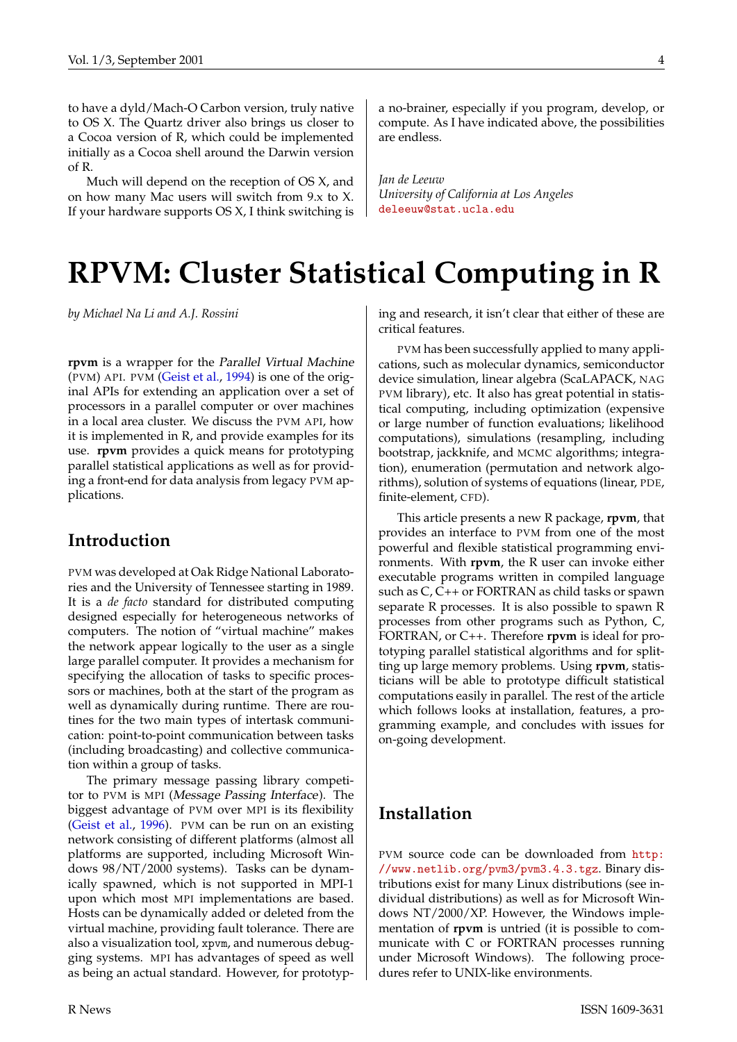to have a dyld/Mach-O Carbon version, truly native to OS X. The Quartz driver also brings us closer to a Cocoa version of R, which could be implemented initially as a Cocoa shell around the Darwin version of R.

Much will depend on the reception of OS X, and on how many Mac users will switch from 9.x to X. If your hardware supports OS X, I think switching is a no-brainer, especially if you program, develop, or compute. As I have indicated above, the possibilities are endless.

*Jan de Leeuw*
*University of California at Los Angeles*
deleeuw@stat.ucla.edu

# RPVM: Cluster Statistical Computing in R

*by Michael Na Li and A.J. Rossini*

**rpvm** is a wrapper for the *Parallel Virtual Machine* (PVM) API. PVM (Geist et al., 1994) is one of the original APIs for extending an application over a set of processors in a parallel computer or over machines in a local area cluster. We discuss the PVM API, how it is implemented in R, and provide examples for its use. **rpvm** provides a quick means for prototyping parallel statistical applications as well as for providing a front-end for data analysis from legacy PVM applications.

## Introduction

PVM was developed at Oak Ridge National Laboratories and the University of Tennessee starting in 1989. It is a *de facto* standard for distributed computing designed especially for heterogeneous networks of computers. The notion of "virtual machine" makes the network appear logically to the user as a single large parallel computer. It provides a mechanism for specifying the allocation of tasks to specific processors or machines, both at the start of the program as well as dynamically during runtime. There are routines for the two main types of intertask communication: point-to-point communication between tasks (including broadcasting) and collective communication within a group of tasks.

The primary message passing library competitor to PVM is MPI (*Message Passing Interface*). The biggest advantage of PVM over MPI is its flexibility (Geist et al., 1996). PVM can be run on an existing network consisting of different platforms (almost all platforms are supported, including Microsoft Windows 98/NT/2000 systems). Tasks can be dynamically spawned, which is not supported in MPI-1 upon which most MPI implementations are based. Hosts can be dynamically added or deleted from the virtual machine, providing fault tolerance. There are also a visualization tool, `xpvm`, and numerous debugging systems. MPI has advantages of speed as well as being an actual standard. However, for prototyping and research, it isn't clear that either of these are critical features.

PVM has been successfully applied to many applications, such as molecular dynamics, semiconductor device simulation, linear algebra (ScaLAPACK, NAG PVM library), etc. It also has great potential in statistical computing, including optimization (expensive or large number of function evaluations; likelihood computations), simulations (resampling, including bootstrap, jackknife, and MCMC algorithms; integration), enumeration (permutation and network algorithms), solution of systems of equations (linear, PDE, finite-element, CFD).

This article presents a new R package, **rpvm**, that provides an interface to PVM from one of the most powerful and flexible statistical programming environments. With **rpvm**, the R user can invoke either executable programs written in compiled language such as C, C++ or FORTRAN as child tasks or spawn separate R processes. It is also possible to spawn R processes from other programs such as Python, C, FORTRAN, or C++. Therefore **rpvm** is ideal for prototyping parallel statistical algorithms and for splitting up large memory problems. Using **rpvm**, statisticians will be able to prototype difficult statistical computations easily in parallel. The rest of the article which follows looks at installation, features, a programming example, and concludes with issues for on-going development.

## Installation

PVM source code can be downloaded from http://www.netlib.org/pvm3/pvm3.4.3.tgz. Binary distributions exist for many Linux distributions (see individual distributions) as well as for Microsoft Windows NT/2000/XP. However, the Windows implementation of **rpvm** is untried (it is possible to communicate with C or FORTRAN processes running under Microsoft Windows). The following procedures refer to UNIX-like environments.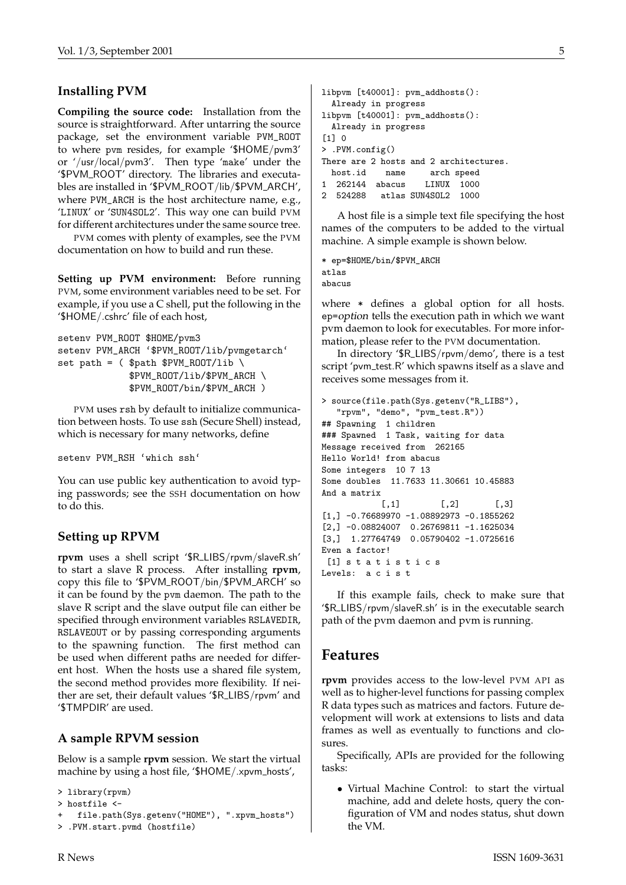## Installing PVM

**Compiling the source code:** Installation from the source is straightforward. After untarring the source package, set the environment variable `PVM_ROOT` to where pvm resides, for example '$HOME/pvm3' or '/usr/local/pvm3'. Then type 'make' under the '$PVM_ROOT' directory. The libraries and executables are installed in '$PVM_ROOT/lib/$PVM_ARCH', where `PVM_ARCH` is the host architecture name, e.g., 'LINUX' or 'SUN4SOL2'. This way one can build PVM for different architectures under the same source tree.

PVM comes with plenty of examples, see the PVM documentation on how to build and run these.

**Setting up PVM environment:** Before running PVM, some environment variables need to be set. For example, if you use a C shell, put the following in the '$HOME/.cshrc' file of each host,

```
setenv PVM_ROOT $HOME/pvm3
setenv PVM_ARCH `$PVM_ROOT/lib/pvmgetarch`
set path = ( $path $PVM_ROOT/lib \
             $PVM_ROOT/lib/$PVM_ARCH \
             $PVM_ROOT/bin/$PVM_ARCH )
```

PVM uses `rsh` by default to initialize communication between hosts. To use `ssh` (Secure Shell) instead, which is necessary for many networks, define

```
setenv PVM_RSH `which ssh`
```

You can use public key authentication to avoid typing passwords; see the SSH documentation on how to do this.

## Setting up RPVM

**rpvm** uses a shell script '$R_LIBS/rpvm/slaveR.sh' to start a slave R process. After installing **rpvm**, copy this file to '$PVM_ROOT/bin/$PVM_ARCH' so it can be found by the pvm daemon. The path to the slave R script and the slave output file can either be specified through environment variables `RSLAVEDIR`, `RSLAVEOUT` or by passing corresponding arguments to the spawning function. The first method can be used when different paths are needed for different host. When the hosts use a shared file system, the second method provides more flexibility. If neither are set, their default values '$R_LIBS/rpvm' and '$TMPDIR' are used.

## A sample RPVM session

Below is a sample **rpvm** session. We start the virtual machine by using a host file, '$HOME/.xpvm_hosts',

```
> library(rpvm)
> hostfile <-
+   file.path(Sys.getenv("HOME"), ".xpvm_hosts")
> .PVM.start.pvmd (hostfile)
libpvm [t40001]: pvm_addhosts():
  Already in progress
libpvm [t40001]: pvm_addhosts():
  Already in progress
[1] 0
> .PVM.config()
There are 2 hosts and 2 architectures.
  host.id    name     arch speed
1  262144  abacus    LINUX  1000
2  524288   atlas SUN4SOL2  1000
```

A host file is a simple text file specifying the host names of the computers to be added to the virtual machine. A simple example is shown below.

```
* ep=$HOME/bin/$PVM_ARCH
atlas
abacus
```

where * defines a global option for all hosts. ep=*option* tells the execution path in which we want pvm daemon to look for executables. For more information, please refer to the PVM documentation.

In directory '$R_LIBS/rpvm/demo', there is a test script 'pvm_test.R' which spawns itself as a slave and receives some messages from it.

```
> source(file.path(Sys.getenv("R_LIBS"),
   "rpvm", "demo", "pvm_test.R"))
## Spawning  1 children
### Spawned  1 Task, waiting for data
Message received from  262165
Hello World! from abacus
Some integers  10 7 13
Some doubles  11.7633 11.30661 10.45883
And a matrix
            [,1]        [,2]       [,3]
[1,] -0.76689970 -1.08892973 -0.1855262
[2,] -0.08824007  0.26769811 -1.1625034
[3,]  1.27764749  0.05790402 -1.0725616
Even a factor!
 [1] s t a t i s t i c s
Levels:  a c i s t
```

If this example fails, check to make sure that '$R_LIBS/rpvm/slaveR.sh' is in the executable search path of the pvm daemon and pvm is running.

# Features

**rpvm** provides access to the low-level PVM API as well as to higher-level functions for passing complex R data types such as matrices and factors. Future development will work at extensions to lists and data frames as well as eventually to functions and closures.

Specifically, APIs are provided for the following tasks:

- Virtual Machine Control: to start the virtual machine, add and delete hosts, query the configuration of VM and nodes status, shut down the VM.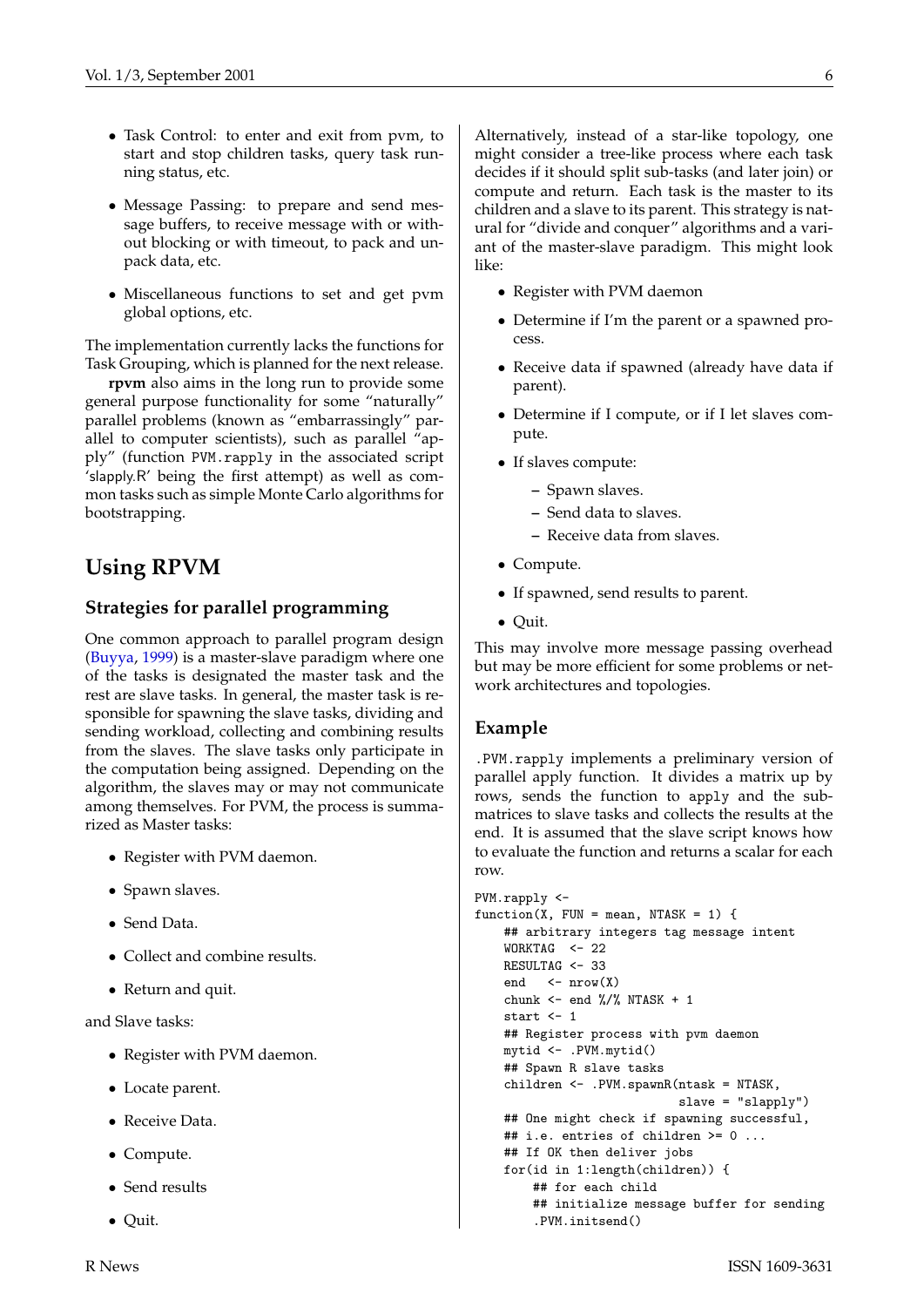- Task Control: to enter and exit from pvm, to start and stop children tasks, query task running status, etc.

- Message Passing: to prepare and send message buffers, to receive message with or without blocking or with timeout, to pack and unpack data, etc.

- Miscellaneous functions to set and get pvm global options, etc.

The implementation currently lacks the functions for Task Grouping, which is planned for the next release.

**rpvm** also aims in the long run to provide some general purpose functionality for some "naturally" parallel problems (known as "embarrassingly" parallel to computer scientists), such as parallel "apply" (function `PVM.rapply` in the associated script 'slapply.R' being the first attempt) as well as common tasks such as simple Monte Carlo algorithms for bootstrapping.

# Using RPVM

## Strategies for parallel programming

One common approach to parallel program design (Buyya, 1999) is a master-slave paradigm where one of the tasks is designated the master task and the rest are slave tasks. In general, the master task is responsible for spawning the slave tasks, dividing and sending workload, collecting and combining results from the slaves. The slave tasks only participate in the computation being assigned. Depending on the algorithm, the slaves may or may not communicate among themselves. For PVM, the process is summarized as Master tasks:

- Register with PVM daemon.
- Spawn slaves.
- Send Data.
- Collect and combine results.
- Return and quit.

and Slave tasks:

- Register with PVM daemon.
- Locate parent.
- Receive Data.
- Compute.
- Send results
- Quit.

Alternatively, instead of a star-like topology, one might consider a tree-like process where each task decides if it should split sub-tasks (and later join) or compute and return. Each task is the master to its children and a slave to its parent. This strategy is natural for "divide and conquer" algorithms and a variant of the master-slave paradigm. This might look like:

- Register with PVM daemon
- Determine if I'm the parent or a spawned process.
- Receive data if spawned (already have data if parent).
- Determine if I compute, or if I let slaves compute.
- If slaves compute:
  - Spawn slaves.
  - Send data to slaves.
  - Receive data from slaves.
- Compute.
- If spawned, send results to parent.
- Quit.

This may involve more message passing overhead but may be more efficient for some problems or network architectures and topologies.

## Example

`.PVM.rapply` implements a preliminary version of parallel apply function. It divides a matrix up by rows, sends the function to `apply` and the submatrices to slave tasks and collects the results at the end. It is assumed that the slave script knows how to evaluate the function and returns a scalar for each row.

```
PVM.rapply <-
function(X, FUN = mean, NTASK = 1) {
    ## arbitrary integers tag message intent
    WORKTAG  <- 22
    RESULTAG <- 33
    end   <- nrow(X)
    chunk <- end %/% NTASK + 1
    start <- 1
    ## Register process with pvm daemon
    mytid <- .PVM.mytid()
    ## Spawn R slave tasks
    children <- .PVM.spawnR(ntask = NTASK,
                            slave = "slapply")
    ## One might check if spawning successful,
    ## i.e. entries of children >= 0 ...
    ## If OK then deliver jobs
    for(id in 1:length(children)) {
        ## for each child
        ## initialize message buffer for sending
        .PVM.initsend()
```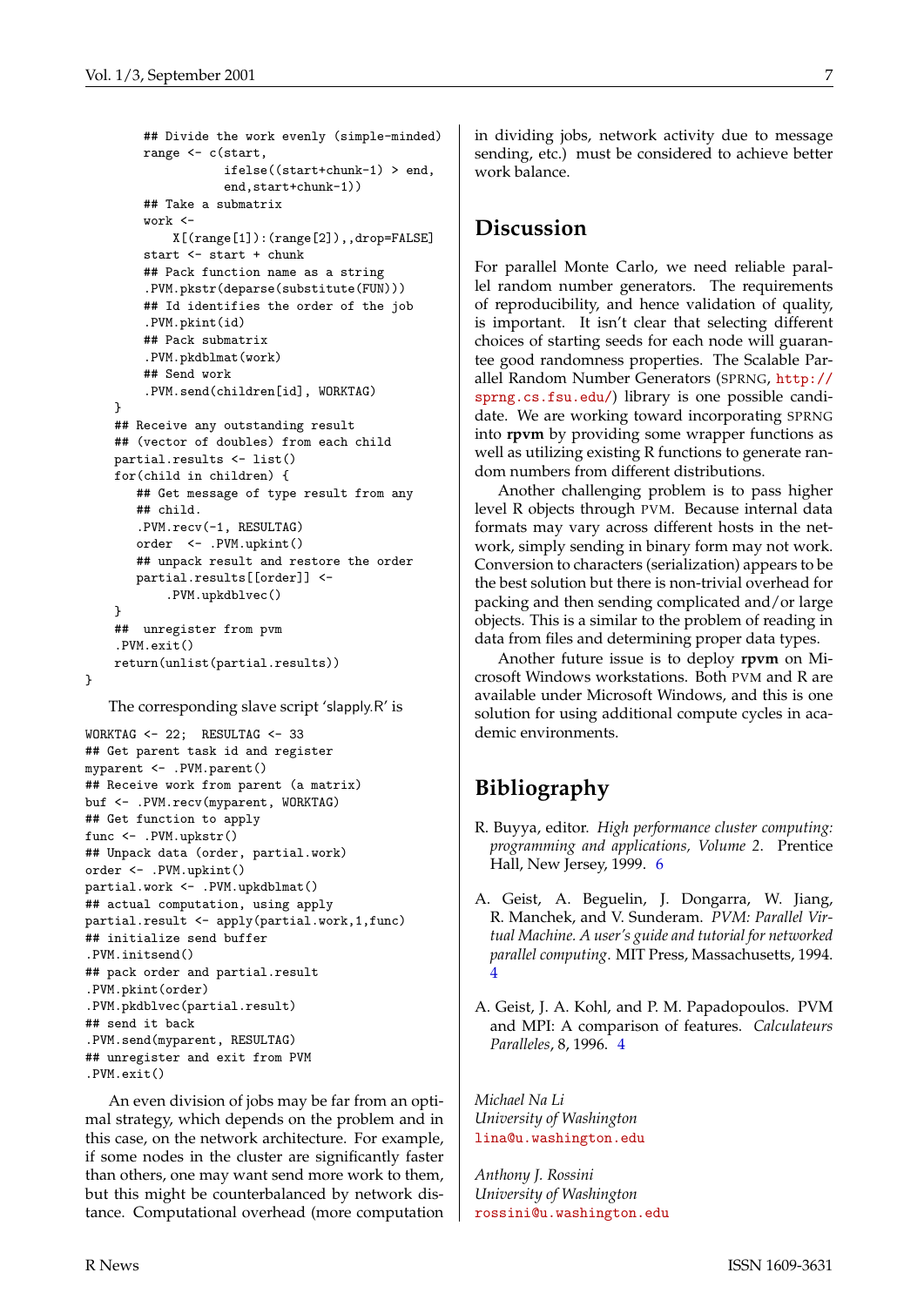```
        ## Divide the work evenly (simple-minded)
        range <- c(start,
                   ifelse((start+chunk-1) > end,
                   end,start+chunk-1))
        ## Take a submatrix
        work <-
            X[(range[1]):(range[2]),,drop=FALSE]
        start <- start + chunk
        ## Pack function name as a string
        .PVM.pkstr(deparse(substitute(FUN)))
        ## Id identifies the order of the job
        .PVM.pkint(id)
        ## Pack submatrix
        .PVM.pkdblmat(work)
        ## Send work
        .PVM.send(children[id], WORKTAG)
    }
    ## Receive any outstanding result
    ## (vector of doubles) from each child
    partial.results <- list()
    for(child in children) {
       ## Get message of type result from any
       ## child.
       .PVM.recv(-1, RESULTAG)
       order  <- .PVM.upkint()
       ## unpack result and restore the order
       partial.results[[order]] <-
           .PVM.upkdblvec()
    }
    ##  unregister from pvm
    .PVM.exit()
    return(unlist(partial.results))
}
```

The corresponding slave script ‘slapply.R’ is

```
WORKTAG <- 22;  RESULTAG <- 33
## Get parent task id and register
myparent <- .PVM.parent()
## Receive work from parent (a matrix)
buf <- .PVM.recv(myparent, WORKTAG)
## Get function to apply
func <- .PVM.upkstr()
## Unpack data (order, partial.work)
order <- .PVM.upkint()
partial.work <- .PVM.upkdblmat()
## actual computation, using apply
partial.result <- apply(partial.work,1,func)
## initialize send buffer
.PVM.initsend()
## pack order and partial.result
.PVM.pkint(order)
.PVM.pkdblvec(partial.result)
## send it back
.PVM.send(myparent, RESULTAG)
## unregister and exit from PVM
.PVM.exit()
```

An even division of jobs may be far from an optimal strategy, which depends on the problem and in this case, on the network architecture. For example, if some nodes in the cluster are significantly faster than others, one may want send more work to them, but this might be counterbalanced by network distance. Computational overhead (more computation in dividing jobs, network activity due to message sending, etc.) must be considered to achieve better work balance.

## Discussion

For parallel Monte Carlo, we need reliable parallel random number generators. The requirements of reproducibility, and hence validation of quality, is important. It isn't clear that selecting different choices of starting seeds for each node will guarantee good randomness properties. The Scalable Parallel Random Number Generators (SPRNG, http://sprng.cs.fsu.edu/) library is one possible candidate. We are working toward incorporating SPRNG into **rpvm** by providing some wrapper functions as well as utilizing existing R functions to generate random numbers from different distributions.

Another challenging problem is to pass higher level R objects through PVM. Because internal data formats may vary across different hosts in the network, simply sending in binary form may not work. Conversion to characters (serialization) appears to be the best solution but there is non-trivial overhead for packing and then sending complicated and/or large objects. This is a similar to the problem of reading in data from files and determining proper data types.

Another future issue is to deploy **rpvm** on Microsoft Windows workstations. Both PVM and R are available under Microsoft Windows, and this is one solution for using additional compute cycles in academic environments.

## Bibliography

R. Buyya, editor. *High performance cluster computing: programming and applications, Volume 2*. Prentice Hall, New Jersey, 1999. 6

A. Geist, A. Beguelin, J. Dongarra, W. Jiang, R. Manchek, and V. Sunderam. *PVM: Parallel Virtual Machine. A user's guide and tutorial for networked parallel computing*. MIT Press, Massachusetts, 1994. 4

A. Geist, J. A. Kohl, and P. M. Papadopoulos. PVM and MPI: A comparison of features. *Calculateurs Paralleles*, 8, 1996. 4

*Michael Na Li*
*University of Washington*
lina@u.washington.edu

*Anthony J. Rossini*
*University of Washington*
rossini@u.washington.edu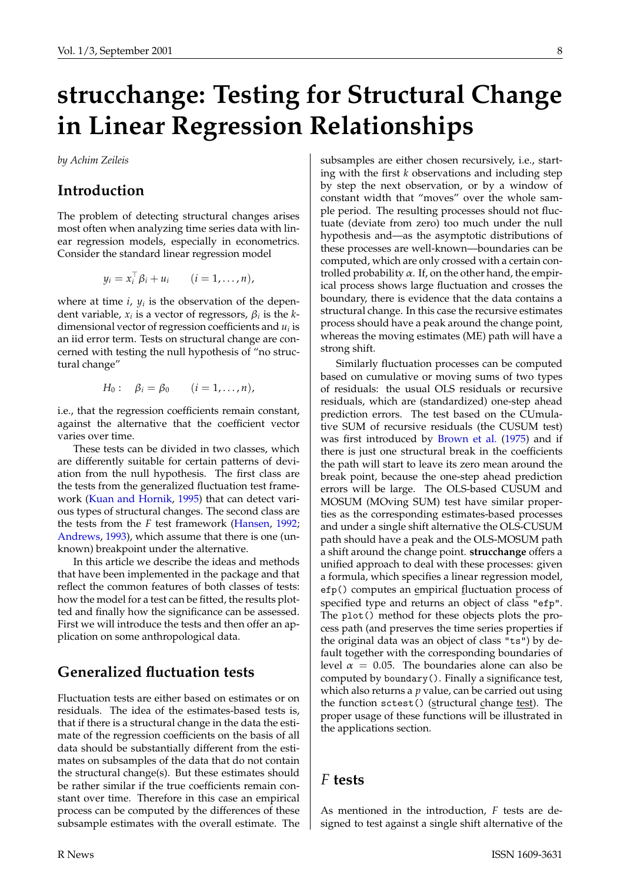# strucchange: Testing for Structural Change in Linear Regression Relationships

*by Achim Zeileis*

## Introduction

The problem of detecting structural changes arises most often when analyzing time series data with linear regression models, especially in econometrics. Consider the standard linear regression model

$$y_i = x_i^\top \beta_i + u_i \qquad (i = 1, \ldots, n),$$

where at time $i$, $y_i$ is the observation of the dependent variable, $x_i$ is a vector of regressors, $\beta_i$ is the $k$-dimensional vector of regression coefficients and $u_i$ is an iid error term. Tests on structural change are concerned with testing the null hypothesis of "no structural change"

$$H_0: \quad \beta_i = \beta_0 \qquad (i = 1, \ldots, n),$$

i.e., that the regression coefficients remain constant, against the alternative that the coefficient vector varies over time.

These tests can be divided in two classes, which are differently suitable for certain patterns of deviation from the null hypothesis. The first class are the tests from the generalized fluctuation test framework (Kuan and Hornik, 1995) that can detect various types of structural changes. The second class are the tests from the $F$ test framework (Hansen, 1992; Andrews, 1993), which assume that there is one (unknown) breakpoint under the alternative.

In this article we describe the ideas and methods that have been implemented in the package and that reflect the common features of both classes of tests: how the model for a test can be fitted, the results plotted and finally how the significance can be assessed. First we will introduce the tests and then offer an application on some anthropological data.

## Generalized fluctuation tests

Fluctuation tests are either based on estimates or on residuals. The idea of the estimates-based tests is, that if there is a structural change in the data the estimate of the regression coefficients on the basis of all data should be substantially different from the estimates on subsamples of the data that do not contain the structural change(s). But these estimates should be rather similar if the true coefficients remain constant over time. Therefore in this case an empirical process can be computed by the differences of these subsample estimates with the overall estimate. The subsamples are either chosen recursively, i.e., starting with the first $k$ observations and including step by step the next observation, or by a window of constant width that "moves" over the whole sample period. The resulting processes should not fluctuate (deviate from zero) too much under the null hypothesis and—as the asymptotic distributions of these processes are well-known—boundaries can be computed, which are only crossed with a certain controlled probability $\alpha$. If, on the other hand, the empirical process shows large fluctuation and crosses the boundary, there is evidence that the data contains a structural change. In this case the recursive estimates process should have a peak around the change point, whereas the moving estimates (ME) path will have a strong shift.

Similarly fluctuation processes can be computed based on cumulative or moving sums of two types of residuals: the usual OLS residuals or recursive residuals, which are (standardized) one-step ahead prediction errors. The test based on the CUmulative SUM of recursive residuals (the CUSUM test) was first introduced by Brown et al. (1975) and if there is just one structural break in the coefficients the path will start to leave its zero mean around the break point, because the one-step ahead prediction errors will be large. The OLS-based CUSUM and MOSUM (MOving SUM) test have similar properties as the corresponding estimates-based processes and under a single shift alternative the OLS-CUSUM path should have a peak and the OLS-MOSUM path a shift around the change point. **strucchange** offers a unified approach to deal with these processes: given a formula, which specifies a linear regression model, `efp()` computes an empirical fluctuation process of specified type and returns an object of class `"efp"`. The `plot()` method for these objects plots the process path (and preserves the time series properties if the original data was an object of class `"ts"`) by default together with the corresponding boundaries of level $\alpha = 0.05$. The boundaries alone can also be computed by `boundary()`. Finally a significance test, which also returns a $p$ value, can be carried out using the function `sctest()` (structural change test). The proper usage of these functions will be illustrated in the applications section.

## $F$ tests

As mentioned in the introduction, $F$ tests are designed to test against a single shift alternative of the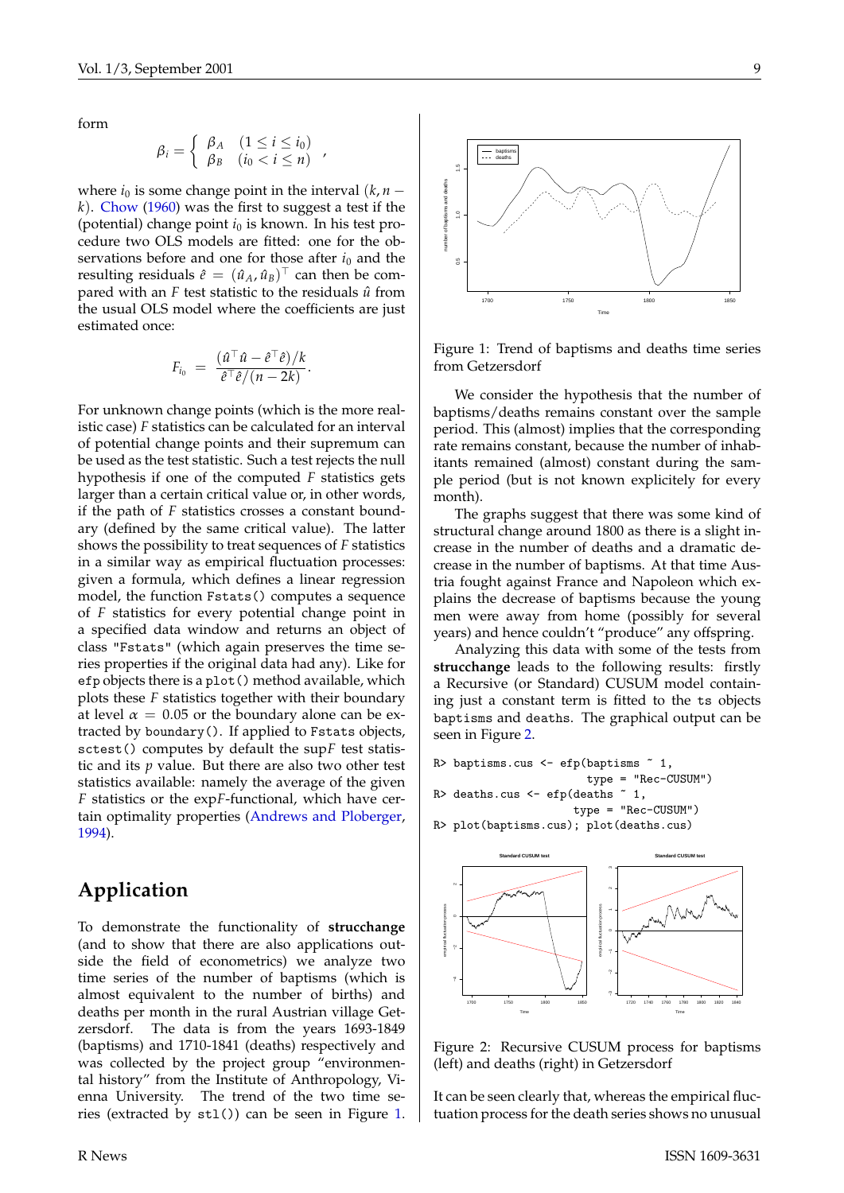form

$$\beta_i = \begin{cases} \beta_A & (1 \le i \le i_0) \\ \beta_B & (i_0 < i \le n) \end{cases},$$

where $i_0$ is some change point in the interval $(k, n - k)$. Chow (1960) was the first to suggest a test if the (potential) change point $i_0$ is known. In his test procedure two OLS models are fitted: one for the observations before and one for those after $i_0$ and the resulting residuals $\hat{e} = (\hat{u}_A, \hat{u}_B)^\top$ can then be compared with an $F$ test statistic to the residuals $\hat{u}$ from the usual OLS model where the coefficients are just estimated once:

$$F_{i_0} = \frac{(\hat{u}^\top \hat{u} - \hat{e}^\top \hat{e})/k}{\hat{e}^\top \hat{e}/(n - 2k)}.$$

For unknown change points (which is the more realistic case) $F$ statistics can be calculated for an interval of potential change points and their supremum can be used as the test statistic. Such a test rejects the null hypothesis if one of the computed $F$ statistics gets larger than a certain critical value or, in other words, if the path of $F$ statistics crosses a constant boundary (defined by the same critical value). The latter shows the possibility to treat sequences of $F$ statistics in a similar way as empirical fluctuation processes: given a formula, which defines a linear regression model, the function `Fstats()` computes a sequence of $F$ statistics for every potential change point in a specified data window and returns an object of class `"Fstats"` (which again preserves the time series properties if the original data had any). Like for `efp` objects there is a `plot()` method available, which plots these $F$ statistics together with their boundary at level $\alpha = 0.05$ or the boundary alone can be extracted by `boundary()`. If applied to `Fstats` objects, `sctest()` computes by default the sup$F$ test statistic and its $p$ value. But there are also two other test statistics available: namely the average of the given $F$ statistics or the exp$F$-functional, which have certain optimality properties (Andrews and Ploberger, 1994).

## Application

To demonstrate the functionality of **strucchange** (and to show that there are also applications outside the field of econometrics) we analyze two time series of the number of baptisms (which is almost equivalent to the number of births) and deaths per month in the rural Austrian village Getzersdorf. The data is from the years 1693-1849 (baptisms) and 1710-1841 (deaths) respectively and was collected by the project group "environmental history" from the Institute of Anthropology, Vienna University. The trend of the two time series (extracted by `stl()`) can be seen in Figure 1.

Figure 1: Trend of baptisms and deaths time series from Getzersdorf

We consider the hypothesis that the number of baptisms/deaths remains constant over the sample period. This (almost) implies that the corresponding rate remains constant, because the number of inhabitants remained (almost) constant during the sample period (but is not known explicitely for every month).

The graphs suggest that there was some kind of structural change around 1800 as there is a slight increase in the number of deaths and a dramatic decrease in the number of baptisms. At that time Austria fought against France and Napoleon which explains the decrease of baptisms because the young men were away from home (possibly for several years) and hence couldn't "produce" any offspring.

Analyzing this data with some of the tests from **strucchange** leads to the following results: firstly a Recursive (or Standard) CUSUM model containing just a constant term is fitted to the `ts` objects `baptisms` and `deaths`. The graphical output can be seen in Figure 2.

```
R> baptisms.cus <- efp(baptisms ~ 1,
                        type = "Rec-CUSUM")
R> deaths.cus <- efp(deaths ~ 1,
                      type = "Rec-CUSUM")
R> plot(baptisms.cus); plot(deaths.cus)
```

Figure 2: Recursive CUSUM process for baptisms (left) and deaths (right) in Getzersdorf

It can be seen clearly that, whereas the empirical fluctuation process for the death series shows no unusual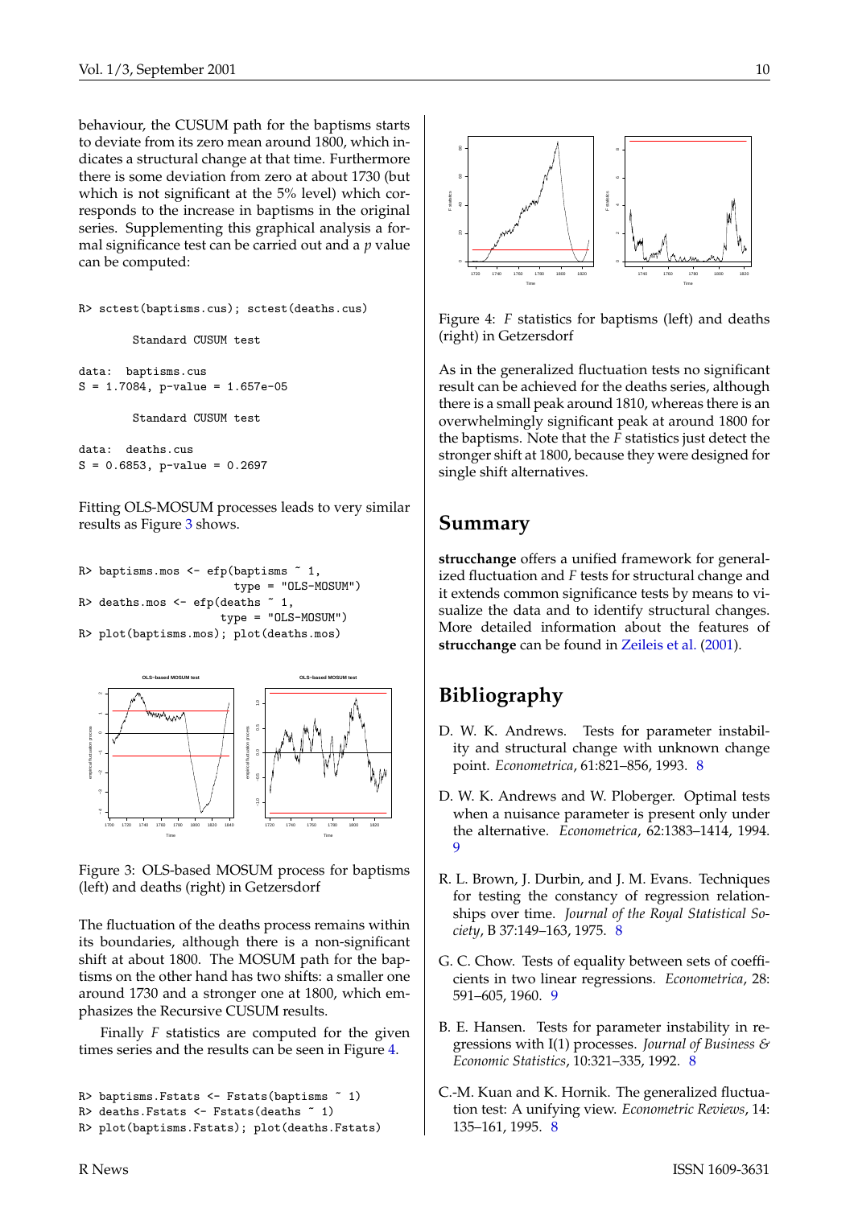behaviour, the CUSUM path for the baptisms starts to deviate from its zero mean around 1800, which indicates a structural change at that time. Furthermore there is some deviation from zero at about 1730 (but which is not significant at the 5% level) which corresponds to the increase in baptisms in the original series. Supplementing this graphical analysis a formal significance test can be carried out and a $p$ value can be computed:

```
R> sctest(baptisms.cus); sctest(deaths.cus)

        Standard CUSUM test

data:  baptisms.cus
S = 1.7084, p-value = 1.657e-05

        Standard CUSUM test

data:  deaths.cus
S = 0.6853, p-value = 0.2697
```

Fitting OLS-MOSUM processes leads to very similar results as Figure 3 shows.

```
R> baptisms.mos <- efp(baptisms ~ 1,
                       type = "OLS-MOSUM")
R> deaths.mos <- efp(deaths ~ 1,
                     type = "OLS-MOSUM")
R> plot(baptisms.mos); plot(deaths.mos)
```

Figure 3: OLS-based MOSUM process for baptisms (left) and deaths (right) in Getzersdorf

The fluctuation of the deaths process remains within its boundaries, although there is a non-significant shift at about 1800. The MOSUM path for the baptisms on the other hand has two shifts: a smaller one around 1730 and a stronger one at 1800, which emphasizes the Recursive CUSUM results.

Finally $F$ statistics are computed for the given times series and the results can be seen in Figure 4.

```
R> baptisms.Fstats <- Fstats(baptisms ~ 1)
R> deaths.Fstats <- Fstats(deaths ~ 1)
R> plot(baptisms.Fstats); plot(deaths.Fstats)
```

Figure 4: $F$ statistics for baptisms (left) and deaths (right) in Getzersdorf

As in the generalized fluctuation tests no significant result can be achieved for the deaths series, although there is a small peak around 1810, whereas there is an overwhelmingly significant peak at around 1800 for the baptisms. Note that the $F$ statistics just detect the stronger shift at 1800, because they were designed for single shift alternatives.

## Summary

**strucchange** offers a unified framework for generalized fluctuation and $F$ tests for structural change and it extends common significance tests by means to visualize the data and to identify structural changes. More detailed information about the features of **strucchange** can be found in Zeileis et al. (2001).

## Bibliography

D. W. K. Andrews. Tests for parameter instability and structural change with unknown change point. *Econometrica*, 61:821–856, 1993. 8

D. W. K. Andrews and W. Ploberger. Optimal tests when a nuisance parameter is present only under the alternative. *Econometrica*, 62:1383–1414, 1994. 9

R. L. Brown, J. Durbin, and J. M. Evans. Techniques for testing the constancy of regression relationships over time. *Journal of the Royal Statistical Society*, B 37:149–163, 1975. 8

G. C. Chow. Tests of equality between sets of coefficients in two linear regressions. *Econometrica*, 28: 591–605, 1960. 9

B. E. Hansen. Tests for parameter instability in regressions with I(1) processes. *Journal of Business & Economic Statistics*, 10:321–335, 1992. 8

C.-M. Kuan and K. Hornik. The generalized fluctuation test: A unifying view. *Econometric Reviews*, 14: 135–161, 1995. 8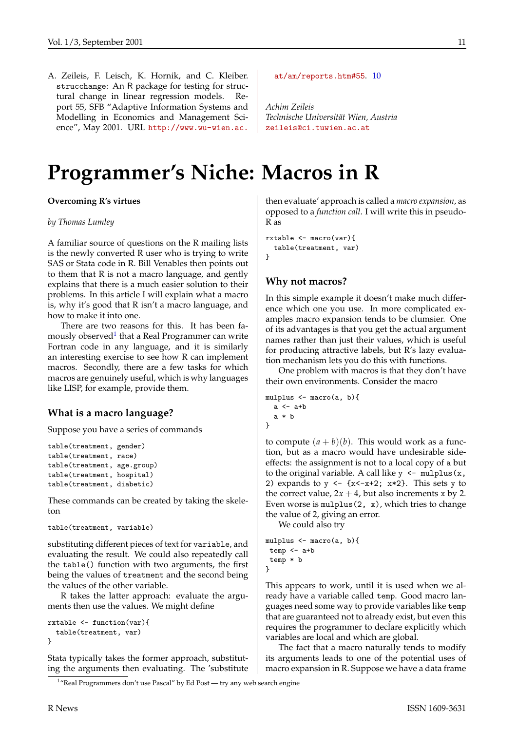A. Zeileis, F. Leisch, K. Hornik, and C. Kleiber. strucchange: An R package for testing for structural change in linear regression models. Report 55, SFB "Adaptive Information Systems and Modelling in Economics and Management Science", May 2001. URL http://www.wu-wien.ac.at/am/reports.htm#55. 10

*Achim Zeileis*
*Technische Universität Wien, Austria*
zeileis@ci.tuwien.ac.at

# Programmer's Niche: Macros in R

**Overcoming R's virtues**

*by Thomas Lumley*

A familiar source of questions on the R mailing lists is the newly converted R user who is trying to write SAS or Stata code in R. Bill Venables then points out to them that R is not a macro language, and gently explains that there is a much easier solution to their problems. In this article I will explain what a macro is, why it's good that R isn't a macro language, and how to make it into one.

There are two reasons for this. It has been famously observed[1] that a Real Programmer can write Fortran code in any language, and it is similarly an interesting exercise to see how R can implement macros. Secondly, there are a few tasks for which macros are genuinely useful, which is why languages like LISP, for example, provide them.

## What is a macro language?

Suppose you have a series of commands

```
table(treatment, gender)
table(treatment, race)
table(treatment, age.group)
table(treatment, hospital)
table(treatment, diabetic)
```

These commands can be created by taking the skeleton

```
table(treatment, variable)
```

substituting different pieces of text for `variable`, and evaluating the result. We could also repeatedly call the `table()` function with two arguments, the first being the values of `treatment` and the second being the values of the other variable.

R takes the latter approach: evaluate the arguments then use the values. We might define

```
rxtable <- function(var){
  table(treatment, var)
}
```

Stata typically takes the former approach, substituting the arguments then evaluating. The 'substitute then evaluate' approach is called a *macro expansion*, as opposed to a *function call*. I will write this in pseudo-R as

```
rxtable <- macro(var){
  table(treatment, var)
}
```

## Why not macros?

In this simple example it doesn't make much difference which one you use. In more complicated examples macro expansion tends to be clumsier. One of its advantages is that you get the actual argument names rather than just their values, which is useful for producing attractive labels, but R's lazy evaluation mechanism lets you do this with functions.

One problem with macros is that they don't have their own environments. Consider the macro

```
mulplus <- macro(a, b){
  a <- a+b
  a * b
}
```

to compute $(a+b)(b)$. This would work as a function, but as a macro would have undesirable side-effects: the assignment is not to a local copy of `a` but to the original variable. A call like `y <- mulplus(x, 2)` expands to `y <- {x<-x+2; x*2}`. This sets `y` to the correct value, $2x+4$, but also increments `x` by 2. Even worse is `mulplus(2, x)`, which tries to change the value of 2, giving an error.

We could also try

```
mulplus <- macro(a, b){
 temp <- a+b
 temp * b
}
```

This appears to work, until it is used when we already have a variable called `temp`. Good macro languages need some way to provide variables like `temp` that are guaranteed not to already exist, but even this requires the programmer to declare explicitly which variables are local and which are global.

The fact that a macro naturally tends to modify its arguments leads to one of the potential uses of macro expansion in R. Suppose we have a data frame

[1] "Real Programmers don't use Pascal" by Ed Post — try any web search engine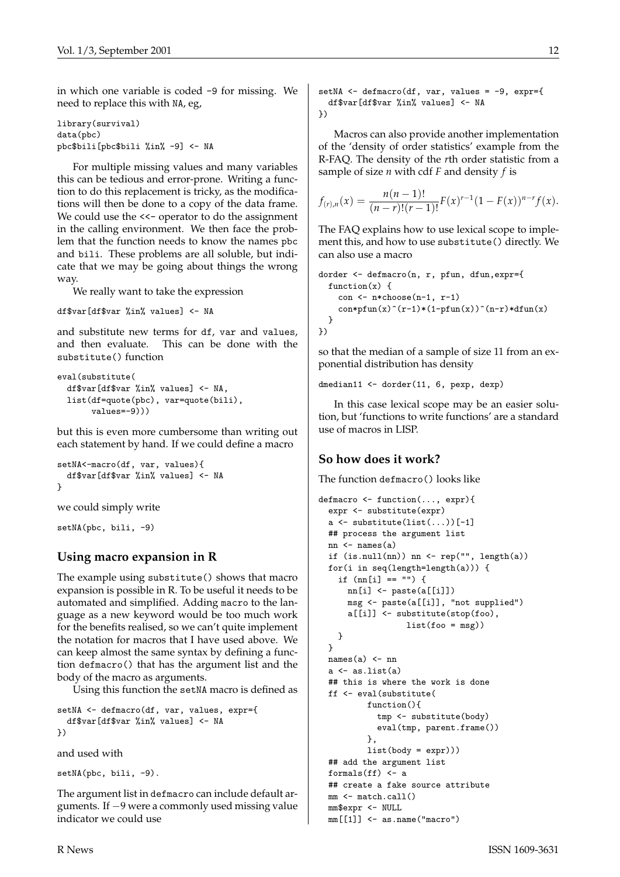in which one variable is coded -9 for missing. We need to replace this with NA, eg,

```
library(survival)
data(pbc)
pbc$bili[pbc$bili %in% -9] <- NA
```

For multiple missing values and many variables this can be tedious and error-prone. Writing a function to do this replacement is tricky, as the modifications will then be done to a copy of the data frame. We could use the <<- operator to do the assignment in the calling environment. We then face the problem that the function needs to know the names pbc and bili. These problems are all soluble, but indicate that we may be going about things the wrong way.

We really want to take the expression

```
df$var[df$var %in% values] <- NA
```

and substitute new terms for df, var and values, and then evaluate. This can be done with the substitute() function

```
eval(substitute(
  df$var[df$var %in% values] <- NA,
  list(df=quote(pbc), var=quote(bili),
       values=-9)))
```

but this is even more cumbersome than writing out each statement by hand. If we could define a macro

```
setNA<-macro(df, var, values){
  df$var[df$var %in% values] <- NA
}
```

we could simply write

```
setNA(pbc, bili, -9)
```

## Using macro expansion in R

The example using substitute() shows that macro expansion is possible in R. To be useful it needs to be automated and simplified. Adding macro to the language as a new keyword would be too much work for the benefits realised, so we can't quite implement the notation for macros that I have used above. We can keep almost the same syntax by defining a function defmacro() that has the argument list and the body of the macro as arguments.

Using this function the setNA macro is defined as

```
setNA <- defmacro(df, var, values, expr={
  df$var[df$var %in% values] <- NA
})
```

and used with

```
setNA(pbc, bili, -9).
```

The argument list in defmacro can include default arguments. If $-9$ were a commonly used missing value indicator we could use

```
setNA <- defmacro(df, var, values = -9, expr={
  df$var[df$var %in% values] <- NA
})
```

Macros can also provide another implementation of the 'density of order statistics' example from the R-FAQ. The density of the $r$th order statistic from a sample of size $n$ with cdf $F$ and density $f$ is

$$f_{(r),n}(x) = \frac{n(n-1)!}{(n-r)!(r-1)!} F(x)^{r-1}(1-F(x))^{n-r} f(x).$$

The FAQ explains how to use lexical scope to implement this, and how to use substitute() directly. We can also use a macro

```
dorder <- defmacro(n, r, pfun, dfun,expr={
  function(x) {
    con <- n*choose(n-1, r-1)
    con*pfun(x)^(r-1)*(1-pfun(x))^(n-r)*dfun(x)
  }
})
```

so that the median of a sample of size 11 from an exponential distribution has density

```
dmedian11 <- dorder(11, 6, pexp, dexp)
```

In this case lexical scope may be an easier solution, but 'functions to write functions' are a standard use of macros in LISP.

## So how does it work?

The function defmacro() looks like

```
defmacro <- function(..., expr){
  expr <- substitute(expr)
  a <- substitute(list(...))[-1]
  ## process the argument list
  nn <- names(a)
  if (is.null(nn)) nn <- rep("", length(a))
  for(i in seq(length=length(a))) {
    if (nn[i] == "") {
      nn[i] <- paste(a[[i]])
      msg <- paste(a[[i]], "not supplied")
      a[[i]] <- substitute(stop(foo),
                 list(foo = msg))
    }
  }
  names(a) <- nn
  a <- as.list(a)
  ## this is where the work is done
  ff <- eval(substitute(
         function(){
           tmp <- substitute(body)
           eval(tmp, parent.frame())
         },
         list(body = expr)))
  ## add the argument list
  formals(ff) <- a
  ## create a fake source attribute
  mm <- match.call()
  mm$expr <- NULL
  mm[[1]] <- as.name("macro")
```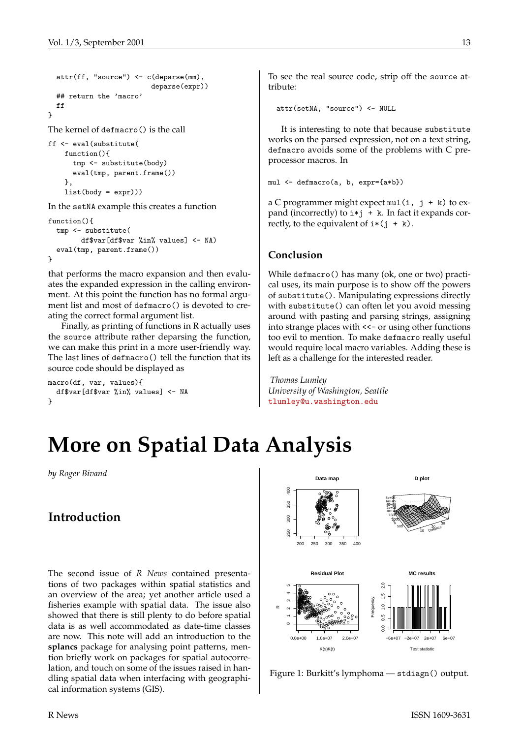```
  attr(ff, "source") <- c(deparse(mm),
                          deparse(expr))
  ## return the 'macro'
  ff
}
```

The kernel of `defmacro()` is the call

```
ff <- eval(substitute(
    function(){
      tmp <- substitute(body)
      eval(tmp, parent.frame())
    },
    list(body = expr)))
```

In the `setNA` example this creates a function

```
function(){
  tmp <- substitute(
        df$var[df$var %in% values] <- NA)
  eval(tmp, parent.frame())
}
```

that performs the macro expansion and then evaluates the expanded expression in the calling environment. At this point the function has no formal argument list and most of `defmacro()` is devoted to creating the correct formal argument list.

Finally, as printing of functions in R actually uses the `source` attribute rather deparsing the function, we can make this print in a more user-friendly way. The last lines of `defmacro()` tell the function that its source code should be displayed as

```
macro(df, var, values){
  df$var[df$var %in% values] <- NA
}
```

To see the real source code, strip off the `source` attribute:

```
attr(setNA, "source") <- NULL
```

It is interesting to note that because `substitute` works on the parsed expression, not on a text string, `defmacro` avoids some of the problems with C preprocessor macros. In

```
mul <- defmacro(a, b, expr={a*b})
```

a C programmer might expect `mul(i, j + k)` to expand (incorrectly) to `i*j + k`. In fact it expands correctly, to the equivalent of `i*(j + k)`.

## Conclusion

While `defmacro()` has many (ok, one or two) practical uses, its main purpose is to show off the powers of `substitute()`. Manipulating expressions directly with `substitute()` can often let you avoid messing around with pasting and parsing strings, assigning into strange places with `<<-` or using other functions too evil to mention. To make `defmacro` really useful would require local macro variables. Adding these is left as a challenge for the interested reader.

*Thomas Lumley*
*University of Washington, Seattle*
tlumley@u.washington.edu

# More on Spatial Data Analysis

*by Roger Bivand*

## Introduction

The second issue of *R News* contained presentations of two packages within spatial statistics and an overview of the area; yet another article used a fisheries example with spatial data. The issue also showed that there is still plenty to do before spatial data is as well accommodated as date-time classes are now. This note will add an introduction to the **splancs** package for analysing point patterns, mention briefly work on packages for spatial autocorrelation, and touch on some of the issues raised in handling spatial data when interfacing with geographical information systems (GIS).

Figure 1: Burkitt's lymphoma — `stdiagn()` output.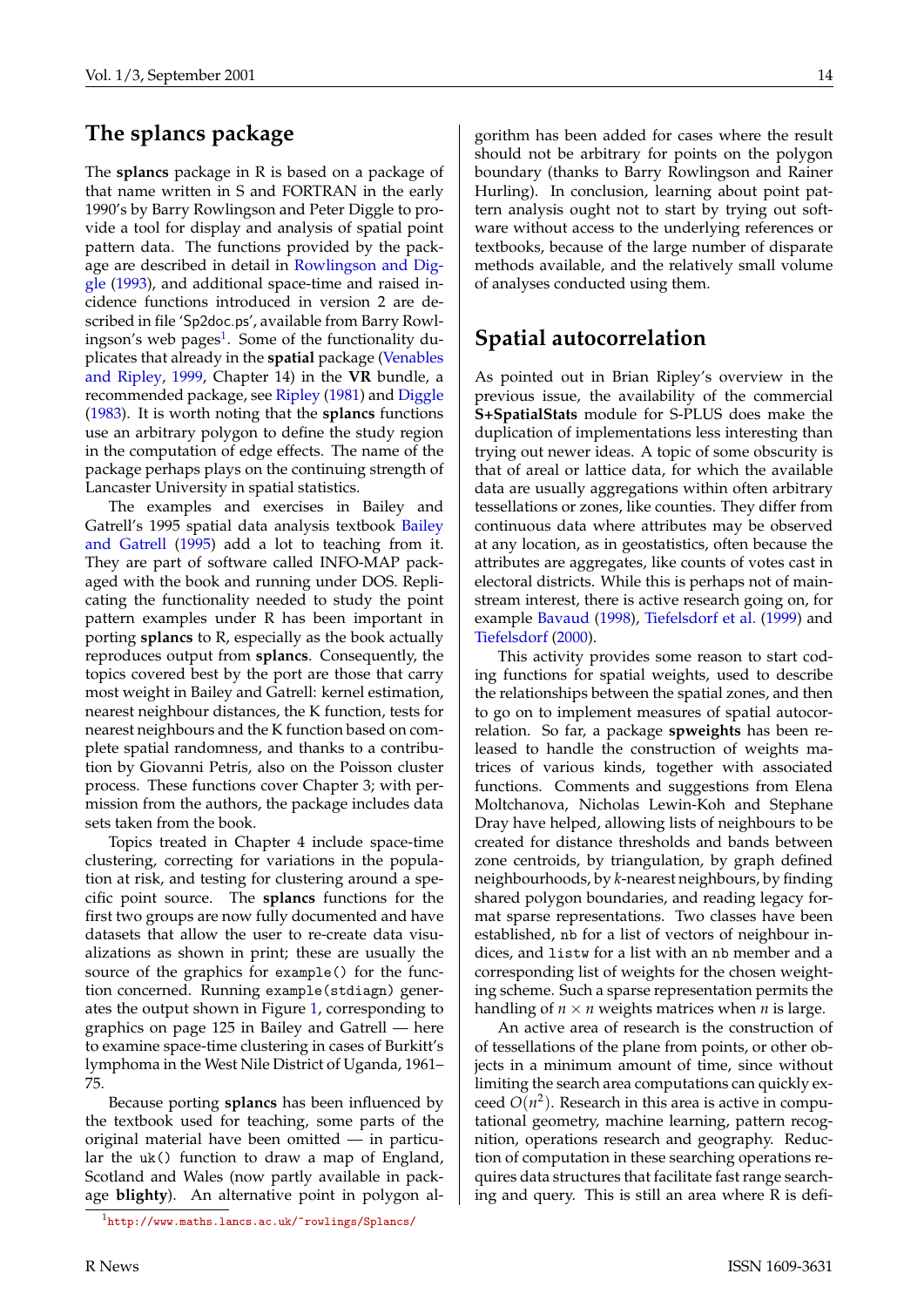## The splancs package

The **splancs** package in R is based on a package of that name written in S and FORTRAN in the early 1990's by Barry Rowlingson and Peter Diggle to provide a tool for display and analysis of spatial point pattern data. The functions provided by the package are described in detail in Rowlingson and Diggle (1993), and additional space-time and raised incidence functions introduced in version 2 are described in file 'Sp2doc.ps', available from Barry Rowlingson's web pages[1]. Some of the functionality duplicates that already in the **spatial** package (Venables and Ripley, 1999, Chapter 14) in the **VR** bundle, a recommended package, see Ripley (1981) and Diggle (1983). It is worth noting that the **splancs** functions use an arbitrary polygon to define the study region in the computation of edge effects. The name of the package perhaps plays on the continuing strength of Lancaster University in spatial statistics.

The examples and exercises in Bailey and Gatrell's 1995 spatial data analysis textbook Bailey and Gatrell (1995) add a lot to teaching from it. They are part of software called INFO-MAP packaged with the book and running under DOS. Replicating the functionality needed to study the point pattern examples under R has been important in porting **splancs** to R, especially as the book actually reproduces output from **splancs**. Consequently, the topics covered best by the port are those that carry most weight in Bailey and Gatrell: kernel estimation, nearest neighbour distances, the K function, tests for nearest neighbours and the K function based on complete spatial randomness, and thanks to a contribution by Giovanni Petris, also on the Poisson cluster process. These functions cover Chapter 3; with permission from the authors, the package includes data sets taken from the book.

Topics treated in Chapter 4 include space-time clustering, correcting for variations in the population at risk, and testing for clustering around a specific point source. The **splancs** functions for the first two groups are now fully documented and have datasets that allow the user to re-create data visualizations as shown in print; these are usually the source of the graphics for `example()` for the function concerned. Running `example(stdiagn)` generates the output shown in Figure 1, corresponding to graphics on page 125 in Bailey and Gatrell — here to examine space-time clustering in cases of Burkitt's lymphoma in the West Nile District of Uganda, 1961–75.

Because porting **splancs** has been influenced by the textbook used for teaching, some parts of the original material have been omitted — in particular the `uk()` function to draw a map of England, Scotland and Wales (now partly available in package **blighty**). An alternative point in polygon algorithm has been added for cases where the result should not be arbitrary for points on the polygon boundary (thanks to Barry Rowlingson and Rainer Hurling). In conclusion, learning about point pattern analysis ought not to start by trying out software without access to the underlying references or textbooks, because of the large number of disparate methods available, and the relatively small volume of analyses conducted using them.

[1] http://www.maths.lancs.ac.uk/~rowlings/Splancs/

## Spatial autocorrelation

As pointed out in Brian Ripley's overview in the previous issue, the availability of the commercial **S+SpatialStats** module for S-PLUS does make the duplication of implementations less interesting than trying out newer ideas. A topic of some obscurity is that of areal or lattice data, for which the available data are usually aggregations within often arbitrary tessellations or zones, like counties. They differ from continuous data where attributes may be observed at any location, as in geostatistics, often because the attributes are aggregates, like counts of votes cast in electoral districts. While this is perhaps not of mainstream interest, there is active research going on, for example Bavaud (1998), Tiefelsdorf et al. (1999) and Tiefelsdorf (2000).

This activity provides some reason to start coding functions for spatial weights, used to describe the relationships between the spatial zones, and then to go on to implement measures of spatial autocorrelation. So far, a package **spweights** has been released to handle the construction of weights matrices of various kinds, together with associated functions. Comments and suggestions from Elena Moltchanova, Nicholas Lewin-Koh and Stephane Dray have helped, allowing lists of neighbours to be created for distance thresholds and bands between zone centroids, by triangulation, by graph defined neighbourhoods, by *k*-nearest neighbours, by finding shared polygon boundaries, and reading legacy format sparse representations. Two classes have been established, `nb` for a list of vectors of neighbour indices, and `listw` for a list with an `nb` member and a corresponding list of weights for the chosen weighting scheme. Such a sparse representation permits the handling of $n \times n$ weights matrices when $n$ is large.

An active area of research is the construction of tessellations of the plane from points, or other objects in a minimum amount of time, since without limiting the search area computations can quickly exceed $O(n^2)$. Research in this area is active in computational geometry, machine learning, pattern recognition, operations research and geography. Reduction of computation in these searching operations requires data structures that facilitate fast range searching and query. This is still an area where R is defi-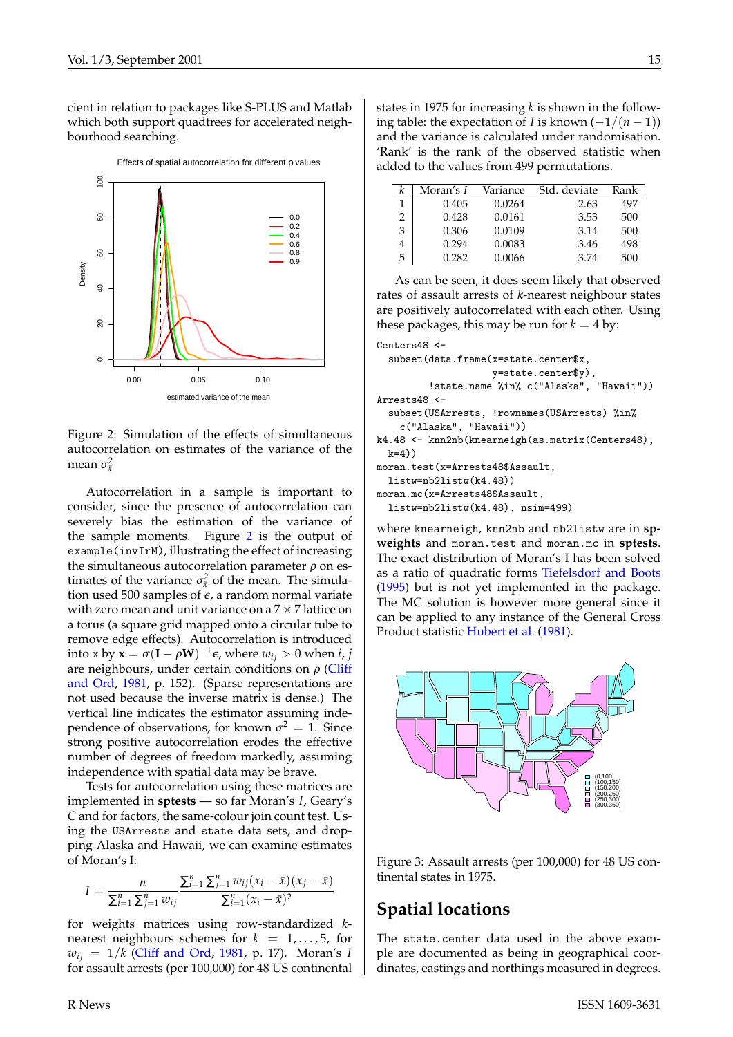cient in relation to packages like S-PLUS and Matlab which both support quadtrees for accelerated neighbourhood searching.

Figure 2: Simulation of the effects of simultaneous autocorrelation on estimates of the variance of the mean $\sigma^2_{\bar{x}}$

Autocorrelation in a sample is important to consider, since the presence of autocorrelation can severely bias the estimation of the variance of the sample moments. Figure 2 is the output of `example(invIrM)`, illustrating the effect of increasing the simultaneous autocorrelation parameter $\rho$ on estimates of the variance $\sigma^2_{\bar{x}}$ of the mean. The simulation used 500 samples of $\epsilon$, a random normal variate with zero mean and unit variance on a $7 \times 7$ lattice on a torus (a square grid mapped onto a circular tube to remove edge effects). Autocorrelation is introduced into x by $\mathbf{x} = \sigma(\mathbf{I} - \rho\mathbf{W})^{-1}\epsilon$, where $w_{ij} > 0$ when $i, j$ are neighbours, under certain conditions on $\rho$ (Cliff and Ord, 1981, p. 152). (Sparse representations are not used because the inverse matrix is dense.) The vertical line indicates the estimator assuming independence of observations, for known $\sigma^2 = 1$. Since strong positive autocorrelation erodes the effective number of degrees of freedom markedly, assuming independence with spatial data may be brave.

Tests for autocorrelation using these matrices are implemented in **sptests** — so far Moran's $I$, Geary's $C$ and for factors, the same-colour join count test. Using the `USArrests` and `state` data sets, and dropping Alaska and Hawaii, we can examine estimates of Moran's I:

$$I = \frac{n}{\sum_{i=1}^{n}\sum_{j=1}^{n} w_{ij}} \frac{\sum_{i=1}^{n}\sum_{j=1}^{n} w_{ij}(x_i - \bar{x})(x_j - \bar{x})}{\sum_{i=1}^{n}(x_i - \bar{x})^2}$$

for weights matrices using row-standardized $k$-nearest neighbours schemes for $k = 1, \ldots, 5$, for $w_{ij} = 1/k$ (Cliff and Ord, 1981, p. 17). Moran's $I$ for assault arrests (per 100,000) for 48 US continental states in 1975 for increasing $k$ is shown in the following table: the expectation of $I$ is known $(-1/(n-1))$ and the variance is calculated under randomisation. 'Rank' is the rank of the observed statistic when added to the values from 499 permutations.

| $k$ | Moran's $I$ | Variance | Std. deviate | Rank |
|---|---|---|---|---|
| 1 | 0.405 | 0.0264 | 2.63 | 497 |
| 2 | 0.428 | 0.0161 | 3.53 | 500 |
| 3 | 0.306 | 0.0109 | 3.14 | 500 |
| 4 | 0.294 | 0.0083 | 3.46 | 498 |
| 5 | 0.282 | 0.0066 | 3.74 | 500 |

As can be seen, it does seem likely that observed rates of assault arrests of $k$-nearest neighbour states are positively autocorrelated with each other. Using these packages, this may be run for $k = 4$ by:

```
Centers48 <-
  subset(data.frame(x=state.center$x,
                    y=state.center$y),
         !state.name %in% c("Alaska", "Hawaii"))
Arrests48 <-
  subset(USArrests, !rownames(USArrests) %in%
    c("Alaska", "Hawaii"))
k4.48 <- knn2nb(knearneigh(as.matrix(Centers48),
  k=4))
moran.test(x=Arrests48$Assault,
  listw=nb2listw(k4.48))
moran.mc(x=Arrests48$Assault,
  listw=nb2listw(k4.48), nsim=499)
```

where `knearneigh`, `knn2nb` and `nb2listw` are in **spweights** and `moran.test` and `moran.mc` in **sptests**. The exact distribution of Moran's I has been solved as a ratio of quadratic forms Tiefelsdorf and Boots (1995) but is not yet implemented in the package. The MC solution is however more general since it can be applied to any instance of the General Cross Product statistic Hubert et al. (1981).

Figure 3: Assault arrests (per 100,000) for 48 US continental states in 1975.

## Spatial locations

The `state.center` data used in the above example are documented as being in geographical coordinates, eastings and northings measured in degrees.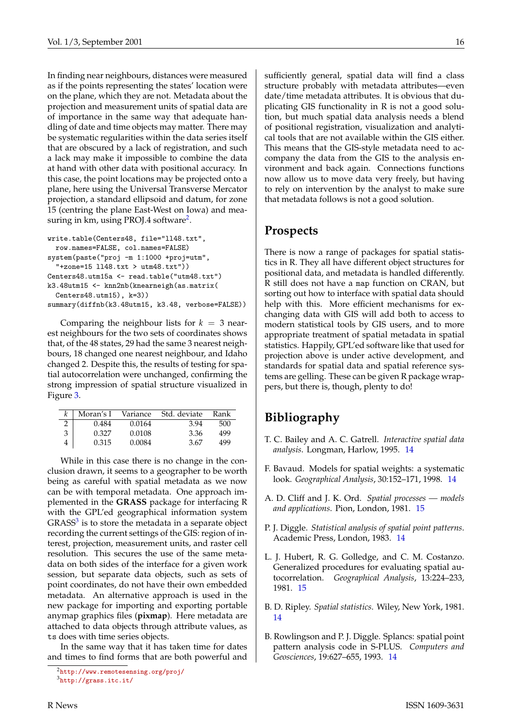In finding near neighbours, distances were measured as if the points representing the states' location were on the plane, which they are not. Metadata about the projection and measurement units of spatial data are of importance in the same way that adequate handling of date and time objects may matter. There may be systematic regularities within the data series itself that are obscured by a lack of registration, and such a lack may make it impossible to combine the data at hand with other data with positional accuracy. In this case, the point locations may be projected onto a plane, here using the Universal Transverse Mercator projection, a standard ellipsoid and datum, for zone 15 (centring the plane East-West on Iowa) and measuring in km, using PROJ.4 software[2].

```
write.table(Centers48, file="ll48.txt",
  row.names=FALSE, col.names=FALSE)
system(paste("proj -m 1:1000 +proj=utm",
  "+zone=15 ll48.txt > utm48.txt"))
Centers48.utm15a <- read.table("utm48.txt")
k3.48utm15 <- knn2nb(knearneigh(as.matrix(
  Centers48.utm15), k=3))
summary(diffnb(k3.48utm15, k3.48, verbose=FALSE))
```

Comparing the neighbour lists for $k = 3$ nearest neighbours for the two sets of coordinates shows that, of the 48 states, 29 had the same 3 nearest neighbours, 18 changed one nearest neighbour, and Idaho changed 2. Despite this, the results of testing for spatial autocorrelation were unchanged, confirming the strong impression of spatial structure visualized in Figure 3.

| $k$ | Moran's I | Variance | Std. deviate | Rank |
|---|---|---|---|---|
| 2 | 0.484 | 0.0164 | 3.94 | 500 |
| 3 | 0.327 | 0.0108 | 3.36 | 499 |
| 4 | 0.315 | 0.0084 | 3.67 | 499 |

While in this case there is no change in the conclusion drawn, it seems to a geographer to be worth being as careful with spatial metadata as we now can be with temporal metadata. One approach implemented in the **GRASS** package for interfacing R with the GPL'ed geographical information system GRASS[3] is to store the metadata in a separate object recording the current settings of the GIS: region of interest, projection, measurement units, and raster cell resolution. This secures the use of the same metadata on both sides of the interface for a given work session, but separate data objects, such as sets of point coordinates, do not have their own embedded metadata. An alternative approach is used in the new package for importing and exporting portable anymap graphics files (**pixmap**). Here metadata are attached to data objects through attribute values, as `ts` does with time series objects.

In the same way that it has taken time for dates and times to find forms that are both powerful and sufficiently general, spatial data will find a class structure probably with metadata attributes—even date/time metadata attributes. It is obvious that duplicating GIS functionality in R is not a good solution, but much spatial data analysis needs a blend of positional registration, visualization and analytical tools that are not available within the GIS either. This means that the GIS-style metadata need to accompany the data from the GIS to the analysis environment and back again. Connections functions now allow us to move data very freely, but having to rely on intervention by the analyst to make sure that metadata follows is not a good solution.

## Prospects

There is now a range of packages for spatial statistics in R. They all have different object structures for positional data, and metadata is handled differently. R still does not have a `map` function on CRAN, but sorting out how to interface with spatial data should help with this. More efficient mechanisms for exchanging data with GIS will add both to access to modern statistical tools by GIS users, and to more appropriate treatment of spatial metadata in spatial statistics. Happily, GPL'ed software like that used for projection above is under active development, and standards for spatial data and spatial reference systems are gelling. These can be given R package wrappers, but there is, though, plenty to do!

## Bibliography

T. C. Bailey and A. C. Gatrell. *Interactive spatial data analysis*. Longman, Harlow, 1995. 14

F. Bavaud. Models for spatial weights: a systematic look. *Geographical Analysis*, 30:152–171, 1998. 14

A. D. Cliff and J. K. Ord. *Spatial processes — models and applications*. Pion, London, 1981. 15

P. J. Diggle. *Statistical analysis of spatial point patterns*. Academic Press, London, 1983. 14

L. J. Hubert, R. G. Golledge, and C. M. Costanzo. Generalized procedures for evaluating spatial autocorrelation. *Geographical Analysis*, 13:224–233, 1981. 15

B. D. Ripley. *Spatial statistics*. Wiley, New York, 1981. 14

B. Rowlingson and P. J. Diggle. Splancs: spatial point pattern analysis code in S-PLUS. *Computers and Geosciences*, 19:627–655, 1993. 14

[2] http://www.remotesensing.org/proj/

[3] http://grass.itc.it/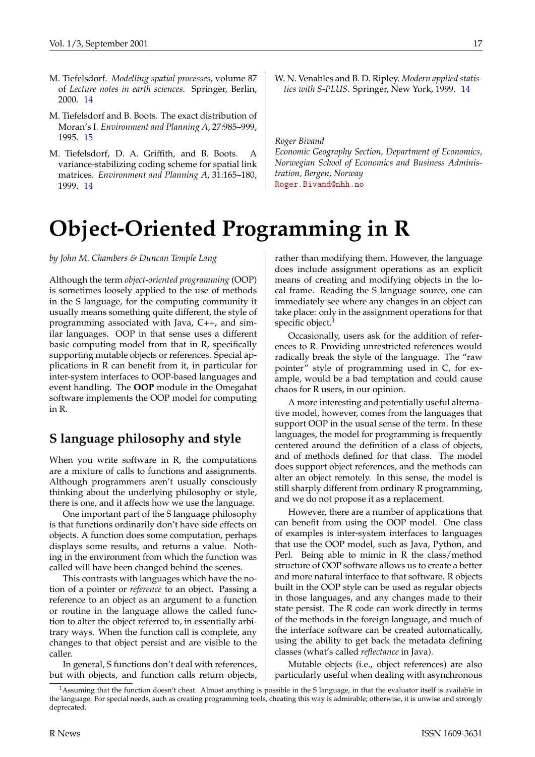M. Tiefelsdorf. *Modelling spatial processes*, volume 87 of *Lecture notes in earth sciences*. Springer, Berlin, 2000. 14

M. Tiefelsdorf and B. Boots. The exact distribution of Moran's I. *Environment and Planning A*, 27:985–999, 1995. 15

M. Tiefelsdorf, D. A. Griffith, and B. Boots. A variance-stabilizing coding scheme for spatial link matrices. *Environment and Planning A*, 31:165–180, 1999. 14

W. N. Venables and B. D. Ripley. *Modern applied statistics with S-PLUS*. Springer, New York, 1999. 14

*Roger Bivand*
*Economic Geography Section, Department of Economics, Norwegian School of Economics and Business Administration, Bergen, Norway*
Roger.Bivand@nhh.no

# Object-Oriented Programming in R

*by John M. Chambers & Duncan Temple Lang*

Although the term *object-oriented programming* (OOP) is sometimes loosely applied to the use of methods in the S language, for the computing community it usually means something quite different, the style of programming associated with Java, C++, and similar languages. OOP in that sense uses a different basic computing model from that in R, specifically supporting mutable objects or references. Special applications in R can benefit from it, in particular for inter-system interfaces to OOP-based languages and event handling. The **OOP** module in the Omegahat software implements the OOP model for computing in R.

## S language philosophy and style

When you write software in R, the computations are a mixture of calls to functions and assignments. Although programmers aren't usually consciously thinking about the underlying philosophy or style, there is one, and it affects how we use the language.

One important part of the S language philosophy is that functions ordinarily don't have side effects on objects. A function does some computation, perhaps displays some results, and returns a value. Nothing in the environment from which the function was called will have been changed behind the scenes.

This contrasts with languages which have the notion of a pointer or *reference* to an object. Passing a reference to an object as an argument to a function or routine in the language allows the called function to alter the object referred to, in essentially arbitrary ways. When the function call is complete, any changes to that object persist and are visible to the caller.

In general, S functions don't deal with references, but with objects, and function calls return objects, rather than modifying them. However, the language does include assignment operations as an explicit means of creating and modifying objects in the local frame. Reading the S language source, one can immediately see where any changes in an object can take place: only in the assignment operations for that specific object.[1]

Occasionally, users ask for the addition of references to R. Providing unrestricted references would radically break the style of the language. The "raw pointer" style of programming used in C, for example, would be a bad temptation and could cause chaos for R users, in our opinion.

A more interesting and potentially useful alternative model, however, comes from the languages that support OOP in the usual sense of the term. In these languages, the model for programming is frequently centered around the definition of a class of objects, and of methods defined for that class. The model does support object references, and the methods can alter an object remotely. In this sense, the model is still sharply different from ordinary R programming, and we do not propose it as a replacement.

However, there are a number of applications that can benefit from using the OOP model. One class of examples is inter-system interfaces to languages that use the OOP model, such as Java, Python, and Perl. Being able to mimic in R the class/method structure of OOP software allows us to create a better and more natural interface to that software. R objects built in the OOP style can be used as regular objects in those languages, and any changes made to their state persist. The R code can work directly in terms of the methods in the foreign language, and much of the interface software can be created automatically, using the ability to get back the metadata defining classes (what's called *reflectance* in Java).

Mutable objects (i.e., object references) are also particularly useful when dealing with asynchronous

[1] Assuming that the function doesn't cheat. Almost anything is possible in the S language, in that the evaluator itself is available in the language. For special needs, such as creating programming tools, cheating this way is admirable; otherwise, it is unwise and strongly deprecated.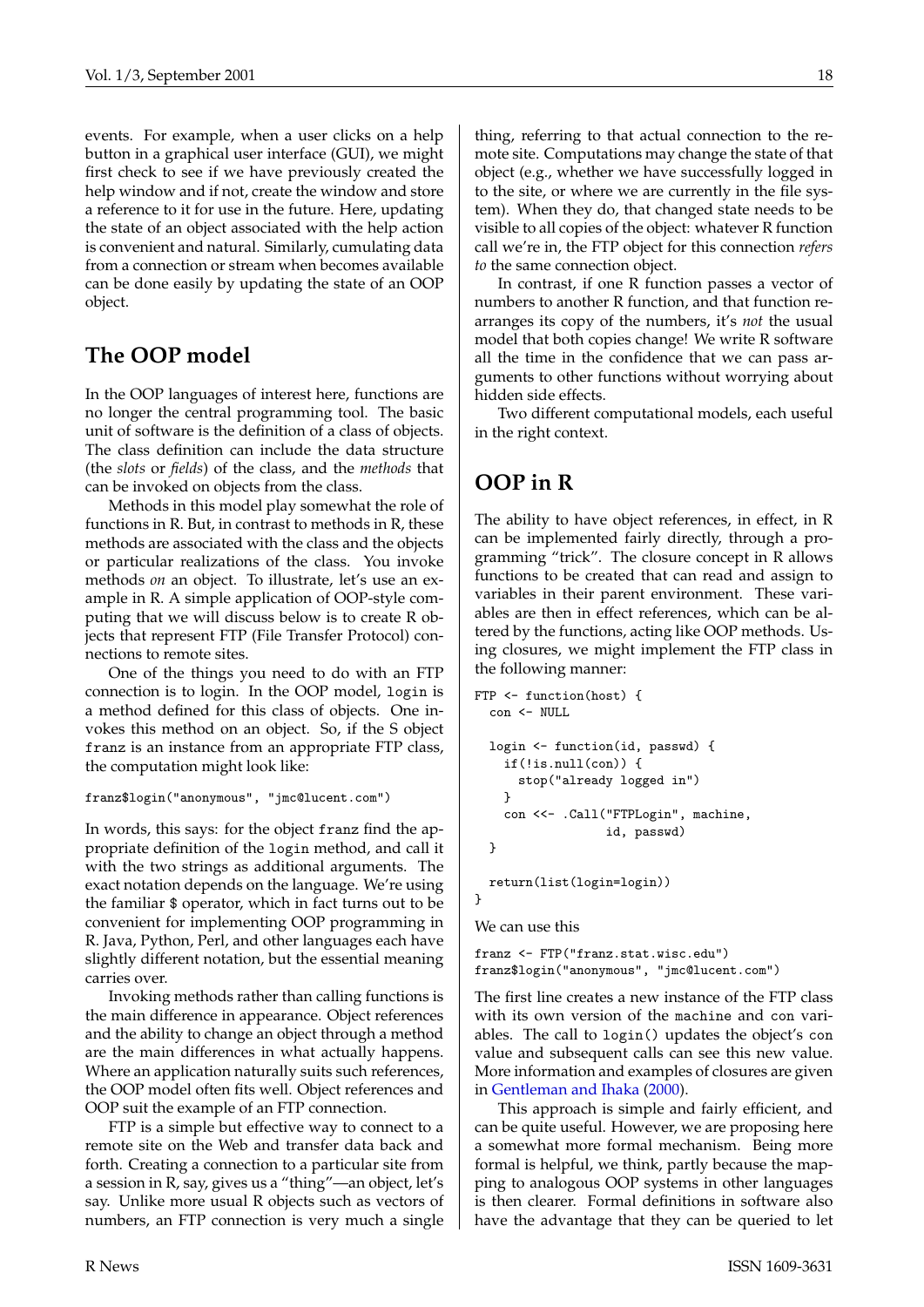events. For example, when a user clicks on a help button in a graphical user interface (GUI), we might first check to see if we have previously created the help window and if not, create the window and store a reference to it for use in the future. Here, updating the state of an object associated with the help action is convenient and natural. Similarly, cumulating data from a connection or stream when becomes available can be done easily by updating the state of an OOP object.

## The OOP model

In the OOP languages of interest here, functions are no longer the central programming tool. The basic unit of software is the definition of a class of objects. The class definition can include the data structure (the *slots* or *fields*) of the class, and the *methods* that can be invoked on objects from the class.

Methods in this model play somewhat the role of functions in R. But, in contrast to methods in R, these methods are associated with the class and the objects or particular realizations of the class. You invoke methods *on* an object. To illustrate, let's use an example in R. A simple application of OOP-style computing that we will discuss below is to create R objects that represent FTP (File Transfer Protocol) connections to remote sites.

One of the things you need to do with an FTP connection is to login. In the OOP model, `login` is a method defined for this class of objects. One invokes this method on an object. So, if the S object `franz` is an instance from an appropriate FTP class, the computation might look like:

```
franz$login("anonymous", "jmc@lucent.com")
```

In words, this says: for the object `franz` find the appropriate definition of the `login` method, and call it with the two strings as additional arguments. The exact notation depends on the language. We're using the familiar `$` operator, which in fact turns out to be convenient for implementing OOP programming in R. Java, Python, Perl, and other languages each have slightly different notation, but the essential meaning carries over.

Invoking methods rather than calling functions is the main difference in appearance. Object references and the ability to change an object through a method are the main differences in what actually happens. Where an application naturally suits such references, the OOP model often fits well. Object references and OOP suit the example of an FTP connection.

FTP is a simple but effective way to connect to a remote site on the Web and transfer data back and forth. Creating a connection to a particular site from a session in R, say, gives us a "thing"—an object, let's say. Unlike more usual R objects such as vectors of numbers, an FTP connection is very much a single thing, referring to that actual connection to the remote site. Computations may change the state of that object (e.g., whether we have successfully logged in to the site, or where we are currently in the file system). When they do, that changed state needs to be visible to all copies of the object: whatever R function call we're in, the FTP object for this connection *refers to* the same connection object.

In contrast, if one R function passes a vector of numbers to another R function, and that function rearranges its copy of the numbers, it's *not* the usual model that both copies change! We write R software all the time in the confidence that we can pass arguments to other functions without worrying about hidden side effects.

Two different computational models, each useful in the right context.

## OOP in R

The ability to have object references, in effect, in R can be implemented fairly directly, through a programming "trick". The closure concept in R allows functions to be created that can read and assign to variables in their parent environment. These variables are then in effect references, which can be altered by the functions, acting like OOP methods. Using closures, we might implement the FTP class in the following manner:

```
FTP <- function(host) {
  con <- NULL

  login <- function(id, passwd) {
    if(!is.null(con)) {
      stop("already logged in")
    }
    con <<- .Call("FTPLogin", machine,
                  id, passwd)
  }

  return(list(login=login))
}
```

We can use this

```
franz <- FTP("franz.stat.wisc.edu")
franz$login("anonymous", "jmc@lucent.com")
```

The first line creates a new instance of the FTP class with its own version of the `machine` and `con` variables. The call to `login()` updates the object's `con` value and subsequent calls can see this new value. More information and examples of closures are given in Gentleman and Ihaka (2000).

This approach is simple and fairly efficient, and can be quite useful. However, we are proposing here a somewhat more formal mechanism. Being more formal is helpful, we think, partly because the mapping to analogous OOP systems in other languages is then clearer. Formal definitions in software also have the advantage that they can be queried to let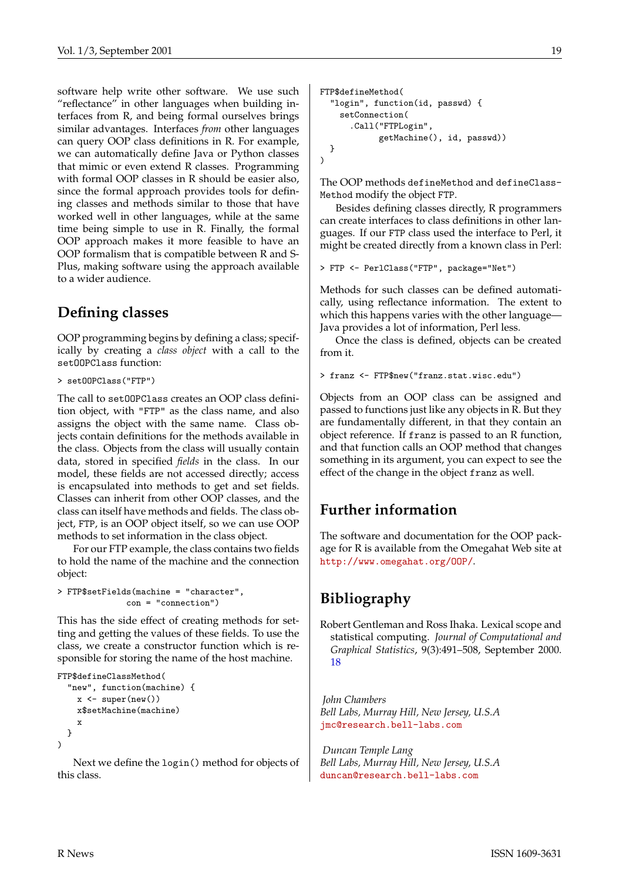software help write other software. We use such "reflectance" in other languages when building interfaces from R, and being formal ourselves brings similar advantages. Interfaces *from* other languages can query OOP class definitions in R. For example, we can automatically define Java or Python classes that mimic or even extend R classes. Programming with formal OOP classes in R should be easier also, since the formal approach provides tools for defining classes and methods similar to those that have worked well in other languages, while at the same time being simple to use in R. Finally, the formal OOP approach makes it more feasible to have an OOP formalism that is compatible between R and S-Plus, making software using the approach available to a wider audience.

## Defining classes

OOP programming begins by defining a class; specifically by creating a *class object* with a call to the `setOOPClass` function:

```
> setOOPClass("FTP")
```

The call to `setOOPClass` creates an OOP class definition object, with `"FTP"` as the class name, and also assigns the object with the same name. Class objects contain definitions for the methods available in the class. Objects from the class will usually contain data, stored in specified *fields* in the class. In our model, these fields are not accessed directly; access is encapsulated into methods to get and set fields. Classes can inherit from other OOP classes, and the class can itself have methods and fields. The class object, `FTP`, is an OOP object itself, so we can use OOP methods to set information in the class object.

For our FTP example, the class contains two fields to hold the name of the machine and the connection object:

```
> FTP$setFields(machine = "character",
              con = "connection")
```

This has the side effect of creating methods for setting and getting the values of these fields. To use the class, we create a constructor function which is responsible for storing the name of the host machine.

```
FTP$defineClassMethod(
  "new", function(machine) {
    x <- super(new())
    x$setMachine(machine)
    x
  }
)
```

Next we define the `login()` method for objects of this class.

```
FTP$defineMethod(
  "login", function(id, passwd) {
    setConnection(
      .Call("FTPLogin",
            getMachine(), id, passwd))
  }
)
```

The OOP methods `defineMethod` and `defineClassMethod` modify the object `FTP`.

Besides defining classes directly, R programmers can create interfaces to class definitions in other languages. If our `FTP` class used the interface to Perl, it might be created directly from a known class in Perl:

```
> FTP <- PerlClass("FTP", package="Net")
```

Methods for such classes can be defined automatically, using reflectance information. The extent to which this happens varies with the other language—Java provides a lot of information, Perl less.

Once the class is defined, objects can be created from it.

```
> franz <- FTP$new("franz.stat.wisc.edu")
```

Objects from an OOP class can be assigned and passed to functions just like any objects in R. But they are fundamentally different, in that they contain an object reference. If `franz` is passed to an R function, and that function calls an OOP method that changes something in its argument, you can expect to see the effect of the change in the object `franz` as well.

## Further information

The software and documentation for the OOP package for R is available from the Omegahat Web site at http://www.omegahat.org/OOP/.

## Bibliography

Robert Gentleman and Ross Ihaka. Lexical scope and statistical computing. *Journal of Computational and Graphical Statistics*, 9(3):491–508, September 2000. 18

*John Chambers*
*Bell Labs, Murray Hill, New Jersey, U.S.A*
jmc@research.bell-labs.com

*Duncan Temple Lang*
*Bell Labs, Murray Hill, New Jersey, U.S.A*
duncan@research.bell-labs.com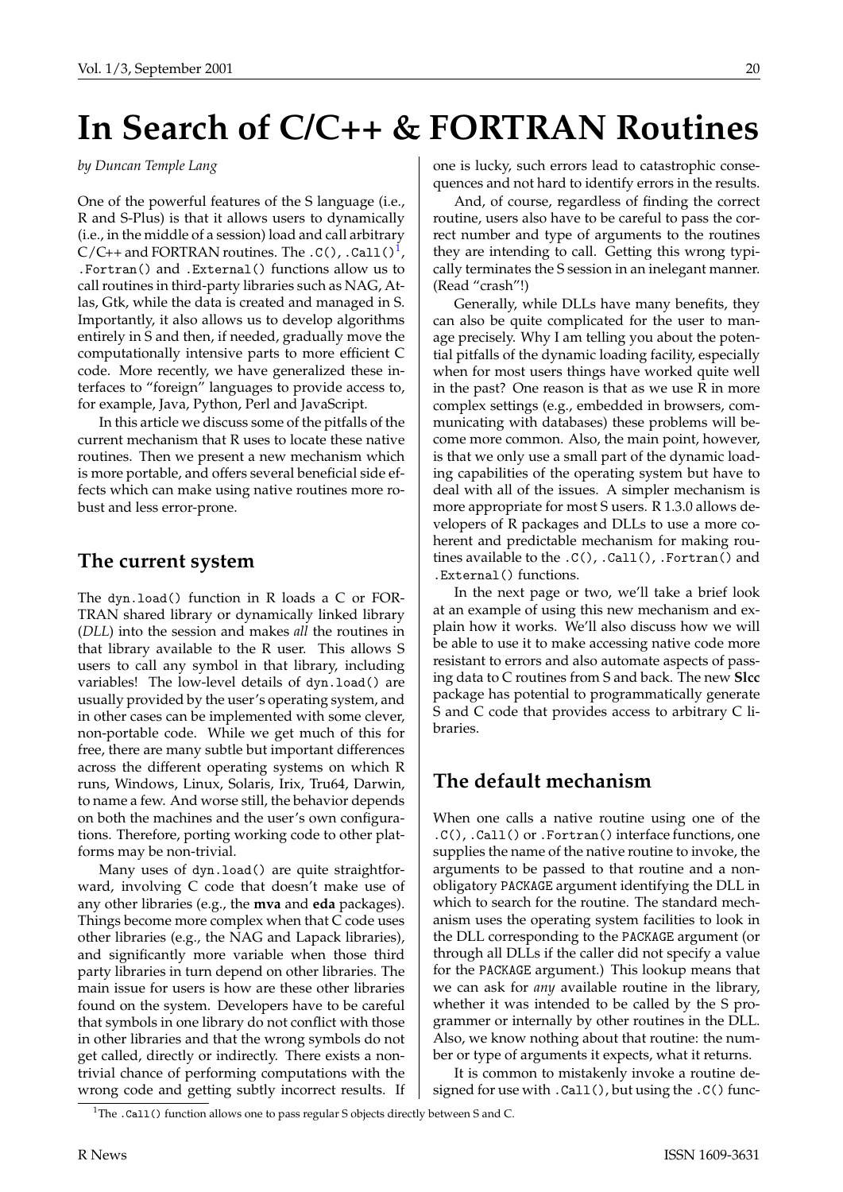# In Search of C/C++ & FORTRAN Routines

*by Duncan Temple Lang*

One of the powerful features of the S language (i.e., R and S-Plus) is that it allows users to dynamically (i.e., in the middle of a session) load and call arbitrary C/C++ and FORTRAN routines. The `.C()`, `.Call()`[1], `.Fortran()` and `.External()` functions allow us to call routines in third-party libraries such as NAG, Atlas, Gtk, while the data is created and managed in S. Importantly, it also allows us to develop algorithms entirely in S and then, if needed, gradually move the computationally intensive parts to more efficient C code. More recently, we have generalized these interfaces to "foreign" languages to provide access to, for example, Java, Python, Perl and JavaScript.

In this article we discuss some of the pitfalls of the current mechanism that R uses to locate these native routines. Then we present a new mechanism which is more portable, and offers several beneficial side effects which can make using native routines more robust and less error-prone.

## The current system

The `dyn.load()` function in R loads a C or FORTRAN shared library or dynamically linked library (*DLL*) into the session and makes *all* the routines in that library available to the R user. This allows S users to call any symbol in that library, including variables! The low-level details of `dyn.load()` are usually provided by the user's operating system, and in other cases can be implemented with some clever, non-portable code. While we get much of this for free, there are many subtle but important differences across the different operating systems on which R runs, Windows, Linux, Solaris, Irix, Tru64, Darwin, to name a few. And worse still, the behavior depends on both the machines and the user's own configurations. Therefore, porting working code to other platforms may be non-trivial.

Many uses of `dyn.load()` are quite straightforward, involving C code that doesn't make use of any other libraries (e.g., the **mva** and **eda** packages). Things become more complex when that C code uses other libraries (e.g., the NAG and Lapack libraries), and significantly more variable when those third party libraries in turn depend on other libraries. The main issue for users is how are these other libraries found on the system. Developers have to be careful that symbols in one library do not conflict with those in other libraries and that the wrong symbols do not get called, directly or indirectly. There exists a non-trivial chance of performing computations with the wrong code and getting subtly incorrect results. If one is lucky, such errors lead to catastrophic consequences and not hard to identify errors in the results.

And, of course, regardless of finding the correct routine, users also have to be careful to pass the correct number and type of arguments to the routines they are intending to call. Getting this wrong typically terminates the S session in an inelegant manner. (Read "crash"!)

Generally, while DLLs have many benefits, they can also be quite complicated for the user to manage precisely. Why I am telling you about the potential pitfalls of the dynamic loading facility, especially when for most users things have worked quite well in the past? One reason is that as we use R in more complex settings (e.g., embedded in browsers, communicating with databases) these problems will become more common. Also, the main point, however, is that we only use a small part of the dynamic loading capabilities of the operating system but have to deal with all of the issues. A simpler mechanism is more appropriate for most S users. R 1.3.0 allows developers of R packages and DLLs to use a more coherent and predictable mechanism for making routines available to the `.C()`, `.Call()`, `.Fortran()` and `.External()` functions.

In the next page or two, we'll take a brief look at an example of using this new mechanism and explain how it works. We'll also discuss how we will be able to use it to make accessing native code more resistant to errors and also automate aspects of passing data to C routines from S and back. The new **Slcc** package has potential to programmatically generate S and C code that provides access to arbitrary C libraries.

## The default mechanism

When one calls a native routine using one of the `.C()`, `.Call()` or `.Fortran()` interface functions, one supplies the name of the native routine to invoke, the arguments to be passed to that routine and a non-obligatory `PACKAGE` argument identifying the DLL in which to search for the routine. The standard mechanism uses the operating system facilities to look in the DLL corresponding to the `PACKAGE` argument (or through all DLLs if the caller did not specify a value for the `PACKAGE` argument.) This lookup means that we can ask for *any* available routine in the library, whether it was intended to be called by the S programmer or internally by other routines in the DLL. Also, we know nothing about that routine: the number or type of arguments it expects, what it returns.

It is common to mistakenly invoke a routine designed for use with `.Call()`, but using the `.C()` func-

[1] The `.Call()` function allows one to pass regular S objects directly between S and C.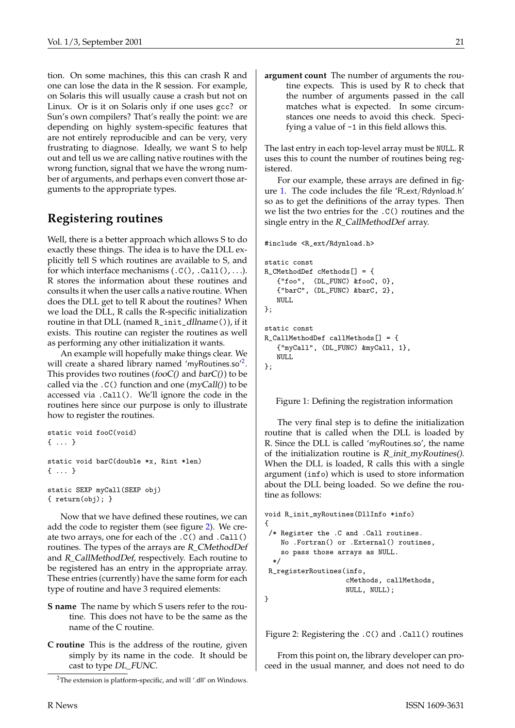tion. On some machines, this this can crash R and one can lose the data in the R session. For example, on Solaris this will usually cause a crash but not on Linux. Or is it on Solaris only if one uses gcc? or Sun's own compilers? That's really the point: we are depending on highly system-specific features that are not entirely reproducible and can be very, very frustrating to diagnose. Ideally, we want S to help out and tell us we are calling native routines with the wrong function, signal that we have the wrong number of arguments, and perhaps even convert those arguments to the appropriate types.

## Registering routines

Well, there is a better approach which allows S to do exactly these things. The idea is to have the DLL explicitly tell S which routines are available to S, and for which interface mechanisms (`.C()`, `.Call()`, ...). R stores the information about these routines and consults it when the user calls a native routine. When does the DLL get to tell R about the routines? When we load the DLL, R calls the R-specific initialization routine in that DLL (named `R_init_`*dllname*`()`), if it exists. This routine can register the routines as well as performing any other initialization it wants.

An example will hopefully make things clear. We will create a shared library named 'myRoutines.so'[2]. This provides two routines (*fooC()* and *barC()*) to be called via the `.C()` function and one (*myCall()*) to be accessed via `.Call()`. We'll ignore the code in the routines here since our purpose is only to illustrate how to register the routines.

```
static void fooC(void)
{ ... }

static void barC(double *x, Rint *len)
{ ... }

static SEXP myCall(SEXP obj)
{ return(obj); }
```

Now that we have defined these routines, we can add the code to register them (see figure 2). We create two arrays, one for each of the `.C()` and `.Call()` routines. The types of the arrays are *R_CMethodDef* and *R_CallMethodDef*, respectively. Each routine to be registered has an entry in the appropriate array. These entries (currently) have the same form for each type of routine and have 3 required elements:

**S name** The name by which S users refer to the routine. This does not have to be the same as the name of the C routine.

**C routine** This is the address of the routine, given simply by its name in the code. It should be cast to type *DL_FUNC*.

**argument count** The number of arguments the routine expects. This is used by R to check that the number of arguments passed in the call matches what is expected. In some circumstances one needs to avoid this check. Specifying a value of `-1` in this field allows this.

The last entry in each top-level array must be `NULL`. R uses this to count the number of routines being registered.

For our example, these arrays are defined in figure 1. The code includes the file 'R_ext/Rdynload.h' so as to get the definitions of the array types. Then we list the two entries for the `.C()` routines and the single entry in the *R_CallMethodDef* array.

```
#include <R_ext/Rdynload.h>

static const
R_CMethodDef cMethods[] = {
   {"foo",  (DL_FUNC) &fooC, 0},
   {"barC", (DL_FUNC) &barC, 2},
   NULL
};

static const
R_CallMethodDef callMethods[] = {
   {"myCall", (DL_FUNC) &myCall, 1},
   NULL
};
```

Figure 1: Defining the registration information

The very final step is to define the initialization routine that is called when the DLL is loaded by R. Since the DLL is called 'myRoutines.so', the name of the initialization routine is *R_init_myRoutines()*. When the DLL is loaded, R calls this with a single argument (`info`) which is used to store information about the DLL being loaded. So we define the routine as follows:

```
void R_init_myRoutines(DllInfo *info)
{
 /* Register the .C and .Call routines.
    No .Fortran() or .External() routines,
    so pass those arrays as NULL.
  */
 R_registerRoutines(info,
                    cMethods, callMethods,
                    NULL, NULL);
}
```

Figure 2: Registering the `.C()` and `.Call()` routines

From this point on, the library developer can proceed in the usual manner, and does not need to do

[2] The extension is platform-specific, and will '.dll' on Windows.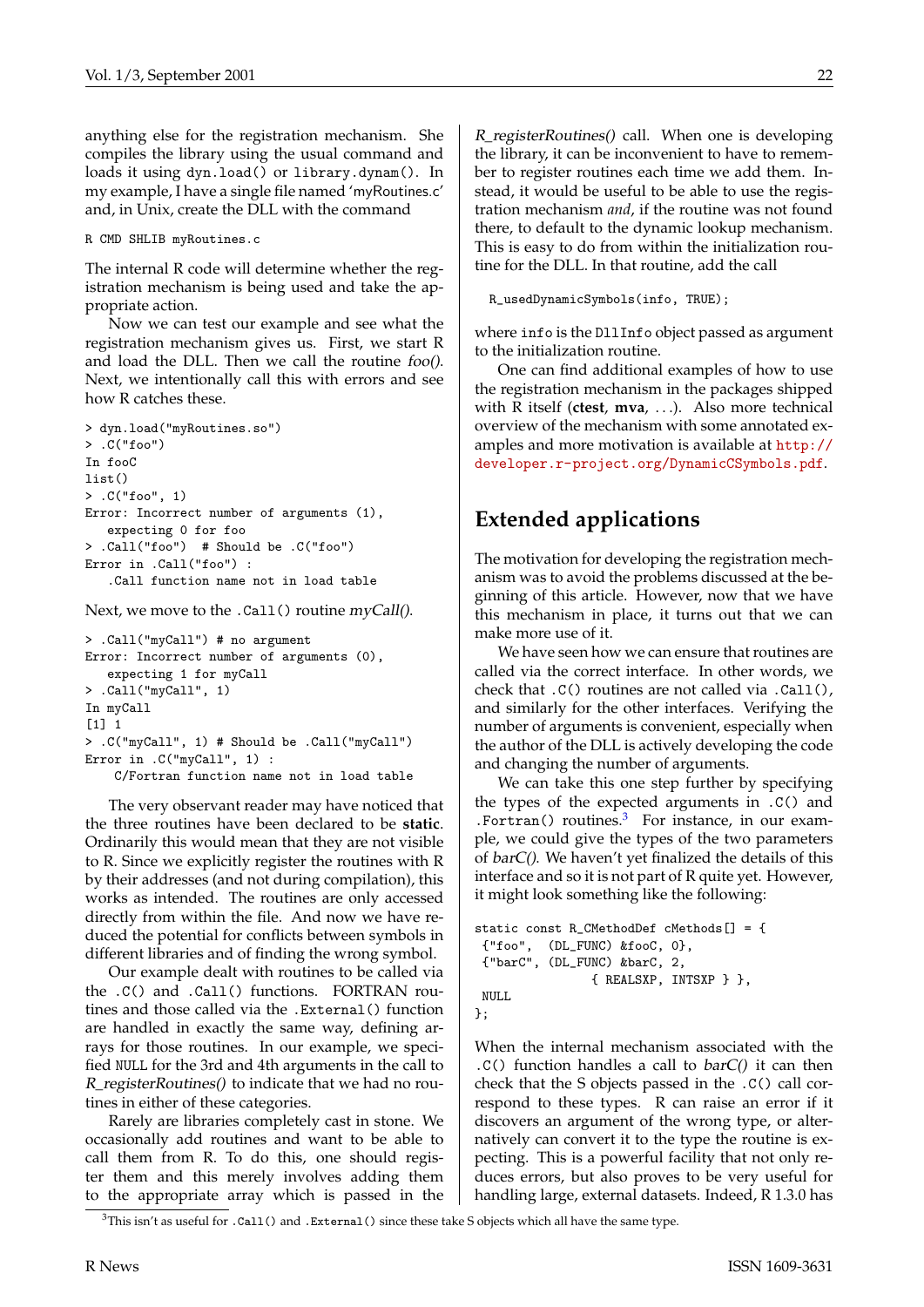anything else for the registration mechanism. She compiles the library using the usual command and loads it using `dyn.load()` or `library.dynam()`. In my example, I have a single file named 'myRoutines.c' and, in Unix, create the DLL with the command

```
R CMD SHLIB myRoutines.c
```

The internal R code will determine whether the registration mechanism is being used and take the appropriate action.

Now we can test our example and see what the registration mechanism gives us. First, we start R and load the DLL. Then we call the routine *foo()*. Next, we intentionally call this with errors and see how R catches these.

```
> dyn.load("myRoutines.so")
> .C("foo")
In fooC
list()
> .C("foo", 1)
Error: Incorrect number of arguments (1),
   expecting 0 for foo
> .Call("foo")  # Should be .C("foo")
Error in .Call("foo") :
   .Call function name not in load table
```

Next, we move to the `.Call()` routine *myCall()*.

```
> .Call("myCall") # no argument
Error: Incorrect number of arguments (0),
   expecting 1 for myCall
> .Call("myCall", 1)
In myCall
[1] 1
> .C("myCall", 1) # Should be .Call("myCall")
Error in .C("myCall", 1) :
    C/Fortran function name not in load table
```

The very observant reader may have noticed that the three routines have been declared to be **static**. Ordinarily this would mean that they are not visible to R. Since we explicitly register the routines with R by their addresses (and not during compilation), this works as intended. The routines are only accessed directly from within the file. And now we have reduced the potential for conflicts between symbols in different libraries and of finding the wrong symbol.

Our example dealt with routines to be called via the `.C()` and `.Call()` functions. FORTRAN routines and those called via the `.External()` function are handled in exactly the same way, defining arrays for those routines. In our example, we specified `NULL` for the 3rd and 4th arguments in the call to *R_registerRoutines()* to indicate that we had no routines in either of these categories.

Rarely are libraries completely cast in stone. We occasionally add routines and want to be able to call them from R. To do this, one should register them and this merely involves adding them to the appropriate array which is passed in the *R_registerRoutines()* call. When one is developing the library, it can be inconvenient to have to remember to register routines each time we add them. Instead, it would be useful to be able to use the registration mechanism *and*, if the routine was not found there, to default to the dynamic lookup mechanism. This is easy to do from within the initialization routine for the DLL. In that routine, add the call

```
R_usedDynamicSymbols(info, TRUE);
```

where `info` is the `DllInfo` object passed as argument to the initialization routine.

One can find additional examples of how to use the registration mechanism in the packages shipped with R itself (**ctest**, **mva**, ...). Also more technical overview of the mechanism with some annotated examples and more motivation is available at http://developer.r-project.org/DynamicCSymbols.pdf.

## Extended applications

The motivation for developing the registration mechanism was to avoid the problems discussed at the beginning of this article. However, now that we have this mechanism in place, it turns out that we can make more use of it.

We have seen how we can ensure that routines are called via the correct interface. In other words, we check that `.C()` routines are not called via `.Call()`, and similarly for the other interfaces. Verifying the number of arguments is convenient, especially when the author of the DLL is actively developing the code and changing the number of arguments.

We can take this one step further by specifying the types of the expected arguments in `.C()` and `.Fortran()` routines.[3] For instance, in our example, we could give the types of the two parameters of *barC()*. We haven't yet finalized the details of this interface and so it is not part of R quite yet. However, it might look something like the following:

```
static const R_CMethodDef cMethods[] = {
 {"foo",  (DL_FUNC) &fooC, 0},
 {"barC", (DL_FUNC) &barC, 2,
              { REALSXP, INTSXP } },
 NULL
};
```

When the internal mechanism associated with the `.C()` function handles a call to *barC()* it can then check that the S objects passed in the `.C()` call correspond to these types. R can raise an error if it discovers an argument of the wrong type, or alternatively can convert it to the type the routine is expecting. This is a powerful facility that not only reduces errors, but also proves to be very useful for handling large, external datasets. Indeed, R 1.3.0 has

[3] This isn't as useful for `.Call()` and `.External()` since these take S objects which all have the same type.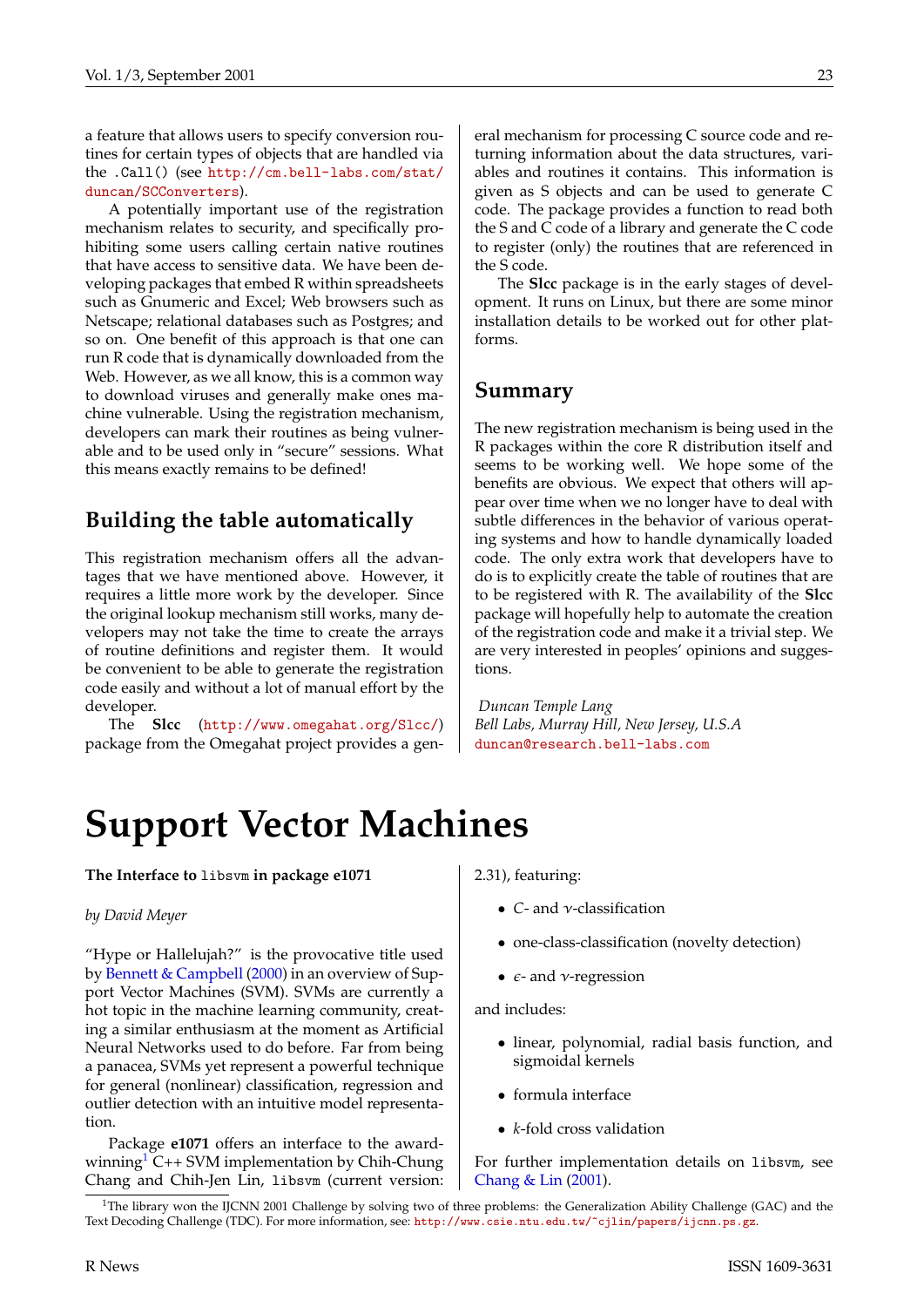a feature that allows users to specify conversion routines for certain types of objects that are handled via the `.Call()` (see http://cm.bell-labs.com/stat/duncan/SCConverters).

A potentially important use of the registration mechanism relates to security, and specifically prohibiting some users calling certain native routines that have access to sensitive data. We have been developing packages that embed R within spreadsheets such as Gnumeric and Excel; Web browsers such as Netscape; relational databases such as Postgres; and so on. One benefit of this approach is that one can run R code that is dynamically downloaded from the Web. However, as we all know, this is a common way to download viruses and generally make ones machine vulnerable. Using the registration mechanism, developers can mark their routines as being vulnerable and to be used only in "secure" sessions. What this means exactly remains to be defined!

## Building the table automatically

This registration mechanism offers all the advantages that we have mentioned above. However, it requires a little more work by the developer. Since the original lookup mechanism still works, many developers may not take the time to create the arrays of routine definitions and register them. It would be convenient to be able to generate the registration code easily and without a lot of manual effort by the developer.

The **Slcc** (http://www.omegahat.org/Slcc/) package from the Omegahat project provides a general mechanism for processing C source code and returning information about the data structures, variables and routines it contains. This information is given as S objects and can be used to generate C code. The package provides a function to read both the S and C code of a library and generate the C code to register (only) the routines that are referenced in the S code.

The **Slcc** package is in the early stages of development. It runs on Linux, but there are some minor installation details to be worked out for other platforms.

## Summary

The new registration mechanism is being used in the R packages within the core R distribution itself and seems to be working well. We hope some of the benefits are obvious. We expect that others will appear over time when we no longer have to deal with subtle differences in the behavior of various operating systems and how to handle dynamically loaded code. The only extra work that developers have to do is to explicitly create the table of routines that are to be registered with R. The availability of the **Slcc** package will hopefully help to automate the creation of the registration code and make it a trivial step. We are very interested in peoples' opinions and suggestions.

*Duncan Temple Lang*
*Bell Labs, Murray Hill, New Jersey, U.S.A*
duncan@research.bell-labs.com

# Support Vector Machines

**The Interface to `libsvm` in package e1071**

*by David Meyer*

"Hype or Hallelujah?" is the provocative title used by Bennett & Campbell (2000) in an overview of Support Vector Machines (SVM). SVMs are currently a hot topic in the machine learning community, creating a similar enthusiasm at the moment as Artificial Neural Networks used to do before. Far from being a panacea, SVMs yet represent a powerful technique for general (nonlinear) classification, regression and outlier detection with an intuitive model representation.

Package **e1071** offers an interface to the award-winning[1] C++ SVM implementation by Chih-Chung Chang and Chih-Jen Lin, `libsvm` (current version: 2.31), featuring:

- $C$- and $\nu$-classification
- one-class-classification (novelty detection)
- $\epsilon$- and $\nu$-regression

and includes:

- linear, polynomial, radial basis function, and sigmoidal kernels
- formula interface
- $k$-fold cross validation

For further implementation details on `libsvm`, see Chang & Lin (2001).

[1] The library won the IJCNN 2001 Challenge by solving two of three problems: the Generalization Ability Challenge (GAC) and the Text Decoding Challenge (TDC). For more information, see: http://www.csie.ntu.edu.tw/~cjlin/papers/ijcnn.ps.gz.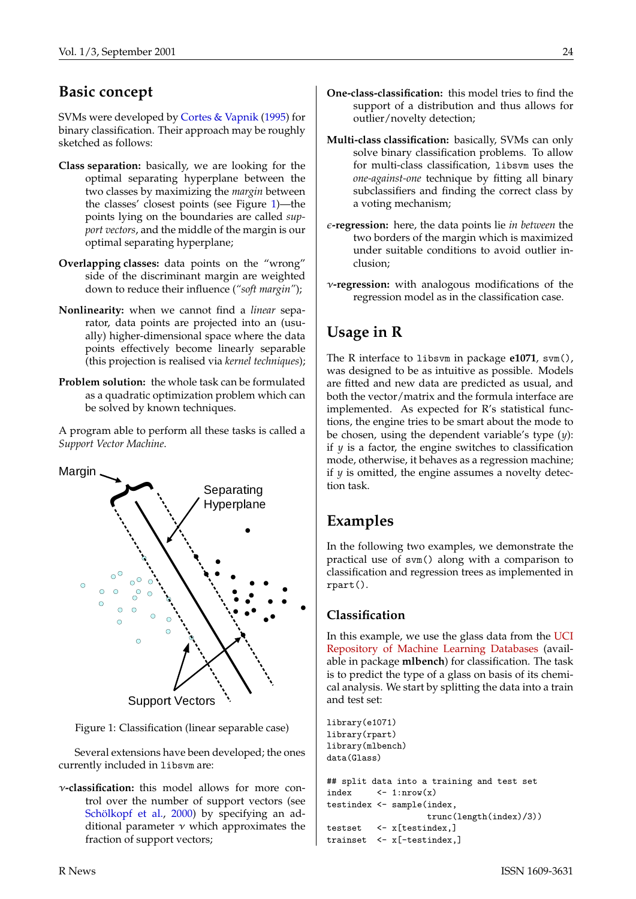## Basic concept

SVMs were developed by Cortes & Vapnik (1995) for binary classification. Their approach may be roughly sketched as follows:

**Class separation:** basically, we are looking for the optimal separating hyperplane between the two classes by maximizing the *margin* between the classes' closest points (see Figure 1)—the points lying on the boundaries are called *support vectors*, and the middle of the margin is our optimal separating hyperplane;

**Overlapping classes:** data points on the "wrong" side of the discriminant margin are weighted down to reduce their influence (*"soft margin"*);

**Nonlinearity:** when we cannot find a *linear* separator, data points are projected into an (usually) higher-dimensional space where the data points effectively become linearly separable (this projection is realised via *kernel techniques*);

**Problem solution:** the whole task can be formulated as a quadratic optimization problem which can be solved by known techniques.

A program able to perform all these tasks is called a *Support Vector Machine*.

Figure 1: Classification (linear separable case)

Several extensions have been developed; the ones currently included in `libsvm` are:

**$\nu$-classification:** this model allows for more control over the number of support vectors (see Schölkopf et al., 2000) by specifying an additional parameter $\nu$ which approximates the fraction of support vectors;

**One-class-classification:** this model tries to find the support of a distribution and thus allows for outlier/novelty detection;

**Multi-class classification:** basically, SVMs can only solve binary classification problems. To allow for multi-class classification, `libsvm` uses the *one-against-one* technique by fitting all binary subclassifiers and finding the correct class by a voting mechanism;

**$\epsilon$-regression:** here, the data points lie *in between* the two borders of the margin which is maximized under suitable conditions to avoid outlier inclusion;

**$\nu$-regression:** with analogous modifications of the regression model as in the classification case.

## Usage in R

The R interface to `libsvm` in package **e1071**, `svm()`, was designed to be as intuitive as possible. Models are fitted and new data are predicted as usual, and both the vector/matrix and the formula interface are implemented. As expected for R's statistical functions, the engine tries to be smart about the mode to be chosen, using the dependent variable's type ($y$): if $y$ is a factor, the engine switches to classification mode, otherwise, it behaves as a regression machine; if $y$ is omitted, the engine assumes a novelty detection task.

## Examples

In the following two examples, we demonstrate the practical use of `svm()` along with a comparison to classification and regression trees as implemented in `rpart()`.

### Classification

In this example, we use the glass data from the UCI Repository of Machine Learning Databases (available in package **mlbench**) for classification. The task is to predict the type of a glass on basis of its chemical analysis. We start by splitting the data into a train and test set:

```
library(e1071)
library(rpart)
library(mlbench)
data(Glass)

## split data into a training and test set
index     <- 1:nrow(x)
testindex <- sample(index,
                    trunc(length(index)/3))
testset   <- x[testindex,]
trainset  <- x[-testindex,]
```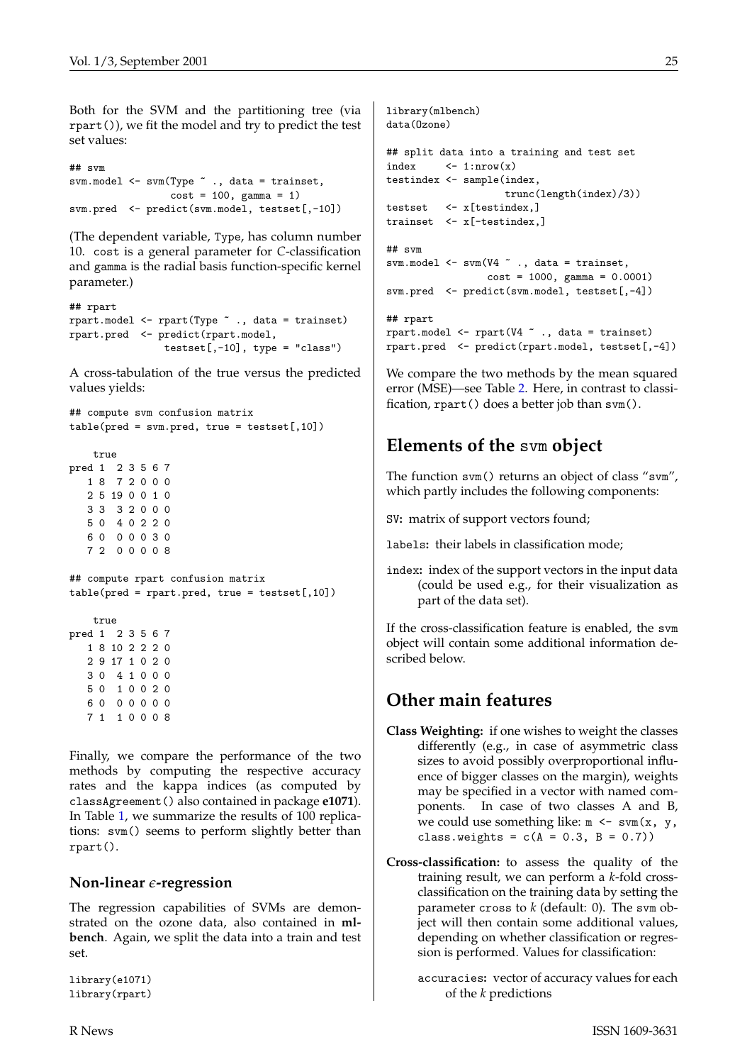Both for the SVM and the partitioning tree (via `rpart()`), we fit the model and try to predict the test set values:

```
## svm
svm.model <- svm(Type ~ ., data = trainset,
                 cost = 100, gamma = 1)
svm.pred  <- predict(svm.model, testset[,-10])
```

(The dependent variable, `Type`, has column number 10. `cost` is a general parameter for *C*-classification and `gamma` is the radial basis function-specific kernel parameter.)

```
## rpart
rpart.model <- rpart(Type ~ ., data = trainset)
rpart.pred  <- predict(rpart.model,
                 testset[,-10], type = "class")
```

A cross-tabulation of the true versus the predicted values yields:

```
## compute svm confusion matrix
table(pred = svm.pred, true = testset[,10])

    true
pred 1  2 3 5 6 7
   1 8  7 2 0 0 0
   2 5 19 0 0 1 0
   3 3  3 2 0 0 0
   5 0  4 0 2 2 0
   6 0  0 0 0 3 0
   7 2  0 0 0 0 8

## compute rpart confusion matrix
table(pred = rpart.pred, true = testset[,10])

    true
pred 1  2 3 5 6 7
   1 8 10 2 2 2 0
   2 9 17 1 0 2 0
   3 0  4 1 0 0 0
   5 0  1 0 0 2 0
   6 0  0 0 0 0 0
   7 1  1 0 0 0 8
```

Finally, we compare the performance of the two methods by computing the respective accuracy rates and the kappa indices (as computed by `classAgreement()` also contained in package **e1071**). In Table 1, we summarize the results of 100 replications: `svm()` seems to perform slightly better than `rpart()`.

### Non-linear $\epsilon$-regression

The regression capabilities of SVMs are demonstrated on the ozone data, also contained in **mlbench**. Again, we split the data into a train and test set.

```
library(e1071)
library(rpart)
library(mlbench)
data(Ozone)

## split data into a training and test set
index     <- 1:nrow(x)
testindex <- sample(index,
                    trunc(length(index)/3))
testset   <- x[testindex,]
trainset  <- x[-testindex,]

## svm
svm.model <- svm(V4 ~ ., data = trainset,
                 cost = 1000, gamma = 0.0001)
svm.pred  <- predict(svm.model, testset[,-4])

## rpart
rpart.model <- rpart(V4 ~ ., data = trainset)
rpart.pred  <- predict(rpart.model, testset[,-4])
```

We compare the two methods by the mean squared error (MSE)—see Table 2. Here, in contrast to classification, `rpart()` does a better job than `svm()`.

## Elements of the `svm` object

The function `svm()` returns an object of class "svm", which partly includes the following components:

`SV`**:** matrix of support vectors found;

`labels`**:** their labels in classification mode;

`index`**:** index of the support vectors in the input data (could be used e.g., for their visualization as part of the data set).

If the cross-classification feature is enabled, the `svm` object will contain some additional information described below.

## Other main features

**Class Weighting:** if one wishes to weight the classes differently (e.g., in case of asymmetric class sizes to avoid possibly overproportional influence of bigger classes on the margin), weights may be specified in a vector with named components. In case of two classes A and B, we could use something like: `m <- svm(x, y, class.weights = c(A = 0.3, B = 0.7))`

**Cross-classification:** to assess the quality of the training result, we can perform a *k*-fold cross-classification on the training data by setting the parameter `cross` to *k* (default: 0). The `svm` object will then contain some additional values, depending on whether classification or regression is performed. Values for classification:

`accuracies`**:** vector of accuracy values for each of the *k* predictions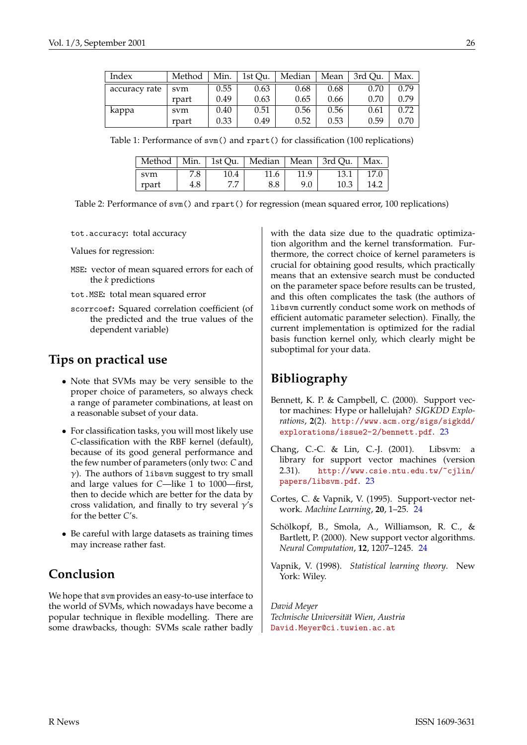| Index | Method | Min. | 1st Qu. | Median | Mean | 3rd Qu. | Max. |
|---|---|---|---|---|---|---|---|
| accuracy rate | svm | 0.55 | 0.63 | 0.68 | 0.68 | 0.70 | 0.79 |
| | rpart | 0.49 | 0.63 | 0.65 | 0.66 | 0.70 | 0.79 |
| kappa | svm | 0.40 | 0.51 | 0.56 | 0.56 | 0.61 | 0.72 |
| | rpart | 0.33 | 0.49 | 0.52 | 0.53 | 0.59 | 0.70 |

Table 1: Performance of `svm()` and `rpart()` for classification (100 replications)

| Method | Min. | 1st Qu. | Median | Mean | 3rd Qu. | Max. |
|---|---|---|---|---|---|---|
| svm | 7.8 | 10.4 | 11.6 | 11.9 | 13.1 | 17.0 |
| rpart | 4.8 | 7.7 | 8.8 | 9.0 | 10.3 | 14.2 |

Table 2: Performance of `svm()` and `rpart()` for regression (mean squared error, 100 replications)

`tot.accuracy`: total accuracy

Values for regression:

`MSE`: vector of mean squared errors for each of the $k$ predictions

`tot.MSE`: total mean squared error

`scorrcoef`: Squared correlation coefficient (of the predicted and the true values of the dependent variable)

## Tips on practical use

- Note that SVMs may be very sensible to the proper choice of parameters, so always check a range of parameter combinations, at least on a reasonable subset of your data.
- For classification tasks, you will most likely use $C$-classification with the RBF kernel (default), because of its good general performance and the few number of parameters (only two: $C$ and $\gamma$). The authors of `libsvm` suggest to try small and large values for $C$—like 1 to 1000—first, then to decide which are better for the data by cross validation, and finally to try several $\gamma$'s for the better $C$'s.
- Be careful with large datasets as training times may increase rather fast.

## Conclusion

We hope that `svm` provides an easy-to-use interface to the world of SVMs, which nowadays have become a popular technique in flexible modelling. There are some drawbacks, though: SVMs scale rather badly with the data size due to the quadratic optimization algorithm and the kernel transformation. Furthermore, the correct choice of kernel parameters is crucial for obtaining good results, which practically means that an extensive search must be conducted on the parameter space before results can be trusted, and this often complicates the task (the authors of `libsvm` currently conduct some work on methods of efficient automatic parameter selection). Finally, the current implementation is optimized for the radial basis function kernel only, which clearly might be suboptimal for your data.

## Bibliography

Bennett, K. P. & Campbell, C. (2000). Support vector machines: Hype or hallelujah? *SIGKDD Explorations*, **2**(2). http://www.acm.org/sigs/sigkdd/explorations/issue2-2/bennett.pdf. 23

Chang, C.-C. & Lin, C.-J. (2001). Libsvm: a library for support vector machines (version 2.31). http://www.csie.ntu.edu.tw/~cjlin/papers/libsvm.pdf. 23

Cortes, C. & Vapnik, V. (1995). Support-vector network. *Machine Learning*, **20**, 1–25. 24

Schölkopf, B., Smola, A., Williamson, R. C., & Bartlett, P. (2000). New support vector algorithms. *Neural Computation*, **12**, 1207–1245. 24

Vapnik, V. (1998). *Statistical learning theory*. New York: Wiley.

*David Meyer*
*Technische Universität Wien, Austria*
David.Meyer@ci.tuwien.ac.at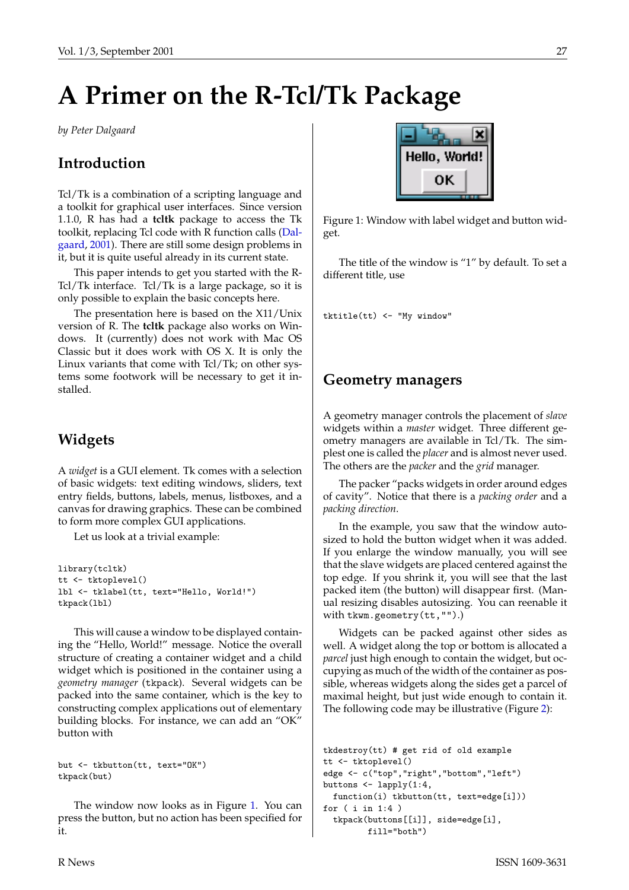# A Primer on the R-Tcl/Tk Package

*by Peter Dalgaard*

## Introduction

Tcl/Tk is a combination of a scripting language and a toolkit for graphical user interfaces. Since version 1.1.0, R has had a **tcltk** package to access the Tk toolkit, replacing Tcl code with R function calls (Dalgaard, 2001). There are still some design problems in it, but it is quite useful already in its current state.

This paper intends to get you started with the R-Tcl/Tk interface. Tcl/Tk is a large package, so it is only possible to explain the basic concepts here.

The presentation here is based on the X11/Unix version of R. The **tcltk** package also works on Windows. It (currently) does not work with Mac OS Classic but it does work with OS X. It is only the Linux variants that come with Tcl/Tk; on other systems some footwork will be necessary to get it installed.

## Widgets

A *widget* is a GUI element. Tk comes with a selection of basic widgets: text editing windows, sliders, text entry fields, buttons, labels, menus, listboxes, and a canvas for drawing graphics. These can be combined to form more complex GUI applications.

Let us look at a trivial example:

```
library(tcltk)
tt <- tktoplevel()
lbl <- tklabel(tt, text="Hello, World!")
tkpack(lbl)
```

This will cause a window to be displayed containing the "Hello, World!" message. Notice the overall structure of creating a container widget and a child widget which is positioned in the container using a *geometry manager* (tkpack). Several widgets can be packed into the same container, which is the key to constructing complex applications out of elementary building blocks. For instance, we can add an "OK" button with

```
but <- tkbutton(tt, text="OK")
tkpack(but)
```

The window now looks as in Figure 1. You can press the button, but no action has been specified for it.

Figure 1: Window with label widget and button widget.

The title of the window is "1" by default. To set a different title, use

```
tktitle(tt) <- "My window"
```

## Geometry managers

A geometry manager controls the placement of *slave* widgets within a *master* widget. Three different geometry managers are available in Tcl/Tk. The simplest one is called the *placer* and is almost never used. The others are the *packer* and the *grid* manager.

The packer "packs widgets in order around edges of cavity". Notice that there is a *packing order* and a *packing direction*.

In the example, you saw that the window autosized to hold the button widget when it was added. If you enlarge the window manually, you will see that the slave widgets are placed centered against the top edge. If you shrink it, you will see that the last packed item (the button) will disappear first. (Manual resizing disables autosizing. You can reenable it with `tkwm.geometry(tt,"")`.)

Widgets can be packed against other sides as well. A widget along the top or bottom is allocated a *parcel* just high enough to contain the widget, but occupying as much of the width of the container as possible, whereas widgets along the sides get a parcel of maximal height, but just wide enough to contain it. The following code may be illustrative (Figure 2):

```
tkdestroy(tt) # get rid of old example
tt <- tktoplevel()
edge <- c("top","right","bottom","left")
buttons <- lapply(1:4,
  function(i) tkbutton(tt, text=edge[i]))
for ( i in 1:4 )
  tkpack(buttons[[i]], side=edge[i],
         fill="both")
```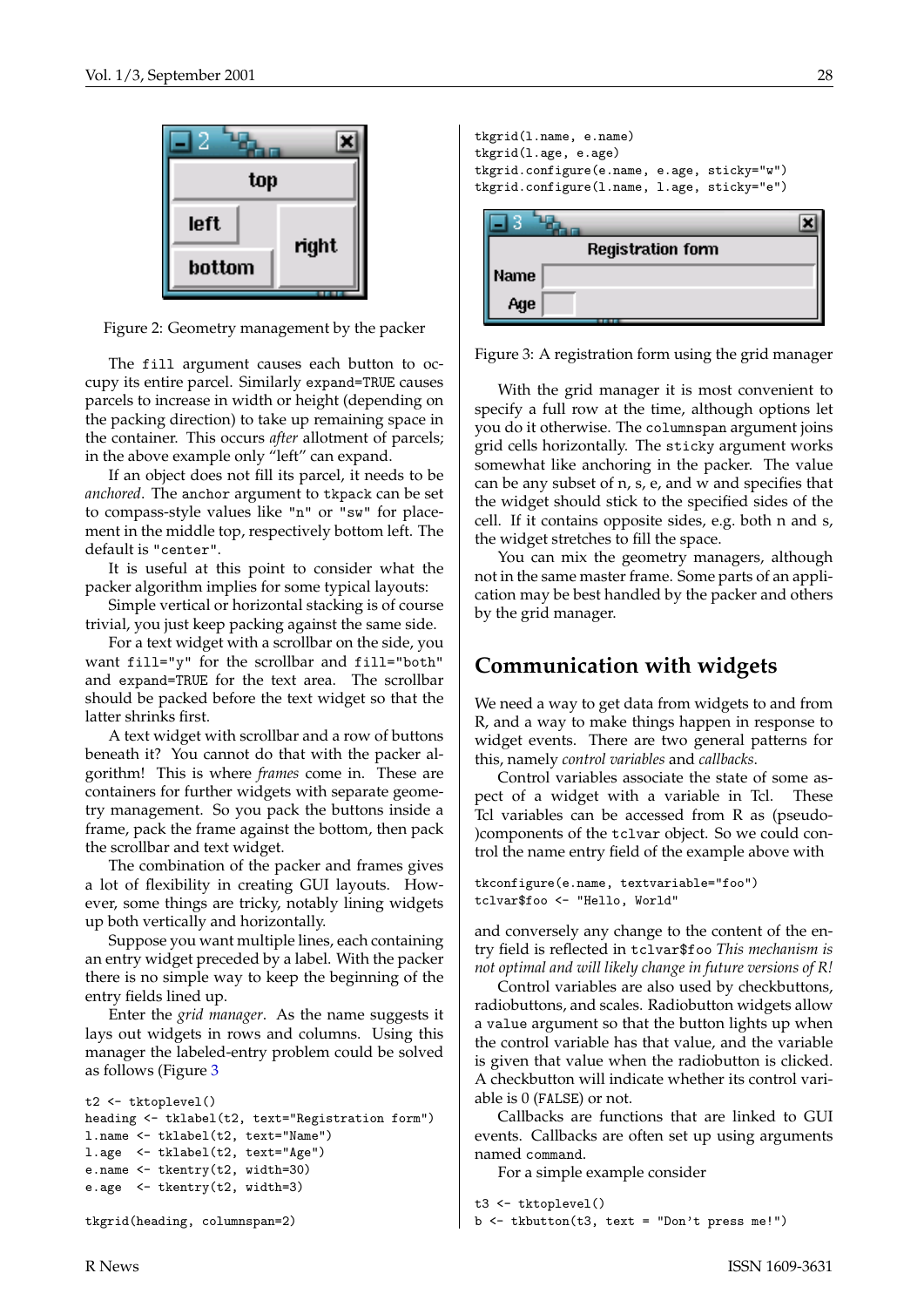Figure 2: Geometry management by the packer

The `fill` argument causes each button to occupy its entire parcel. Similarly `expand=TRUE` causes parcels to increase in width or height (depending on the packing direction) to take up remaining space in the container. This occurs *after* allotment of parcels; in the above example only "left" can expand.

If an object does not fill its parcel, it needs to be *anchored*. The `anchor` argument to `tkpack` can be set to compass-style values like `"n"` or `"sw"` for placement in the middle top, respectively bottom left. The default is `"center"`.

It is useful at this point to consider what the packer algorithm implies for some typical layouts:

Simple vertical or horizontal stacking is of course trivial, you just keep packing against the same side.

For a text widget with a scrollbar on the side, you want `fill="y"` for the scrollbar and `fill="both"` and `expand=TRUE` for the text area. The scrollbar should be packed before the text widget so that the latter shrinks first.

A text widget with scrollbar and a row of buttons beneath it? You cannot do that with the packer algorithm! This is where *frames* come in. These are containers for further widgets with separate geometry management. So you pack the buttons inside a frame, pack the frame against the bottom, then pack the scrollbar and text widget.

The combination of the packer and frames gives a lot of flexibility in creating GUI layouts. However, some things are tricky, notably lining widgets up both vertically and horizontally.

Suppose you want multiple lines, each containing an entry widget preceded by a label. With the packer there is no simple way to keep the beginning of the entry fields lined up.

Enter the *grid manager*. As the name suggests it lays out widgets in rows and columns. Using this manager the labeled-entry problem could be solved as follows (Figure 3

```
t2 <- tktoplevel()
heading <- tklabel(t2, text="Registration form")
l.name <- tklabel(t2, text="Name")
l.age  <- tklabel(t2, text="Age")
e.name <- tkentry(t2, width=30)
e.age  <- tkentry(t2, width=3)

tkgrid(heading, columnspan=2)
tkgrid(l.name, e.name)
tkgrid(l.age, e.age)
tkgrid.configure(e.name, e.age, sticky="w")
tkgrid.configure(l.name, l.age, sticky="e")
```

Figure 3: A registration form using the grid manager

With the grid manager it is most convenient to specify a full row at the time, although options let you do it otherwise. The `columnspan` argument joins grid cells horizontally. The `sticky` argument works somewhat like anchoring in the packer. The value can be any subset of n, s, e, and w and specifies that the widget should stick to the specified sides of the cell. If it contains opposite sides, e.g. both n and s, the widget stretches to fill the space.

You can mix the geometry managers, although not in the same master frame. Some parts of an application may be best handled by the packer and others by the grid manager.

## Communication with widgets

We need a way to get data from widgets to and from R, and a way to make things happen in response to widget events. There are two general patterns for this, namely *control variables* and *callbacks*.

Control variables associate the state of some aspect of a widget with a variable in Tcl. These Tcl variables can be accessed from R as (pseudo-)components of the `tclvar` object. So we could control the name entry field of the example above with

```
tkconfigure(e.name, textvariable="foo")
tclvar$foo <- "Hello, World"
```

and conversely any change to the content of the entry field is reflected in `tclvar$foo` *This mechanism is not optimal and will likely change in future versions of R!*

Control variables are also used by checkbuttons, radiobuttons, and scales. Radiobutton widgets allow a `value` argument so that the button lights up when the control variable has that value, and the variable is given that value when the radiobutton is clicked. A checkbutton will indicate whether its control variable is 0 (`FALSE`) or not.

Callbacks are functions that are linked to GUI events. Callbacks are often set up using arguments named `command`.

For a simple example consider

```
t3 <- tktoplevel()
b <- tkbutton(t3, text = "Don't press me!")
```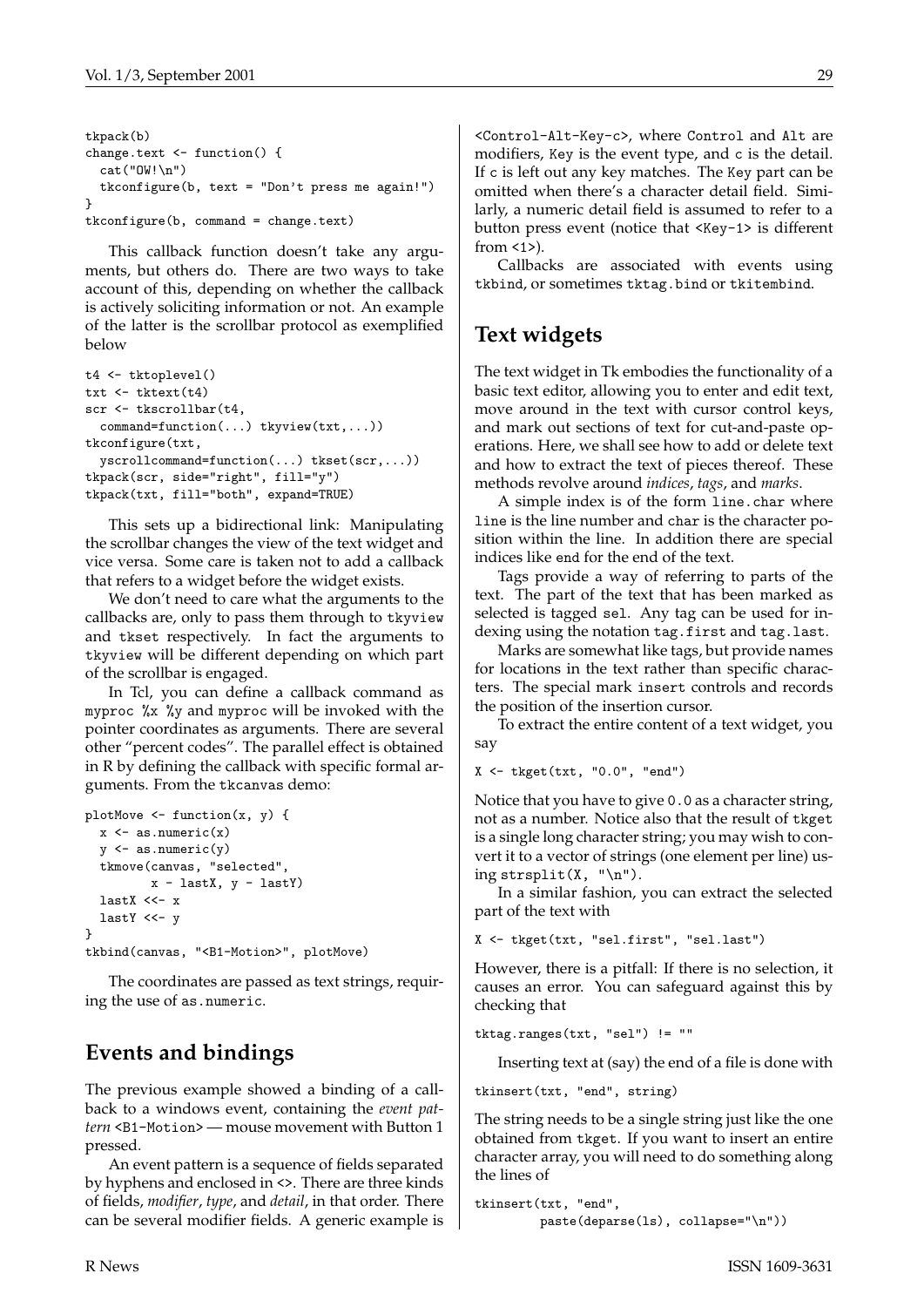```
tkpack(b)
change.text <- function() {
  cat("OW!\n")
  tkconfigure(b, text = "Don't press me again!")
}
tkconfigure(b, command = change.text)
```

This callback function doesn't take any arguments, but others do. There are two ways to take account of this, depending on whether the callback is actively soliciting information or not. An example of the latter is the scrollbar protocol as exemplified below

```
t4 <- tktoplevel()
txt <- tktext(t4)
scr <- tkscrollbar(t4,
  command=function(...) tkyview(txt,...))
tkconfigure(txt,
  yscrollcommand=function(...) tkset(scr,...))
tkpack(scr, side="right", fill="y")
tkpack(txt, fill="both", expand=TRUE)
```

This sets up a bidirectional link: Manipulating the scrollbar changes the view of the text widget and vice versa. Some care is taken not to add a callback that refers to a widget before the widget exists.

We don't need to care what the arguments to the callbacks are, only to pass them through to `tkyview` and `tkset` respectively. In fact the arguments to `tkyview` will be different depending on which part of the scrollbar is engaged.

In Tcl, you can define a callback command as `myproc %x %y` and `myproc` will be invoked with the pointer coordinates as arguments. There are several other "percent codes". The parallel effect is obtained in R by defining the callback with specific formal arguments. From the `tkcanvas` demo:

```
plotMove <- function(x, y) {
  x <- as.numeric(x)
  y <- as.numeric(y)
  tkmove(canvas, "selected",
         x - lastX, y - lastY)
  lastX <<- x
  lastY <<- y
}
tkbind(canvas, "<B1-Motion>", plotMove)
```

The coordinates are passed as text strings, requiring the use of `as.numeric`.

## Events and bindings

The previous example showed a binding of a callback to a windows event, containing the *event pattern* `<B1-Motion>` — mouse movement with Button 1 pressed.

An event pattern is a sequence of fields separated by hyphens and enclosed in `<>`. There are three kinds of fields, *modifier*, *type*, and *detail*, in that order. There can be several modifier fields. A generic example is `<Control-Alt-Key-c>`, where `Control` and `Alt` are modifiers, `Key` is the event type, and `c` is the detail. If `c` is left out any key matches. The `Key` part can be omitted when there's a character detail field. Similarly, a numeric detail field is assumed to refer to a button press event (notice that `<Key-1>` is different from `<1>`).

Callbacks are associated with events using `tkbind`, or sometimes `tktag.bind` or `tkitembind`.

## Text widgets

The text widget in Tk embodies the functionality of a basic text editor, allowing you to enter and edit text, move around in the text with cursor control keys, and mark out sections of text for cut-and-paste operations. Here, we shall see how to add or delete text and how to extract the text of pieces thereof. These methods revolve around *indices*, *tags*, and *marks*.

A simple index is of the form `line.char` where `line` is the line number and `char` is the character position within the line. In addition there are special indices like `end` for the end of the text.

Tags provide a way of referring to parts of the text. The part of the text that has been marked as selected is tagged `sel`. Any tag can be used for indexing using the notation `tag.first` and `tag.last`.

Marks are somewhat like tags, but provide names for locations in the text rather than specific characters. The special mark `insert` controls and records the position of the insertion cursor.

To extract the entire content of a text widget, you say

```
X <- tkget(txt, "0.0", "end")
```

Notice that you have to give `0.0` as a character string, not as a number. Notice also that the result of `tkget` is a single long character string; you may wish to convert it to a vector of strings (one element per line) using `strsplit(X, "\n")`.

In a similar fashion, you can extract the selected part of the text with

```
X <- tkget(txt, "sel.first", "sel.last")
```

However, there is a pitfall: If there is no selection, it causes an error. You can safeguard against this by checking that

```
tktag.ranges(txt, "sel") != ""
```

Inserting text at (say) the end of a file is done with

```
tkinsert(txt, "end", string)
```

The string needs to be a single string just like the one obtained from `tkget`. If you want to insert an entire character array, you will need to do something along the lines of

```
tkinsert(txt, "end",
         paste(deparse(ls), collapse="\n"))
```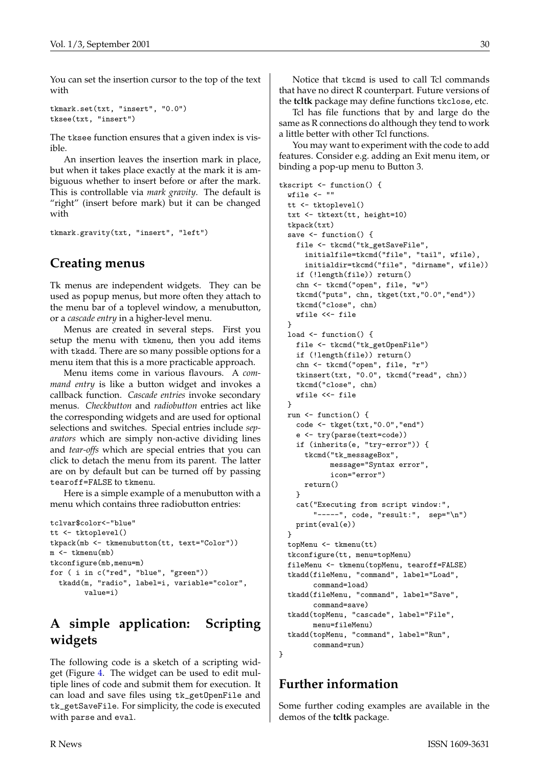You can set the insertion cursor to the top of the text with

```
tkmark.set(txt, "insert", "0.0")
tksee(txt, "insert")
```

The `tksee` function ensures that a given index is visible.

An insertion leaves the insertion mark in place, but when it takes place exactly at the mark it is ambiguous whether to insert before or after the mark. This is controllable via *mark gravity*. The default is "right" (insert before mark) but it can be changed with

```
tkmark.gravity(txt, "insert", "left")
```

## Creating menus

Tk menus are independent widgets. They can be used as popup menus, but more often they attach to the menu bar of a toplevel window, a menubutton, or a *cascade entry* in a higher-level menu.

Menus are created in several steps. First you setup the menu with `tkmenu`, then you add items with `tkadd`. There are so many possible options for a menu item that this is a more practicable approach.

Menu items come in various flavours. A *command entry* is like a button widget and invokes a callback function. *Cascade entries* invoke secondary menus. *Checkbutton* and *radiobutton* entries act like the corresponding widgets and are used for optional selections and switches. Special entries include *separators* which are simply non-active dividing lines and *tear-offs* which are special entries that you can click to detach the menu from its parent. The latter are on by default but can be turned off by passing `tearoff=FALSE` to `tkmenu`.

Here is a simple example of a menubutton with a menu which contains three radiobutton entries:

```
tclvar$color<-"blue"
tt <- tktoplevel()
tkpack(mb <- tkmenubutton(tt, text="Color"))
m <- tkmenu(mb)
tkconfigure(mb,menu=m)
for ( i in c("red", "blue", "green"))
  tkadd(m, "radio", label=i, variable="color",
        value=i)
```

## A simple application: Scripting widgets

The following code is a sketch of a scripting widget (Figure 4. The widget can be used to edit multiple lines of code and submit them for execution. It can load and save files using `tk_getOpenFile` and `tk_getSaveFile`. For simplicity, the code is executed with `parse` and `eval`.

Notice that `tkcmd` is used to call Tcl commands that have no direct R counterpart. Future versions of the **tcltk** package may define functions `tkclose`, etc.

Tcl has file functions that by and large do the same as R connections do although they tend to work a little better with other Tcl functions.

You may want to experiment with the code to add features. Consider e.g. adding an Exit menu item, or binding a pop-up menu to Button 3.

```
tkscript <- function() {
  wfile <- ""
  tt <- tktoplevel()
  txt <- tktext(tt, height=10)
  tkpack(txt)
  save <- function() {
    file <- tkcmd("tk_getSaveFile",
      initialfile=tkcmd("file", "tail", wfile),
      initialdir=tkcmd("file", "dirname", wfile))
    if (!length(file)) return()
    chn <- tkcmd("open", file, "w")
    tkcmd("puts", chn, tkget(txt,"0.0","end"))
    tkcmd("close", chn)
    wfile <<- file
  }
  load <- function() {
    file <- tkcmd("tk_getOpenFile")
    if (!length(file)) return()
    chn <- tkcmd("open", file, "r")
    tkinsert(txt, "0.0", tkcmd("read", chn))
    tkcmd("close", chn)
    wfile <<- file
  }
  run <- function() {
    code <- tkget(txt,"0.0","end")
    e <- try(parse(text=code))
    if (inherits(e, "try-error")) {
      tkcmd("tk_messageBox",
            message="Syntax error",
            icon="error")
      return()
    }
    cat("Executing from script window:",
        "-----", code, "result:",  sep="\n")
    print(eval(e))
  }
  topMenu <- tkmenu(tt)
  tkconfigure(tt, menu=topMenu)
  fileMenu <- tkmenu(topMenu, tearoff=FALSE)
  tkadd(fileMenu, "command", label="Load",
        command=load)
  tkadd(fileMenu, "command", label="Save",
        command=save)
  tkadd(topMenu, "cascade", label="File",
        menu=fileMenu)
  tkadd(topMenu, "command", label="Run",
        command=run)
}
```

## Further information

Some further coding examples are available in the demos of the **tcltk** package.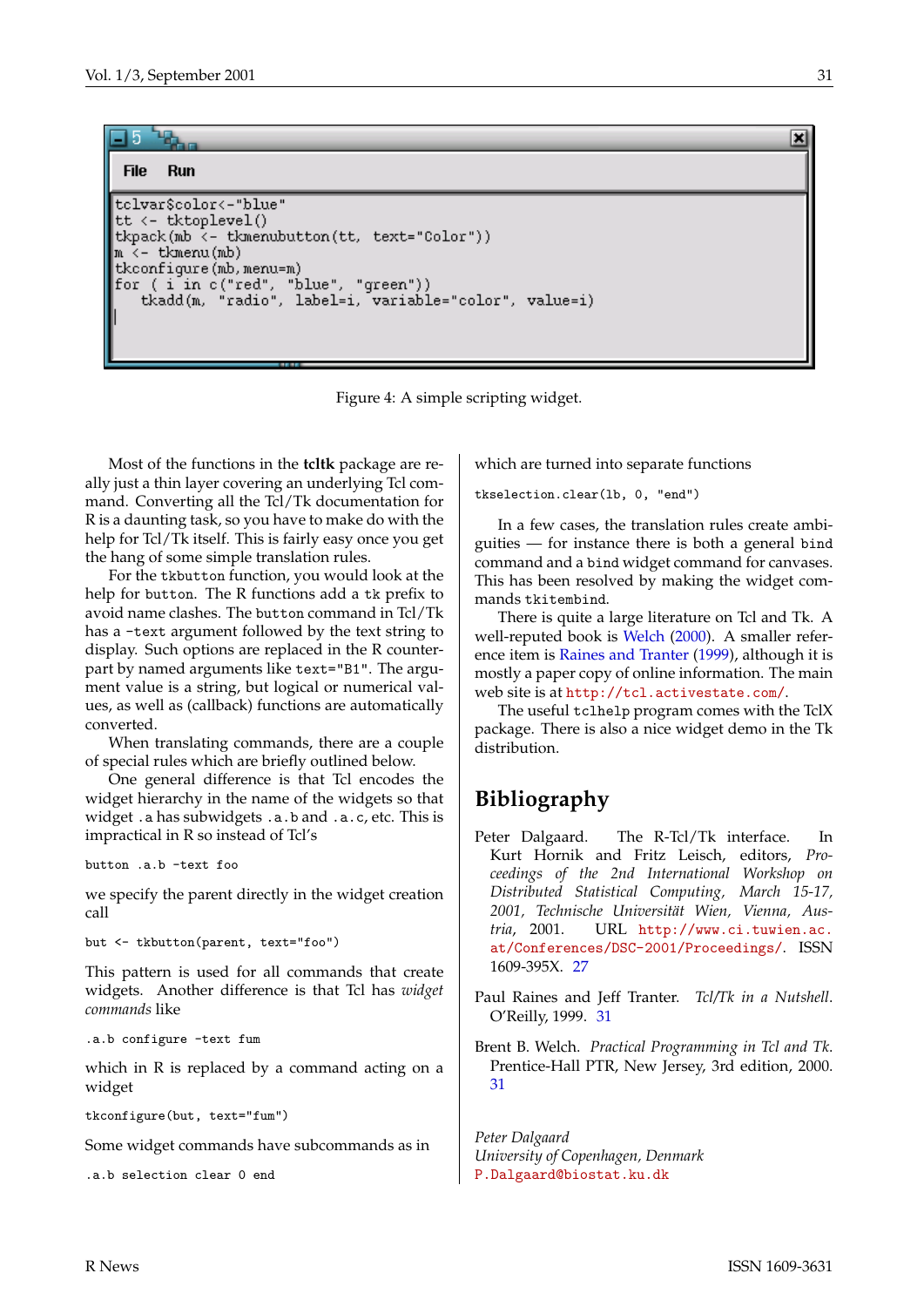```
tclvar$color<-"blue"
tt <- tktoplevel()
tkpack(mb <- tkmenubutton(tt, text="Color"))
m <- tkmenu(mb)
tkconfigure(mb,menu=m)
for ( i in c("red", "blue", "green"))
    tkadd(m, "radio", label=i, variable="color", value=i)
```

Figure 4: A simple scripting widget.

Most of the functions in the **tcltk** package are really just a thin layer covering an underlying Tcl command. Converting all the Tcl/Tk documentation for R is a daunting task, so you have to make do with the help for Tcl/Tk itself. This is fairly easy once you get the hang of some simple translation rules.

For the `tkbutton` function, you would look at the help for `button`. The R functions add a `tk` prefix to avoid name clashes. The `button` command in Tcl/Tk has a `-text` argument followed by the text string to display. Such options are replaced in the R counterpart by named arguments like `text="B1"`. The argument value is a string, but logical or numerical values, as well as (callback) functions are automatically converted.

When translating commands, there are a couple of special rules which are briefly outlined below.

One general difference is that Tcl encodes the widget hierarchy in the name of the widgets so that widget `.a` has subwidgets `.a.b` and `.a.c`, etc. This is impractical in R so instead of Tcl's

```
button .a.b -text foo
```

we specify the parent directly in the widget creation call

```
but <- tkbutton(parent, text="foo")
```

This pattern is used for all commands that create widgets. Another difference is that Tcl has *widget commands* like

```
.a.b configure -text fum
```

which in R is replaced by a command acting on a widget

```
tkconfigure(but, text="fum")
```

Some widget commands have subcommands as in

```
.a.b selection clear 0 end
```

which are turned into separate functions

```
tkselection.clear(lb, 0, "end")
```

In a few cases, the translation rules create ambiguities — for instance there is both a general `bind` command and a `bind` widget command for canvases. This has been resolved by making the widget commands `tkitembind`.

There is quite a large literature on Tcl and Tk. A well-reputed book is Welch (2000). A smaller reference item is Raines and Tranter (1999), although it is mostly a paper copy of online information. The main web site is at http://tcl.activestate.com/.

The useful `tclhelp` program comes with the TclX package. There is also a nice widget demo in the Tk distribution.

## Bibliography

Peter Dalgaard. The R-Tcl/Tk interface. In Kurt Hornik and Fritz Leisch, editors, *Proceedings of the 2nd International Workshop on Distributed Statistical Computing, March 15-17, 2001, Technische Universität Wien, Vienna, Austria*, 2001. URL http://www.ci.tuwien.ac.at/Conferences/DSC-2001/Proceedings/. ISSN 1609-395X. 27

Paul Raines and Jeff Tranter. *Tcl/Tk in a Nutshell*. O'Reilly, 1999. 31

Brent B. Welch. *Practical Programming in Tcl and Tk*. Prentice-Hall PTR, New Jersey, 3rd edition, 2000. 31

*Peter Dalgaard*
*University of Copenhagen, Denmark*
P.Dalgaard@biostat.ku.dk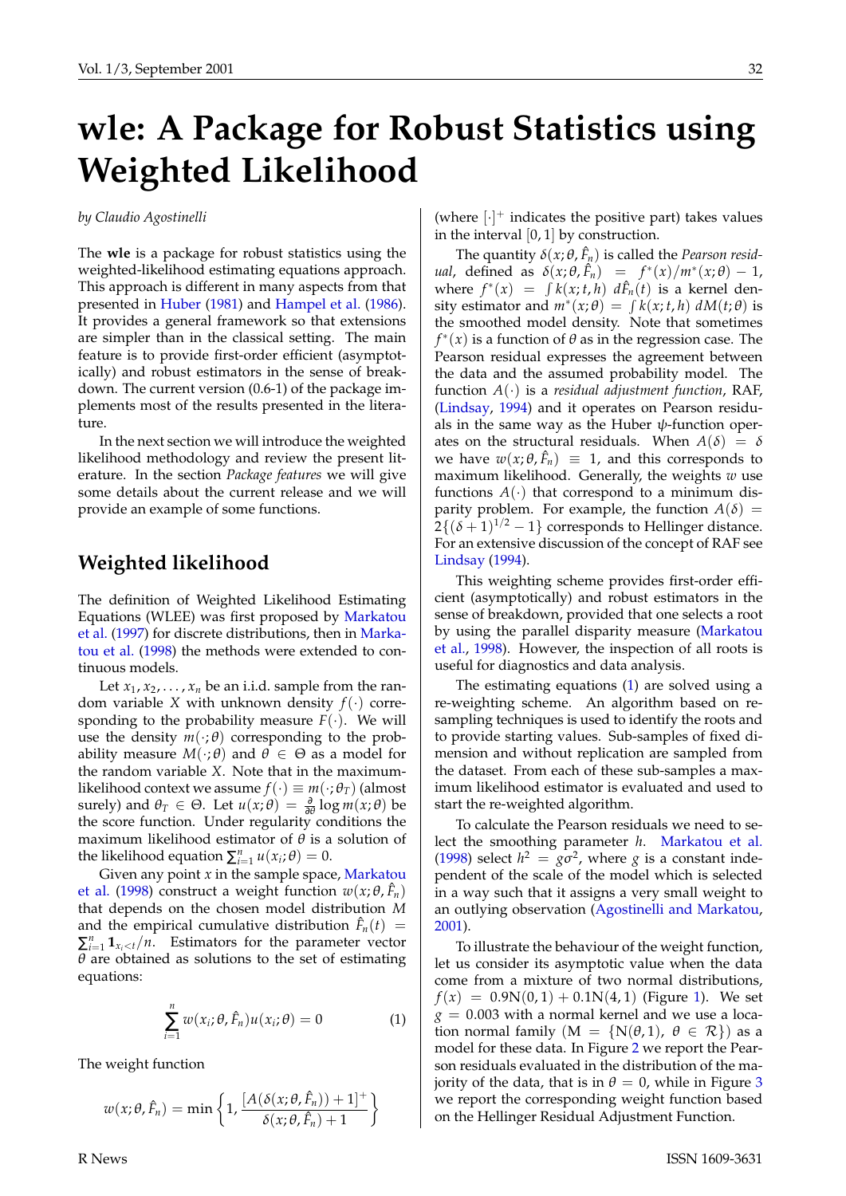# wle: A Package for Robust Statistics using Weighted Likelihood

*by Claudio Agostinelli*

The **wle** is a package for robust statistics using the weighted-likelihood estimating equations approach. This approach is different in many aspects from that presented in Huber (1981) and Hampel et al. (1986). It provides a general framework so that extensions are simpler than in the classical setting. The main feature is to provide first-order efficient (asymptotically) and robust estimators in the sense of breakdown. The current version (0.6-1) of the package implements most of the results presented in the literature.

In the next section we will introduce the weighted likelihood methodology and review the present literature. In the section *Package features* we will give some details about the current release and we will provide an example of some functions.

## Weighted likelihood

The definition of Weighted Likelihood Estimating Equations (WLEE) was first proposed by Markatou et al. (1997) for discrete distributions, then in Markatou et al. (1998) the methods were extended to continuous models.

Let $x_1, x_2, \ldots, x_n$ be an i.i.d. sample from the random variable $X$ with unknown density $f(\cdot)$ corresponding to the probability measure $F(\cdot)$. We will use the density $m(\cdot;\theta)$ corresponding to the probability measure $M(\cdot;\theta)$ and $\theta \in \Theta$ as a model for the random variable $X$. Note that in the maximum-likelihood context we assume $f(\cdot) \equiv m(\cdot;\theta_T)$ (almost surely) and $\theta_T \in \Theta$. Let $u(x;\theta) = \frac{\partial}{\partial\theta}\log m(x;\theta)$ be the score function. Under regularity conditions the maximum likelihood estimator of $\theta$ is a solution of the likelihood equation $\sum_{i=1}^{n} u(x_i;\theta) = 0$.

Given any point $x$ in the sample space, Markatou et al. (1998) construct a weight function $w(x;\theta,\hat{F}_n)$ that depends on the chosen model distribution $M$ and the empirical cumulative distribution $\hat{F}_n(t) = \sum_{i=1}^{n} \mathbf{1}_{x_i<t}/n$. Estimators for the parameter vector $\theta$ are obtained as solutions to the set of estimating equations:

$$\sum_{i=1}^{n} w(x_i;\theta,\hat{F}_n)u(x_i;\theta) = 0 \qquad (1)$$

The weight function

$$w(x;\theta,\hat{F}_n) = \min\left\{1, \frac{[A(\delta(x;\theta,\hat{F}_n)) + 1]^+}{\delta(x;\theta,\hat{F}_n) + 1}\right\}$$

(where $[\cdot]^+$ indicates the positive part) takes values in the interval $[0,1]$ by construction.

The quantity $\delta(x;\theta,\hat{F}_n)$ is called the *Pearson residual*, defined as $\delta(x;\theta,\hat{F}_n) = f^*(x)/m^*(x;\theta) - 1$, where $f^*(x) = \int k(x;t,h)\, d\hat{F}_n(t)$ is a kernel density estimator and $m^*(x;\theta) = \int k(x;t,h)\, dM(t;\theta)$ is the smoothed model density. Note that sometimes $f^*(x)$ is a function of $\theta$ as in the regression case. The Pearson residual expresses the agreement between the data and the assumed probability model. The function $A(\cdot)$ is a *residual adjustment function*, RAF, (Lindsay, 1994) and it operates on Pearson residuals in the same way as the Huber $\psi$-function operates on the structural residuals. When $A(\delta) = \delta$ we have $w(x;\theta,\hat{F}_n) \equiv 1$, and this corresponds to maximum likelihood. Generally, the weights $w$ use functions $A(\cdot)$ that correspond to a minimum disparity problem. For example, the function $A(\delta) = 2\{(\delta+1)^{1/2} - 1\}$ corresponds to Hellinger distance. For an extensive discussion of the concept of RAF see Lindsay (1994).

This weighting scheme provides first-order efficient (asymptotically) and robust estimators in the sense of breakdown, provided that one selects a root by using the parallel disparity measure (Markatou et al., 1998). However, the inspection of all roots is useful for diagnostics and data analysis.

The estimating equations (1) are solved using a re-weighting scheme. An algorithm based on re-sampling techniques is used to identify the roots and to provide starting values. Sub-samples of fixed dimension and without replication are sampled from the dataset. From each of these sub-samples a maximum likelihood estimator is evaluated and used to start the re-weighted algorithm.

To calculate the Pearson residuals we need to select the smoothing parameter $h$. Markatou et al. (1998) select $h^2 = g\sigma^2$, where $g$ is a constant independent of the scale of the model which is selected in a way such that it assigns a very small weight to an outlying observation (Agostinelli and Markatou, 2001).

To illustrate the behaviour of the weight function, let us consider its asymptotic value when the data come from a mixture of two normal distributions, $f(x) = 0.9\mathrm{N}(0,1) + 0.1\mathrm{N}(4,1)$ (Figure 1). We set $g = 0.003$ with a normal kernel and we use a location normal family ($\mathrm{M} = \{\mathrm{N}(\theta,1),\ \theta \in \mathcal{R}\}$) as a model for these data. In Figure 2 we report the Pearson residuals evaluated in the distribution of the majority of the data, that is in $\theta = 0$, while in Figure 3 we report the corresponding weight function based on the Hellinger Residual Adjustment Function.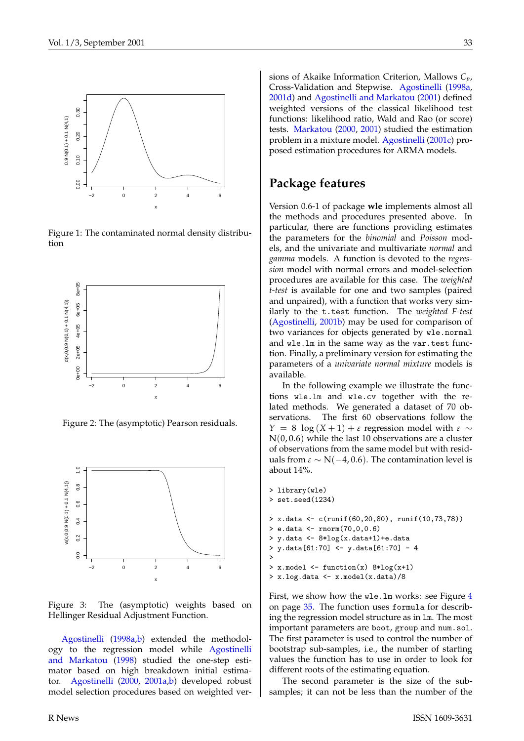Figure 1: The contaminated normal density distribution

Figure 2: The (asymptotic) Pearson residuals.

Figure 3: The (asymptotic) weights based on Hellinger Residual Adjustment Function.

Agostinelli (1998a,b) extended the methodology to the regression model while Agostinelli and Markatou (1998) studied the one-step estimator based on high breakdown initial estimator. Agostinelli (2000, 2001a,b) developed robust model selection procedures based on weighted versions of Akaike Information Criterion, Mallows $C_p$, Cross-Validation and Stepwise. Agostinelli (1998a, 2001d) and Agostinelli and Markatou (2001) defined weighted versions of the classical likelihood test functions: likelihood ratio, Wald and Rao (or score) tests. Markatou (2000, 2001) studied the estimation problem in a mixture model. Agostinelli (2001c) proposed estimation procedures for ARMA models.

## Package features

Version 0.6-1 of package **wle** implements almost all the methods and procedures presented above. In particular, there are functions providing estimates the parameters for the *binomial* and *Poisson* models, and the univariate and multivariate *normal* and *gamma* models. A function is devoted to the *regression* model with normal errors and model-selection procedures are available for this case. The *weighted t-test* is available for one and two samples (paired and unpaired), with a function that works very similarly to the `t.test` function. The *weighted F-test* (Agostinelli, 2001b) may be used for comparison of two variances for objects generated by `wle.normal` and `wle.lm` in the same way as the `var.test` function. Finally, a preliminary version for estimating the parameters of a *univariate normal mixture* models is available.

In the following example we illustrate the functions `wle.lm` and `wle.cv` together with the related methods. We generated a dataset of 70 observations. The first 60 observations follow the $Y = 8 \log(X+1) + \varepsilon$ regression model with $\varepsilon \sim N(0, 0.6)$ while the last 10 observations are a cluster of observations from the same model but with residuals from $\varepsilon \sim N(-4, 0.6)$. The contamination level is about 14%.

```
> library(wle)
> set.seed(1234)

> x.data <- c(runif(60,20,80), runif(10,73,78))
> e.data <- rnorm(70,0,0.6)
> y.data <- 8*log(x.data+1)+e.data
> y.data[61:70] <- y.data[61:70] - 4
>
> x.model <- function(x) 8*log(x+1)
> x.log.data <- x.model(x.data)/8
```

First, we show how the `wle.lm` works: see Figure 4 on page 35. The function uses `formula` for describing the regression model structure as in `lm`. The most important parameters are `boot`, `group` and `num.sol`. The first parameter is used to control the number of bootstrap sub-samples, i.e., the number of starting values the function has to use in order to look for different roots of the estimating equation.

The second parameter is the size of the subsamples; it can not be less than the number of the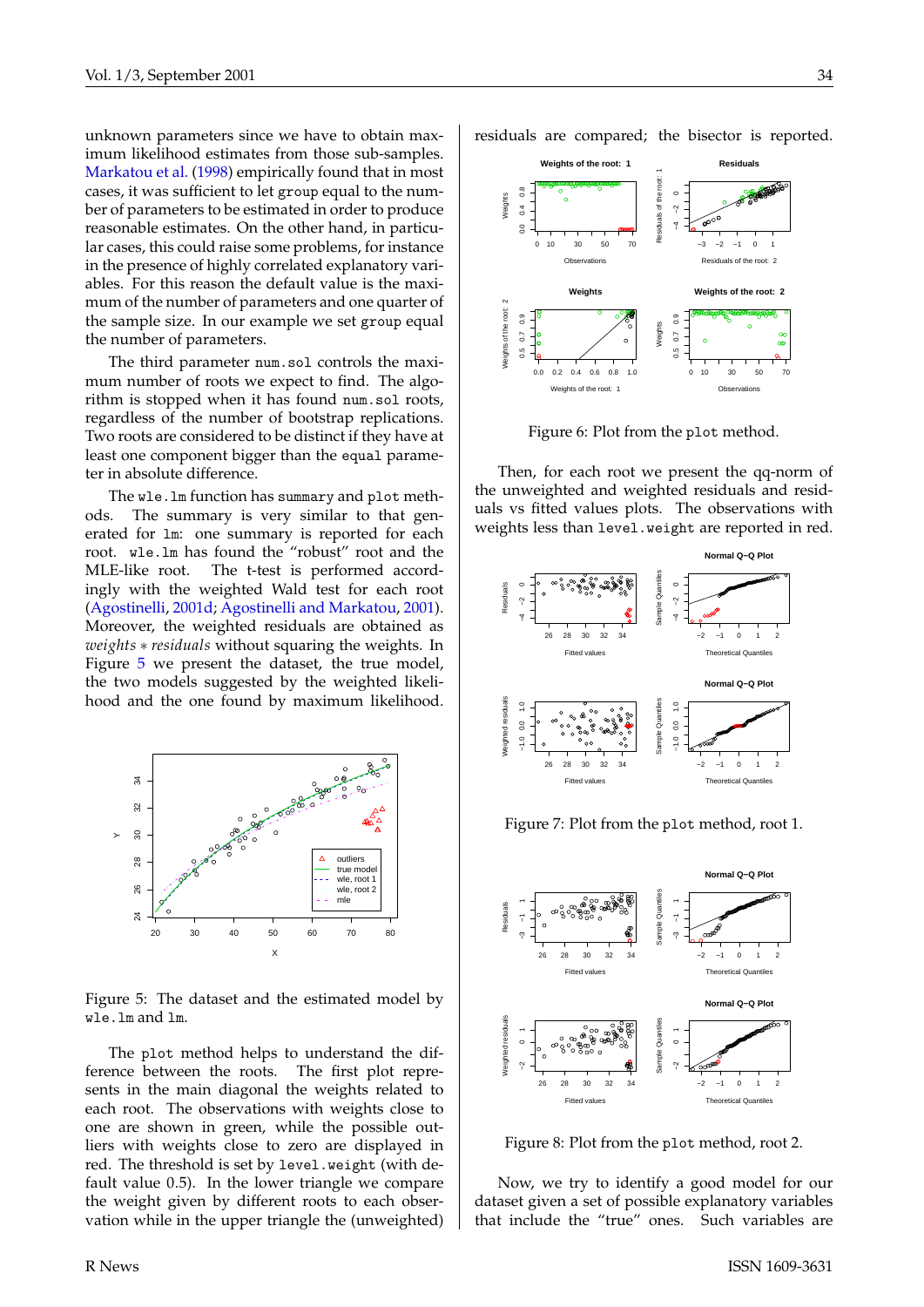unknown parameters since we have to obtain maximum likelihood estimates from those sub-samples. Markatou et al. (1998) empirically found that in most cases, it was sufficient to let `group` equal to the number of parameters to be estimated in order to produce reasonable estimates. On the other hand, in particular cases, this could raise some problems, for instance in the presence of highly correlated explanatory variables. For this reason the default value is the maximum of the number of parameters and one quarter of the sample size. In our example we set `group` equal the number of parameters.

The third parameter `num.sol` controls the maximum number of roots we expect to find. The algorithm is stopped when it has found `num.sol` roots, regardless of the number of bootstrap replications. Two roots are considered to be distinct if they have at least one component bigger than the `equal` parameter in absolute difference.

The `wle.lm` function has `summary` and `plot` methods. The summary is very similar to that generated for `lm`: one summary is reported for each root. `wle.lm` has found the "robust" root and the MLE-like root. The t-test is performed accordingly with the weighted Wald test for each root (Agostinelli, 2001d; Agostinelli and Markatou, 2001). Moreover, the weighted residuals are obtained as *weights* $*$ *residuals* without squaring the weights. In Figure 5 we present the dataset, the true model, the two models suggested by the weighted likelihood and the one found by maximum likelihood.

Figure 5: The dataset and the estimated model by `wle.lm` and `lm`.

The `plot` method helps to understand the difference between the roots. The first plot represents in the main diagonal the weights related to each root. The observations with weights close to one are shown in green, while the possible outliers with weights close to zero are displayed in red. The threshold is set by `level.weight` (with default value 0.5). In the lower triangle we compare the weight given by different roots to each observation while in the upper triangle the (unweighted) residuals are compared; the bisector is reported.

Figure 6: Plot from the `plot` method.

Then, for each root we present the qq-norm of the unweighted and weighted residuals and residuals vs fitted values plots. The observations with weights less than `level.weight` are reported in red.

Figure 7: Plot from the `plot` method, root 1.

Figure 8: Plot from the `plot` method, root 2.

Now, we try to identify a good model for our dataset given a set of possible explanatory variables that include the "true" ones. Such variables are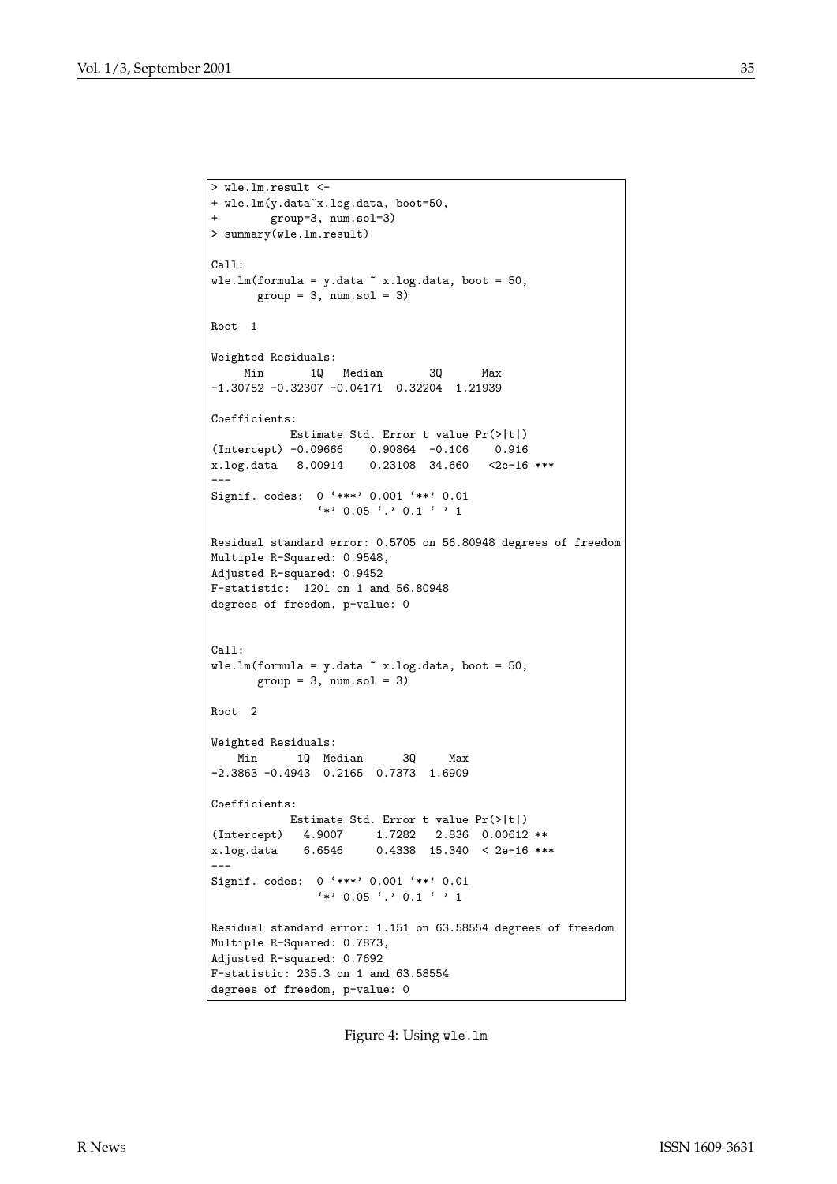```
> wle.lm.result <-
+ wle.lm(y.data~x.log.data, boot=50,
+        group=3, num.sol=3)
> summary(wle.lm.result)

Call:
wle.lm(formula = y.data ~ x.log.data, boot = 50,
       group = 3, num.sol = 3)

Root  1

Weighted Residuals:
     Min       1Q   Median       3Q      Max
-1.30752 -0.32307 -0.04171  0.32204  1.21939

Coefficients:
            Estimate Std. Error t value Pr(>|t|)
(Intercept) -0.09666    0.90864  -0.106    0.916
x.log.data   8.00914    0.23108  34.660   <2e-16 ***
---
Signif. codes:  0 `***' 0.001 `**' 0.01
                `*' 0.05 `.' 0.1 ` ' 1

Residual standard error: 0.5705 on 56.80948 degrees of freedom
Multiple R-Squared: 0.9548,
Adjusted R-squared: 0.9452
F-statistic:  1201 on 1 and 56.80948
degrees of freedom, p-value: 0


Call:
wle.lm(formula = y.data ~ x.log.data, boot = 50,
       group = 3, num.sol = 3)

Root  2

Weighted Residuals:
    Min      1Q  Median      3Q     Max
-2.3863 -0.4943  0.2165  0.7373  1.6909

Coefficients:
            Estimate Std. Error t value Pr(>|t|)
(Intercept)   4.9007     1.7282   2.836  0.00612 **
x.log.data    6.6546     0.4338  15.340  < 2e-16 ***
---
Signif. codes:  0 `***' 0.001 `**' 0.01
                `*' 0.05 `.' 0.1 ` ' 1

Residual standard error: 1.151 on 63.58554 degrees of freedom
Multiple R-Squared: 0.7873,
Adjusted R-squared: 0.7692
F-statistic: 235.3 on 1 and 63.58554
degrees of freedom, p-value: 0
```

Figure 4: Using `wle.lm`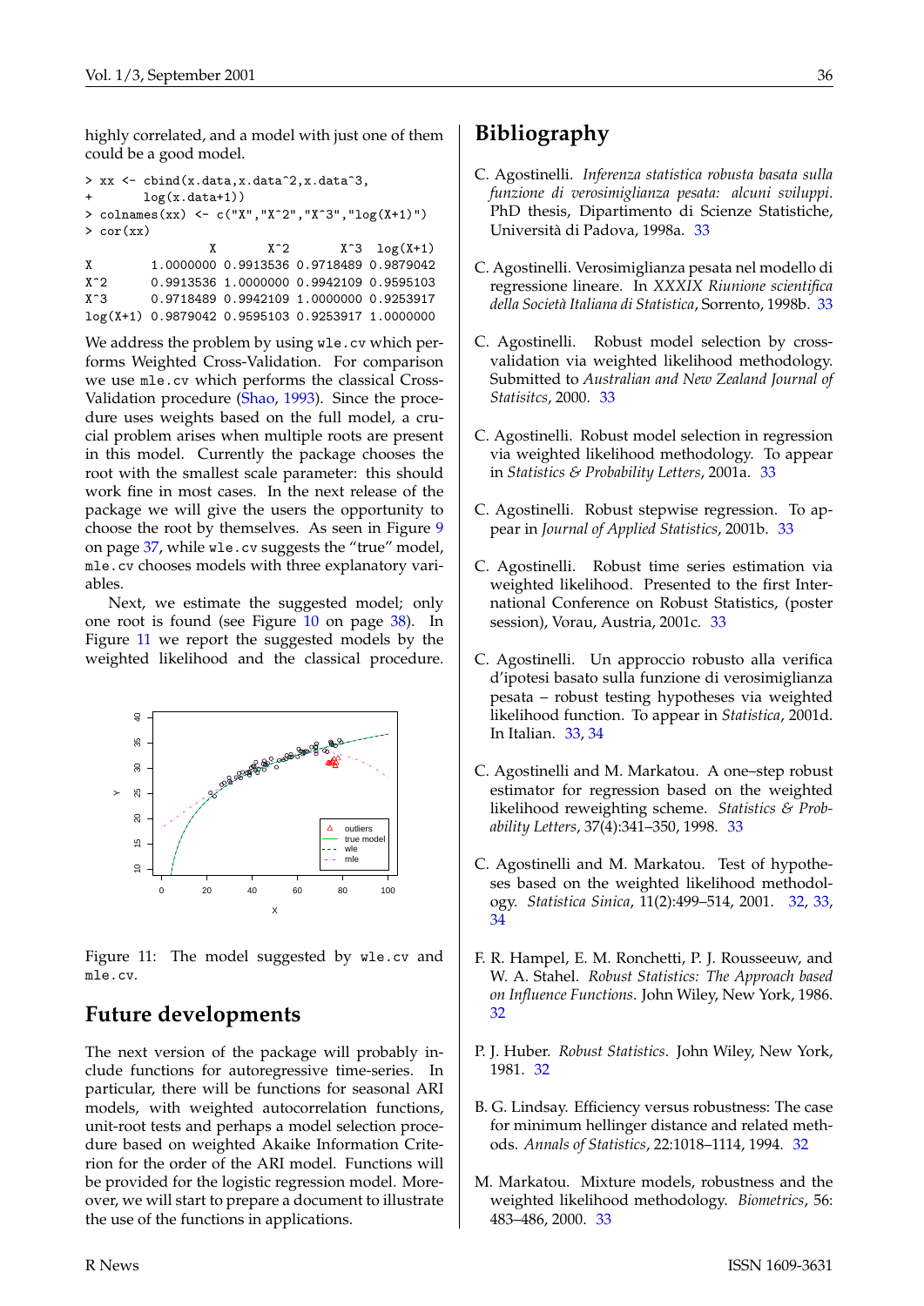highly correlated, and a model with just one of them could be a good model.

```
> xx <- cbind(x.data,x.data^2,x.data^3,
+      log(x.data+1))
> colnames(xx) <- c("X","X^2","X^3","log(X+1)")
> cor(xx)
                 X       X^2       X^3  log(X+1)
X        1.0000000 0.9913536 0.9718489 0.9879042
X^2      0.9913536 1.0000000 0.9942109 0.9595103
X^3      0.9718489 0.9942109 1.0000000 0.9253917
log(X+1) 0.9879042 0.9595103 0.9253917 1.0000000
```

We address the problem by using `wle.cv` which performs Weighted Cross-Validation. For comparison we use `mle.cv` which performs the classical Cross-Validation procedure (Shao, 1993). Since the procedure uses weights based on the full model, a crucial problem arises when multiple roots are present in this model. Currently the package chooses the root with the smallest scale parameter: this should work fine in most cases. In the next release of the package we will give the users the opportunity to choose the root by themselves. As seen in Figure 9 on page 37, while `wle.cv` suggests the "true" model, `mle.cv` chooses models with three explanatory variables.

Next, we estimate the suggested model; only one root is found (see Figure 10 on page 38). In Figure 11 we report the suggested models by the weighted likelihood and the classical procedure.

Figure 11: The model suggested by `wle.cv` and `mle.cv`.

## Future developments

The next version of the package will probably include functions for autoregressive time-series. In particular, there will be functions for seasonal ARI models, with weighted autocorrelation functions, unit-root tests and perhaps a model selection procedure based on weighted Akaike Information Criterion for the order of the ARI model. Functions will be provided for the logistic regression model. Moreover, we will start to prepare a document to illustrate the use of the functions in applications.

## Bibliography

C. Agostinelli. *Inferenza statistica robusta basata sulla funzione di verosimiglianza pesata: alcuni sviluppi*. PhD thesis, Dipartimento di Scienze Statistiche, Università di Padova, 1998a. 33

C. Agostinelli. Verosimiglianza pesata nel modello di regressione lineare. In *XXXIX Riunione scientifica della Società Italiana di Statistica*, Sorrento, 1998b. 33

C. Agostinelli. Robust model selection by cross-validation via weighted likelihood methodology. Submitted to *Australian and New Zealand Journal of Statisitcs*, 2000. 33

C. Agostinelli. Robust model selection in regression via weighted likelihood methodology. To appear in *Statistics & Probability Letters*, 2001a. 33

C. Agostinelli. Robust stepwise regression. To appear in *Journal of Applied Statistics*, 2001b. 33

C. Agostinelli. Robust time series estimation via weighted likelihood. Presented to the first International Conference on Robust Statistics, (poster session), Vorau, Austria, 2001c. 33

C. Agostinelli. Un approccio robusto alla verifica d'ipotesi basato sulla funzione di verosimiglianza pesata – robust testing hypotheses via weighted likelihood function. To appear in *Statistica*, 2001d. In Italian. 33, 34

C. Agostinelli and M. Markatou. A one–step robust estimator for regression based on the weighted likelihood reweighting scheme. *Statistics & Probability Letters*, 37(4):341–350, 1998. 33

C. Agostinelli and M. Markatou. Test of hypotheses based on the weighted likelihood methodology. *Statistica Sinica*, 11(2):499–514, 2001. 32, 33, 34

F. R. Hampel, E. M. Ronchetti, P. J. Rousseeuw, and W. A. Stahel. *Robust Statistics: The Approach based on Influence Functions*. John Wiley, New York, 1986. 32

P. J. Huber. *Robust Statistics*. John Wiley, New York, 1981. 32

B. G. Lindsay. Efficiency versus robustness: The case for minimum hellinger distance and related methods. *Annals of Statistics*, 22:1018–1114, 1994. 32

M. Markatou. Mixture models, robustness and the weighted likelihood methodology. *Biometrics*, 56: 483–486, 2000. 33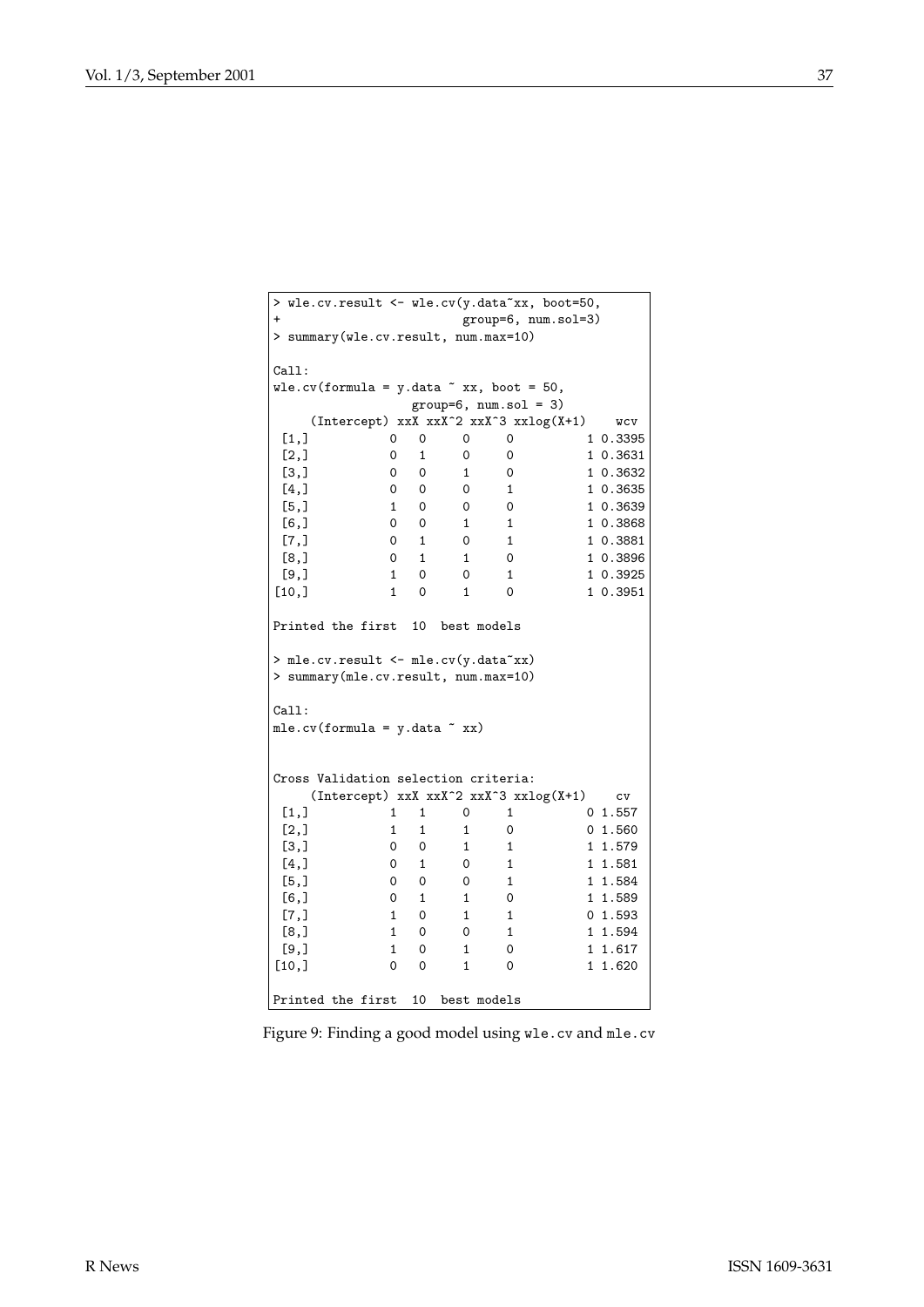```
> wle.cv.result <- wle.cv(y.data~xx, boot=50,
+                         group=6, num.sol=3)
> summary(wle.cv.result, num.max=10)

Call:
wle.cv(formula = y.data ~ xx, boot = 50,
               group=6, num.sol = 3)
     (Intercept) xxX xxX^2 xxX^3 xxlog(X+1)    wcv
 [1,]          0   0     0     0          1 0.3395
 [2,]          0   1     0     0          1 0.3631
 [3,]          0   0     1     0          1 0.3632
 [4,]          0   0     0     1          1 0.3635
 [5,]          1   0     0     0          1 0.3639
 [6,]          0   0     1     1          1 0.3868
 [7,]          0   1     0     1          1 0.3881
 [8,]          0   1     1     0          1 0.3896
 [9,]          1   0     0     1          1 0.3925
[10,]          1   0     1     0          1 0.3951

Printed the first  10  best models

> mle.cv.result <- mle.cv(y.data~xx)
> summary(mle.cv.result, num.max=10)

Call:
mle.cv(formula = y.data ~ xx)


Cross Validation selection criteria:
     (Intercept) xxX xxX^2 xxX^3 xxlog(X+1)    cv
 [1,]          1   1     0     1          0 1.557
 [2,]          1   1     1     0          0 1.560
 [3,]          0   0     1     1          1 1.579
 [4,]          0   1     0     1          1 1.581
 [5,]          0   0     0     1          1 1.584
 [6,]          0   1     1     0          1 1.589
 [7,]          1   0     1     1          0 1.593
 [8,]          1   0     0     1          1 1.594
 [9,]          1   0     1     0          1 1.617
[10,]          0   0     1     0          1 1.620

Printed the first  10  best models
```

Figure 9: Finding a good model using `wle.cv` and `mle.cv`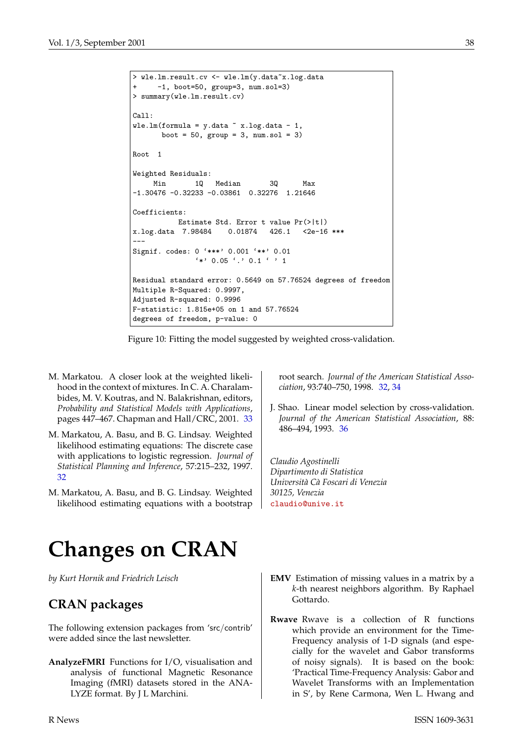```
> wle.lm.result.cv <- wle.lm(y.data~x.log.data
+     -1, boot=50, group=3, num.sol=3)
> summary(wle.lm.result.cv)

Call:
wle.lm(formula = y.data ~ x.log.data - 1,
       boot = 50, group = 3, num.sol = 3)

Root  1

Weighted Residuals:
     Min       1Q   Median       3Q      Max
-1.30476 -0.32233 -0.03861  0.32276  1.21646

Coefficients:
           Estimate Std. Error t value Pr(>|t|)
x.log.data  7.98484    0.01874   426.1   <2e-16 ***
---
Signif. codes: 0 '***' 0.001 '**' 0.01
               '*' 0.05 '.' 0.1 ' ' 1

Residual standard error: 0.5649 on 57.76524 degrees of freedom
Multiple R-Squared: 0.9997,
Adjusted R-squared: 0.9996
F-statistic: 1.815e+05 on 1 and 57.76524
degrees of freedom, p-value: 0
```

Figure 10: Fitting the model suggested by weighted cross-validation.

M. Markatou. A closer look at the weighted likelihood in the context of mixtures. In C. A. Charalambides, M. V. Koutras, and N. Balakrishnan, editors, *Probability and Statistical Models with Applications*, pages 447–467. Chapman and Hall/CRC, 2001. 33

M. Markatou, A. Basu, and B. G. Lindsay. Weighted likelihood estimating equations: The discrete case with applications to logistic regression. *Journal of Statistical Planning and Inference*, 57:215–232, 1997. 32

M. Markatou, A. Basu, and B. G. Lindsay. Weighted likelihood estimating equations with a bootstrap root search. *Journal of the American Statistical Association*, 93:740–750, 1998. 32, 34

J. Shao. Linear model selection by cross-validation. *Journal of the American Statistical Association*, 88: 486–494, 1993. 36

*Claudio Agostinelli*
*Dipartimento di Statistica*
*Università Cà Foscari di Venezia*
*30125, Venezia*
claudio@unive.it

# Changes on CRAN

*by Kurt Hornik and Friedrich Leisch*

## CRAN packages

The following extension packages from 'src/contrib' were added since the last newsletter.

**AnalyzeFMRI** Functions for I/O, visualisation and analysis of functional Magnetic Resonance Imaging (fMRI) datasets stored in the ANALYZE format. By J L Marchini.

**EMV** Estimation of missing values in a matrix by a $k$-th nearest neighbors algorithm. By Raphael Gottardo.

**Rwave** Rwave is a collection of R functions which provide an environment for the Time-Frequency analysis of 1-D signals (and especially for the wavelet and Gabor transforms of noisy signals). It is based on the book: 'Practical Time-Frequency Analysis: Gabor and Wavelet Transforms with an Implementation in S', by Rene Carmona, Wen L. Hwang and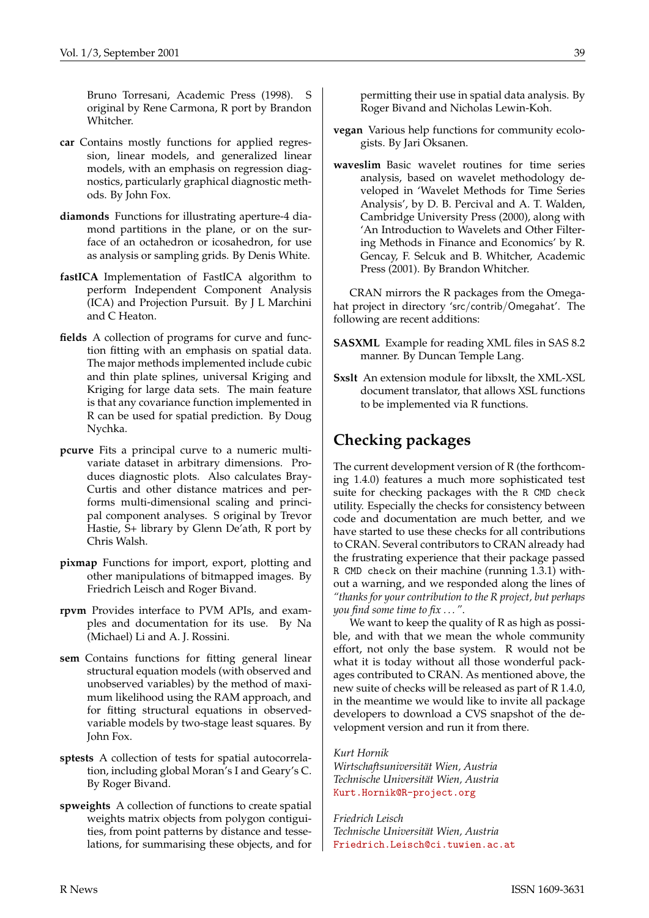Bruno Torresani, Academic Press (1998). S original by Rene Carmona, R port by Brandon Whitcher.

**car** Contains mostly functions for applied regression, linear models, and generalized linear models, with an emphasis on regression diagnostics, particularly graphical diagnostic methods. By John Fox.

**diamonds** Functions for illustrating aperture-4 diamond partitions in the plane, or on the surface of an octahedron or icosahedron, for use as analysis or sampling grids. By Denis White.

**fastICA** Implementation of FastICA algorithm to perform Independent Component Analysis (ICA) and Projection Pursuit. By J L Marchini and C Heaton.

**fields** A collection of programs for curve and function fitting with an emphasis on spatial data. The major methods implemented include cubic and thin plate splines, universal Kriging and Kriging for large data sets. The main feature is that any covariance function implemented in R can be used for spatial prediction. By Doug Nychka.

**pcurve** Fits a principal curve to a numeric multivariate dataset in arbitrary dimensions. Produces diagnostic plots. Also calculates Bray-Curtis and other distance matrices and performs multi-dimensional scaling and principal component analyses. S original by Trevor Hastie, S+ library by Glenn De'ath, R port by Chris Walsh.

**pixmap** Functions for import, export, plotting and other manipulations of bitmapped images. By Friedrich Leisch and Roger Bivand.

**rpvm** Provides interface to PVM APIs, and examples and documentation for its use. By Na (Michael) Li and A. J. Rossini.

**sem** Contains functions for fitting general linear structural equation models (with observed and unobserved variables) by the method of maximum likelihood using the RAM approach, and for fitting structural equations in observed-variable models by two-stage least squares. By John Fox.

**sptests** A collection of tests for spatial autocorrelation, including global Moran's I and Geary's C. By Roger Bivand.

**spweights** A collection of functions to create spatial weights matrix objects from polygon contiguities, from point patterns by distance and tesselations, for summarising these objects, and for permitting their use in spatial data analysis. By Roger Bivand and Nicholas Lewin-Koh.

**vegan** Various help functions for community ecologists. By Jari Oksanen.

**waveslim** Basic wavelet routines for time series analysis, based on wavelet methodology developed in 'Wavelet Methods for Time Series Analysis', by D. B. Percival and A. T. Walden, Cambridge University Press (2000), along with 'An Introduction to Wavelets and Other Filtering Methods in Finance and Economics' by R. Gencay, F. Selcuk and B. Whitcher, Academic Press (2001). By Brandon Whitcher.

CRAN mirrors the R packages from the Omegahat project in directory 'src/contrib/Omegahat'. The following are recent additions:

**SASXML** Example for reading XML files in SAS 8.2 manner. By Duncan Temple Lang.

**Sxslt** An extension module for libxslt, the XML-XSL document translator, that allows XSL functions to be implemented via R functions.

## Checking packages

The current development version of R (the forthcoming 1.4.0) features a much more sophisticated test suite for checking packages with the `R CMD check` utility. Especially the checks for consistency between code and documentation are much better, and we have started to use these checks for all contributions to CRAN. Several contributors to CRAN already had the frustrating experience that their package passed `R CMD check` on their machine (running 1.3.1) without a warning, and we responded along the lines of *"thanks for your contribution to the R project, but perhaps you find some time to fix ..."*.

We want to keep the quality of R as high as possible, and with that we mean the whole community effort, not only the base system. R would not be what it is today without all those wonderful packages contributed to CRAN. As mentioned above, the new suite of checks will be released as part of R 1.4.0, in the meantime we would like to invite all package developers to download a CVS snapshot of the development version and run it from there.

*Kurt Hornik*
*Wirtschaftsuniversität Wien, Austria*
*Technische Universität Wien, Austria*
Kurt.Hornik@R-project.org

*Friedrich Leisch*
*Technische Universität Wien, Austria*
Friedrich.Leisch@ci.tuwien.ac.at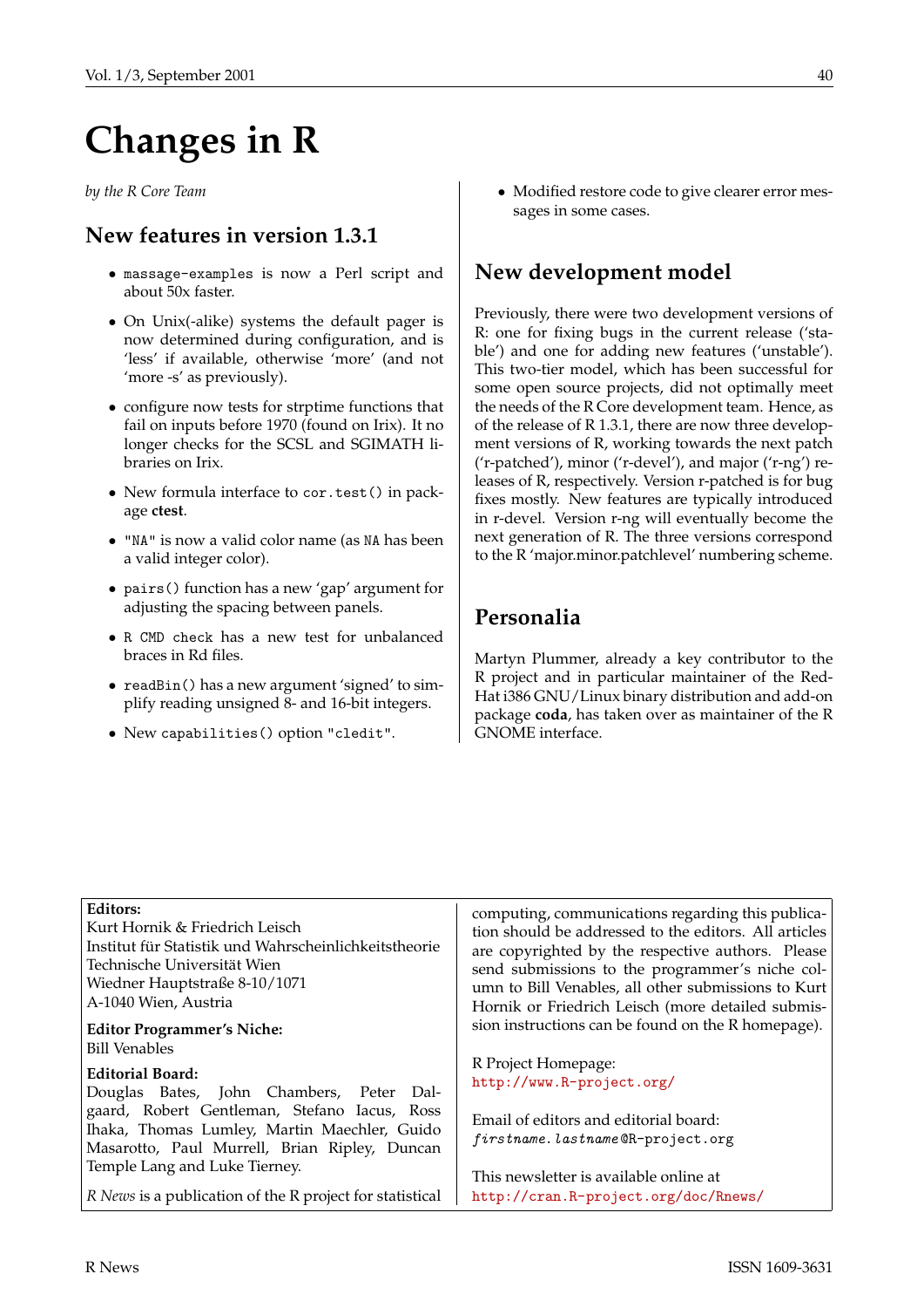# Changes in R

*by the R Core Team*

## New features in version 1.3.1

- `massage-examples` is now a Perl script and about 50x faster.
- On Unix(-alike) systems the default pager is now determined during configuration, and is 'less' if available, otherwise 'more' (and not 'more -s' as previously).
- configure now tests for strptime functions that fail on inputs before 1970 (found on Irix). It no longer checks for the SCSL and SGIMATH libraries on Irix.
- New formula interface to `cor.test()` in package **ctest**.
- `"NA"` is now a valid color name (as `NA` has been a valid integer color).
- `pairs()` function has a new 'gap' argument for adjusting the spacing between panels.
- `R CMD check` has a new test for unbalanced braces in Rd files.
- `readBin()` has a new argument 'signed' to simplify reading unsigned 8- and 16-bit integers.
- New `capabilities()` option `"cledit"`.
- Modified restore code to give clearer error messages in some cases.

## New development model

Previously, there were two development versions of R: one for fixing bugs in the current release ('stable') and one for adding new features ('unstable'). This two-tier model, which has been successful for some open source projects, did not optimally meet the needs of the R Core development team. Hence, as of the release of R 1.3.1, there are now three development versions of R, working towards the next patch ('r-patched'), minor ('r-devel'), and major ('r-ng') releases of R, respectively. Version r-patched is for bug fixes mostly. New features are typically introduced in r-devel. Version r-ng will eventually become the next generation of R. The three versions correspond to the R 'major.minor.patchlevel' numbering scheme.

## Personalia

Martyn Plummer, already a key contributor to the R project and in particular maintainer of the RedHat i386 GNU/Linux binary distribution and add-on package **coda**, has taken over as maintainer of the R GNOME interface.

---

**Editors:**
Kurt Hornik & Friedrich Leisch
Institut für Statistik und Wahrscheinlichkeitstheorie
Technische Universität Wien
Wiedner Hauptstraße 8-10/1071
A-1040 Wien, Austria

**Editor Programmer's Niche:**
Bill Venables

**Editorial Board:**
Douglas Bates, John Chambers, Peter Dalgaard, Robert Gentleman, Stefano Iacus, Ross Ihaka, Thomas Lumley, Martin Maechler, Guido Masarotto, Paul Murrell, Brian Ripley, Duncan Temple Lang and Luke Tierney.

*R News* is a publication of the R project for statistical computing, communications regarding this publication should be addressed to the editors. All articles are copyrighted by the respective authors. Please send submissions to the programmer's niche column to Bill Venables, all other submissions to Kurt Hornik or Friedrich Leisch (more detailed submission instructions can be found on the R homepage).

R Project Homepage:
http://www.R-project.org/

Email of editors and editorial board:
*firstname.lastname*@R-project.org

This newsletter is available online at
http://cran.R-project.org/doc/Rnews/